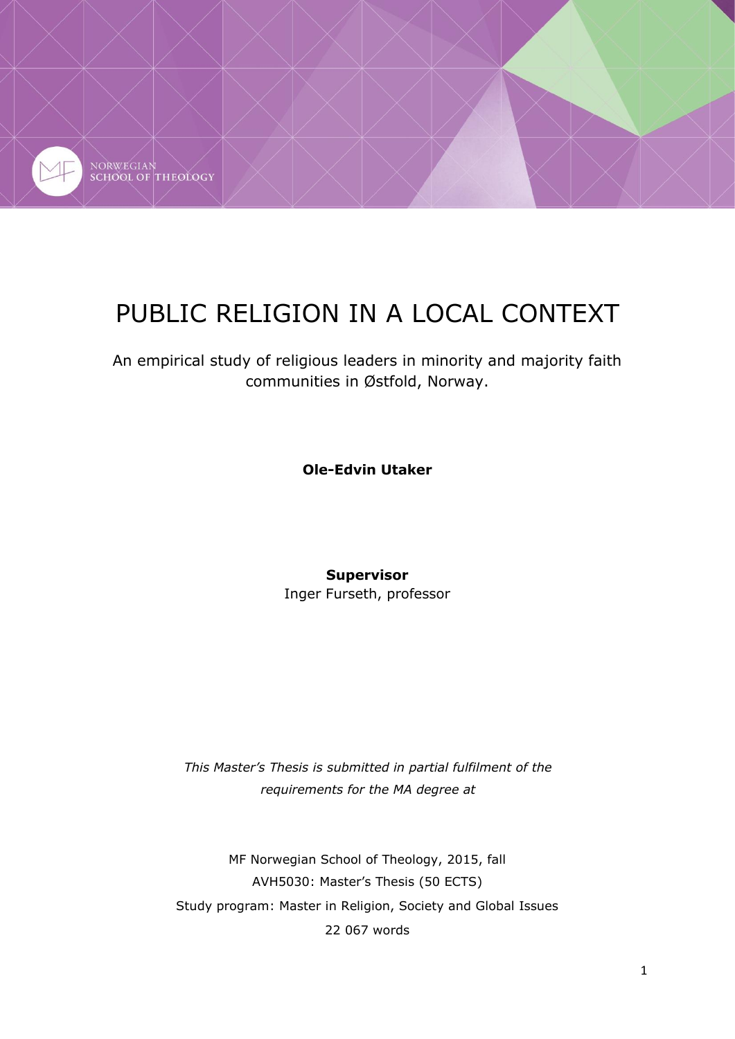NORWEGIAN SCHOOL OF THEOLOGY

# PUBLIC RELIGION IN A LOCAL CONTEXT

An empirical study of religious leaders in minority and majority faith communities in Østfold, Norway.

**Ole-Edvin Utaker**

**Supervisor**
Inger Furseth, professor

*This Master's Thesis is submitted in partial fulfilment of the requirements for the MA degree at*

MF Norwegian School of Theology, 2015, fall
AVH5030: Master's Thesis (50 ECTS)
Study program: Master in Religion, Society and Global Issues
22 067 words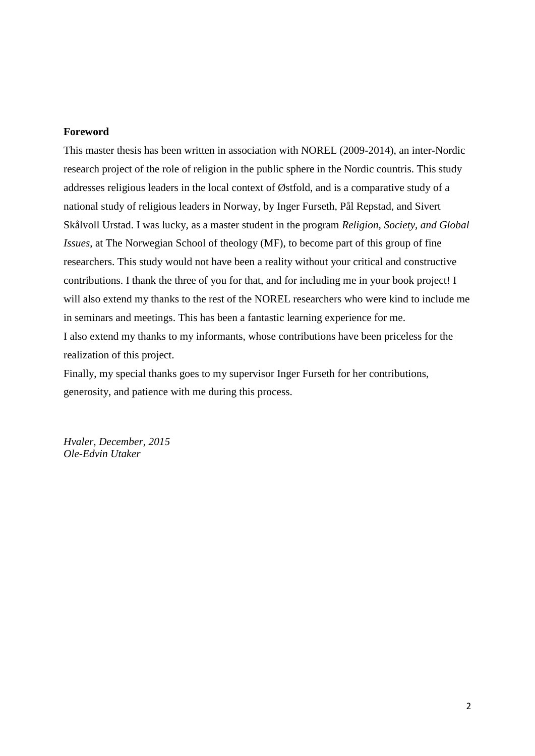**Foreword**

This master thesis has been written in association with NOREL (2009-2014), an inter-Nordic research project of the role of religion in the public sphere in the Nordic countris. This study addresses religious leaders in the local context of Østfold, and is a comparative study of a national study of religious leaders in Norway, by Inger Furseth, Pål Repstad, and Sivert Skålvoll Urstad. I was lucky, as a master student in the program *Religion, Society, and Global Issues*, at The Norwegian School of theology (MF), to become part of this group of fine researchers. This study would not have been a reality without your critical and constructive contributions. I thank the three of you for that, and for including me in your book project! I will also extend my thanks to the rest of the NOREL researchers who were kind to include me in seminars and meetings. This has been a fantastic learning experience for me.

I also extend my thanks to my informants, whose contributions have been priceless for the realization of this project.

Finally, my special thanks goes to my supervisor Inger Furseth for her contributions, generosity, and patience with me during this process.

*Hvaler, December, 2015*
*Ole-Edvin Utaker*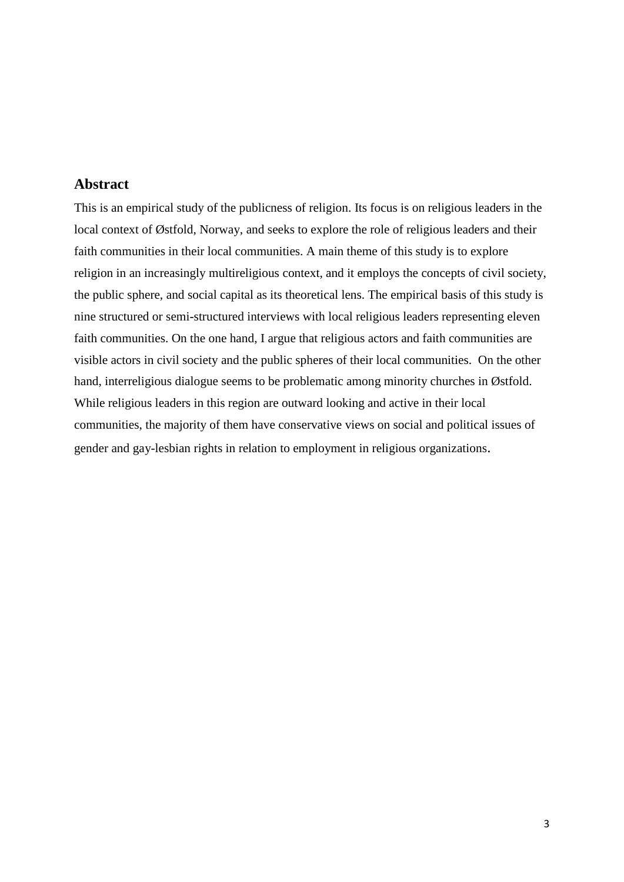## Abstract

This is an empirical study of the publicness of religion. Its focus is on religious leaders in the local context of Østfold, Norway, and seeks to explore the role of religious leaders and their faith communities in their local communities. A main theme of this study is to explore religion in an increasingly multireligious context, and it employs the concepts of civil society, the public sphere, and social capital as its theoretical lens. The empirical basis of this study is nine structured or semi-structured interviews with local religious leaders representing eleven faith communities. On the one hand, I argue that religious actors and faith communities are visible actors in civil society and the public spheres of their local communities. On the other hand, interreligious dialogue seems to be problematic among minority churches in Østfold. While religious leaders in this region are outward looking and active in their local communities, the majority of them have conservative views on social and political issues of gender and gay-lesbian rights in relation to employment in religious organizations.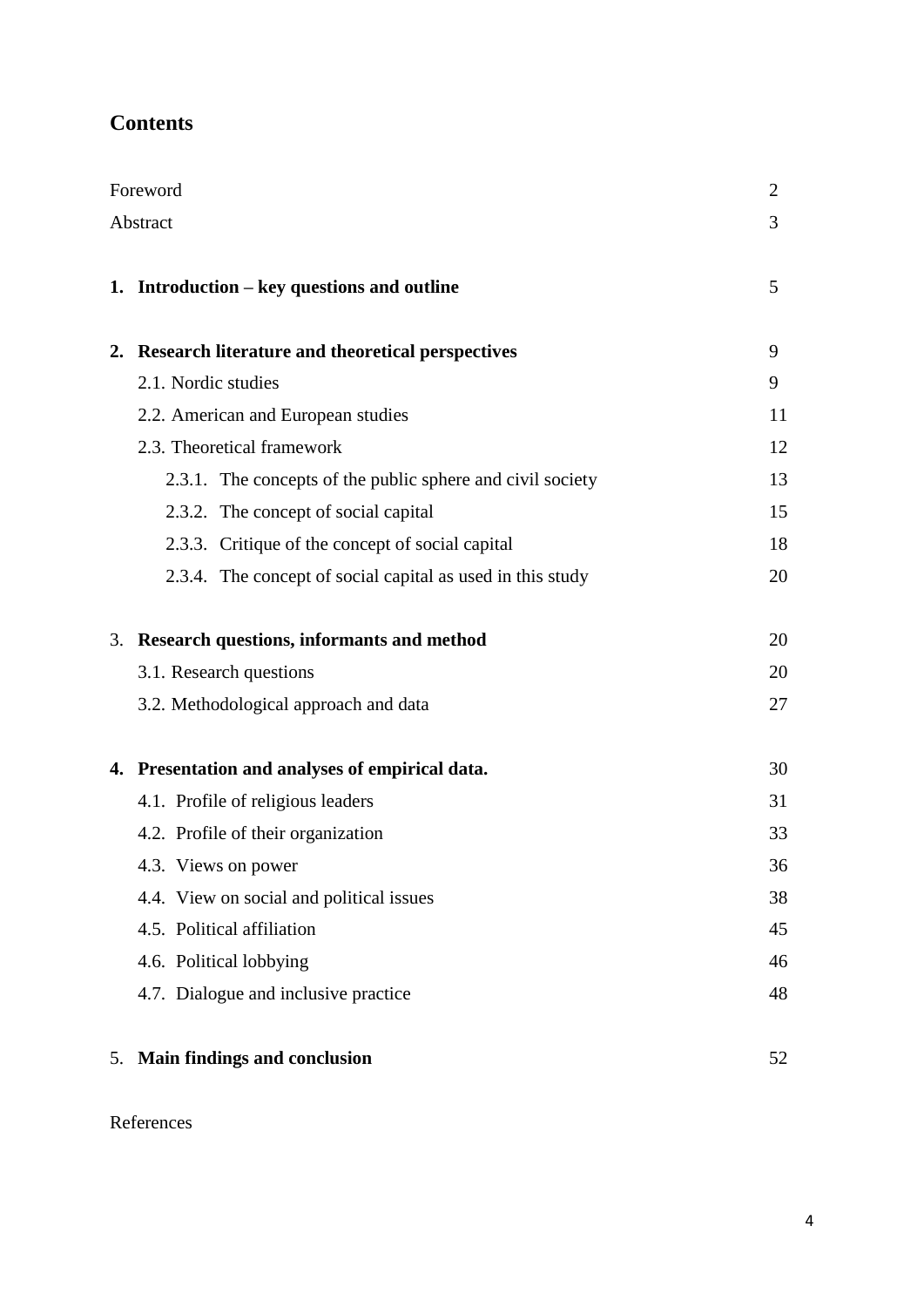## Contents

| | |
|---|---|
| Foreword | 2 |
| Abstract | 3 |
| **1. Introduction – key questions and outline** | 5 |
| **2. Research literature and theoretical perspectives** | 9 |
| 2.1. Nordic studies | 9 |
| 2.2. American and European studies | 11 |
| 2.3. Theoretical framework | 12 |
| 2.3.1. The concepts of the public sphere and civil society | 13 |
| 2.3.2. The concept of social capital | 15 |
| 2.3.3. Critique of the concept of social capital | 18 |
| 2.3.4. The concept of social capital as used in this study | 20 |
| 3. **Research questions, informants and method** | 20 |
| 3.1. Research questions | 20 |
| 3.2. Methodological approach and data | 27 |
| **4. Presentation and analyses of empirical data.** | 30 |
| 4.1. Profile of religious leaders | 31 |
| 4.2. Profile of their organization | 33 |
| 4.3. Views on power | 36 |
| 4.4. View on social and political issues | 38 |
| 4.5. Political affiliation | 45 |
| 4.6. Political lobbying | 46 |
| 4.7. Dialogue and inclusive practice | 48 |
| 5. **Main findings and conclusion** | 52 |
| References | |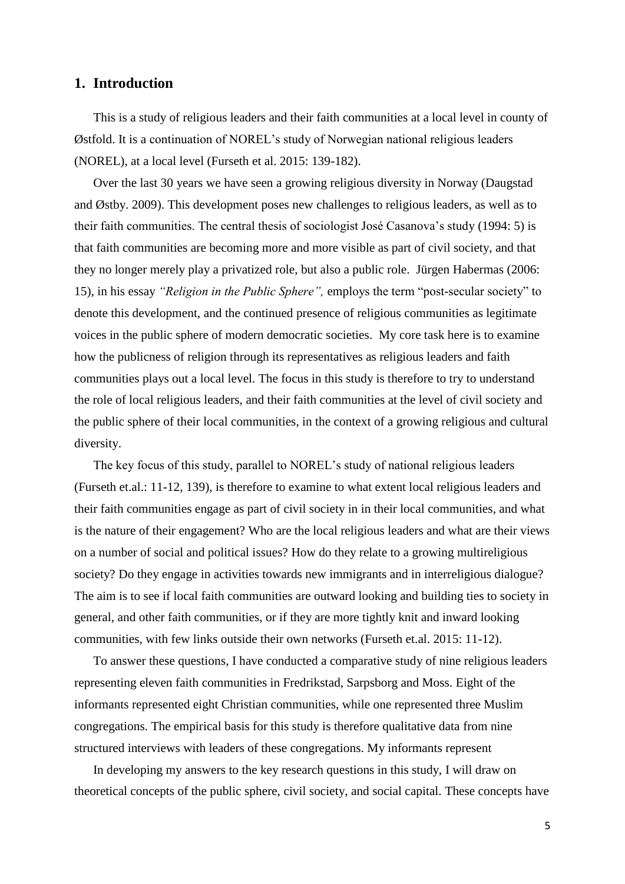## 1. Introduction

This is a study of religious leaders and their faith communities at a local level in county of Østfold. It is a continuation of NOREL's study of Norwegian national religious leaders (NOREL), at a local level (Furseth et al. 2015: 139-182).

Over the last 30 years we have seen a growing religious diversity in Norway (Daugstad and Østby. 2009). This development poses new challenges to religious leaders, as well as to their faith communities. The central thesis of sociologist José Casanova's study (1994: 5) is that faith communities are becoming more and more visible as part of civil society, and that they no longer merely play a privatized role, but also a public role. Jürgen Habermas (2006: 15), in his essay *"Religion in the Public Sphere",* employs the term "post-secular society" to denote this development, and the continued presence of religious communities as legitimate voices in the public sphere of modern democratic societies. My core task here is to examine how the publicness of religion through its representatives as religious leaders and faith communities plays out a local level. The focus in this study is therefore to try to understand the role of local religious leaders, and their faith communities at the level of civil society and the public sphere of their local communities, in the context of a growing religious and cultural diversity.

The key focus of this study, parallel to NOREL's study of national religious leaders (Furseth et.al.: 11-12, 139), is therefore to examine to what extent local religious leaders and their faith communities engage as part of civil society in in their local communities, and what is the nature of their engagement? Who are the local religious leaders and what are their views on a number of social and political issues? How do they relate to a growing multireligious society? Do they engage in activities towards new immigrants and in interreligious dialogue? The aim is to see if local faith communities are outward looking and building ties to society in general, and other faith communities, or if they are more tightly knit and inward looking communities, with few links outside their own networks (Furseth et.al. 2015: 11-12).

To answer these questions, I have conducted a comparative study of nine religious leaders representing eleven faith communities in Fredrikstad, Sarpsborg and Moss. Eight of the informants represented eight Christian communities, while one represented three Muslim congregations. The empirical basis for this study is therefore qualitative data from nine structured interviews with leaders of these congregations. My informants represent

In developing my answers to the key research questions in this study, I will draw on theoretical concepts of the public sphere, civil society, and social capital. These concepts have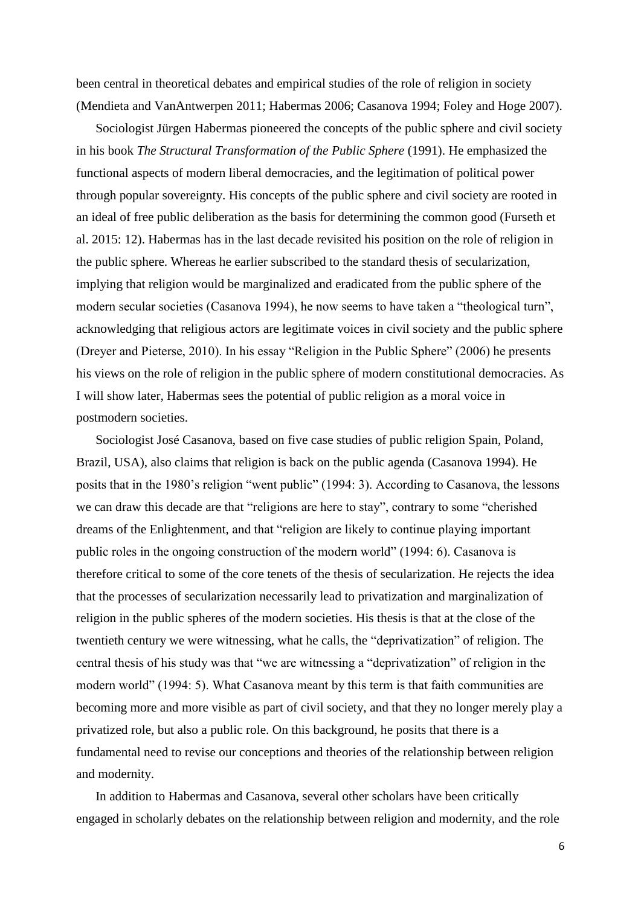been central in theoretical debates and empirical studies of the role of religion in society (Mendieta and VanAntwerpen 2011; Habermas 2006; Casanova 1994; Foley and Hoge 2007).

Sociologist Jürgen Habermas pioneered the concepts of the public sphere and civil society in his book *The Structural Transformation of the Public Sphere* (1991). He emphasized the functional aspects of modern liberal democracies, and the legitimation of political power through popular sovereignty. His concepts of the public sphere and civil society are rooted in an ideal of free public deliberation as the basis for determining the common good (Furseth et al. 2015: 12). Habermas has in the last decade revisited his position on the role of religion in the public sphere. Whereas he earlier subscribed to the standard thesis of secularization, implying that religion would be marginalized and eradicated from the public sphere of the modern secular societies (Casanova 1994), he now seems to have taken a "theological turn", acknowledging that religious actors are legitimate voices in civil society and the public sphere (Dreyer and Pieterse, 2010). In his essay "Religion in the Public Sphere" (2006) he presents his views on the role of religion in the public sphere of modern constitutional democracies. As I will show later, Habermas sees the potential of public religion as a moral voice in postmodern societies.

Sociologist José Casanova, based on five case studies of public religion Spain, Poland, Brazil, USA), also claims that religion is back on the public agenda (Casanova 1994). He posits that in the 1980's religion "went public" (1994: 3). According to Casanova, the lessons we can draw this decade are that "religions are here to stay", contrary to some "cherished dreams of the Enlightenment, and that "religion are likely to continue playing important public roles in the ongoing construction of the modern world" (1994: 6). Casanova is therefore critical to some of the core tenets of the thesis of secularization. He rejects the idea that the processes of secularization necessarily lead to privatization and marginalization of religion in the public spheres of the modern societies. His thesis is that at the close of the twentieth century we were witnessing, what he calls, the "deprivatization" of religion. The central thesis of his study was that "we are witnessing a "deprivatization" of religion in the modern world" (1994: 5). What Casanova meant by this term is that faith communities are becoming more and more visible as part of civil society, and that they no longer merely play a privatized role, but also a public role. On this background, he posits that there is a fundamental need to revise our conceptions and theories of the relationship between religion and modernity.

In addition to Habermas and Casanova, several other scholars have been critically engaged in scholarly debates on the relationship between religion and modernity, and the role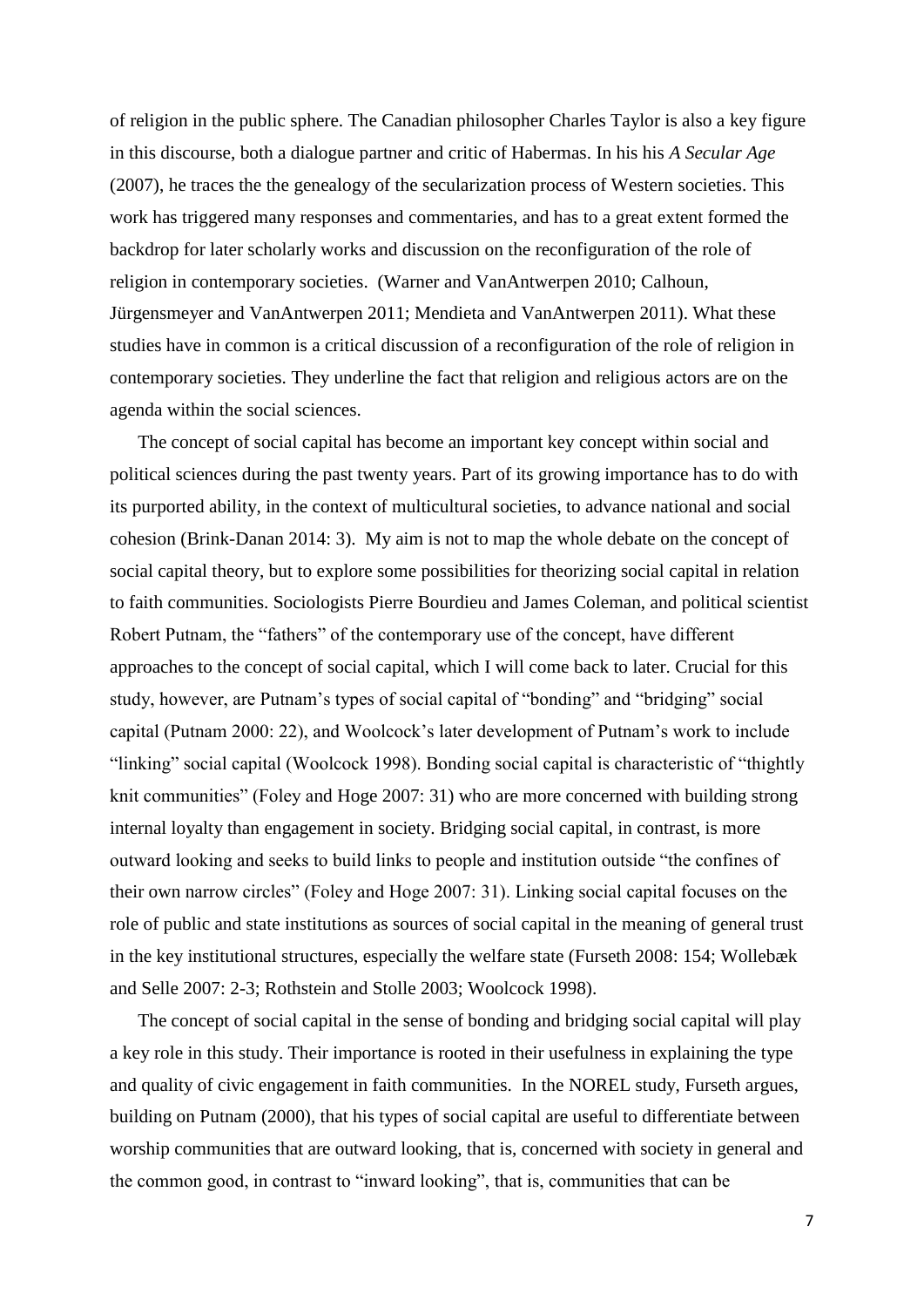of religion in the public sphere. The Canadian philosopher Charles Taylor is also a key figure in this discourse, both a dialogue partner and critic of Habermas. In his his *A Secular Age* (2007), he traces the the genealogy of the secularization process of Western societies. This work has triggered many responses and commentaries, and has to a great extent formed the backdrop for later scholarly works and discussion on the reconfiguration of the role of religion in contemporary societies. (Warner and VanAntwerpen 2010; Calhoun, Jürgensmeyer and VanAntwerpen 2011; Mendieta and VanAntwerpen 2011). What these studies have in common is a critical discussion of a reconfiguration of the role of religion in contemporary societies. They underline the fact that religion and religious actors are on the agenda within the social sciences.

The concept of social capital has become an important key concept within social and political sciences during the past twenty years. Part of its growing importance has to do with its purported ability, in the context of multicultural societies, to advance national and social cohesion (Brink-Danan 2014: 3). My aim is not to map the whole debate on the concept of social capital theory, but to explore some possibilities for theorizing social capital in relation to faith communities. Sociologists Pierre Bourdieu and James Coleman, and political scientist Robert Putnam, the "fathers" of the contemporary use of the concept, have different approaches to the concept of social capital, which I will come back to later. Crucial for this study, however, are Putnam's types of social capital of "bonding" and "bridging" social capital (Putnam 2000: 22), and Woolcock's later development of Putnam's work to include "linking" social capital (Woolcock 1998). Bonding social capital is characteristic of "thightly knit communities" (Foley and Hoge 2007: 31) who are more concerned with building strong internal loyalty than engagement in society. Bridging social capital, in contrast, is more outward looking and seeks to build links to people and institution outside "the confines of their own narrow circles" (Foley and Hoge 2007: 31). Linking social capital focuses on the role of public and state institutions as sources of social capital in the meaning of general trust in the key institutional structures, especially the welfare state (Furseth 2008: 154; Wollebæk and Selle 2007: 2-3; Rothstein and Stolle 2003; Woolcock 1998).

The concept of social capital in the sense of bonding and bridging social capital will play a key role in this study. Their importance is rooted in their usefulness in explaining the type and quality of civic engagement in faith communities. In the NOREL study, Furseth argues, building on Putnam (2000), that his types of social capital are useful to differentiate between worship communities that are outward looking, that is, concerned with society in general and the common good, in contrast to "inward looking", that is, communities that can be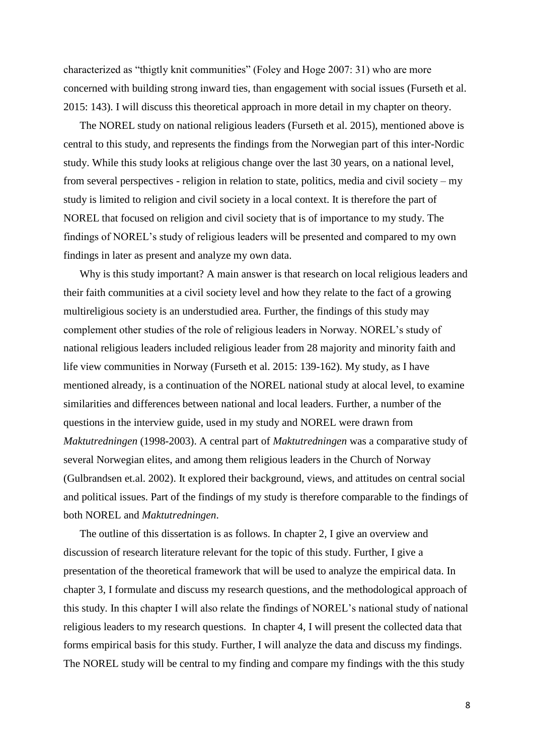characterized as "thigtly knit communities" (Foley and Hoge 2007: 31) who are more concerned with building strong inward ties, than engagement with social issues (Furseth et al. 2015: 143). I will discuss this theoretical approach in more detail in my chapter on theory.

The NOREL study on national religious leaders (Furseth et al. 2015), mentioned above is central to this study, and represents the findings from the Norwegian part of this inter-Nordic study. While this study looks at religious change over the last 30 years, on a national level, from several perspectives - religion in relation to state, politics, media and civil society – my study is limited to religion and civil society in a local context. It is therefore the part of NOREL that focused on religion and civil society that is of importance to my study. The findings of NOREL's study of religious leaders will be presented and compared to my own findings in later as present and analyze my own data.

Why is this study important? A main answer is that research on local religious leaders and their faith communities at a civil society level and how they relate to the fact of a growing multireligious society is an understudied area. Further, the findings of this study may complement other studies of the role of religious leaders in Norway. NOREL's study of national religious leaders included religious leader from 28 majority and minority faith and life view communities in Norway (Furseth et al. 2015: 139-162). My study, as I have mentioned already, is a continuation of the NOREL national study at alocal level, to examine similarities and differences between national and local leaders. Further, a number of the questions in the interview guide, used in my study and NOREL were drawn from *Maktutredningen* (1998-2003). A central part of *Maktutredningen* was a comparative study of several Norwegian elites, and among them religious leaders in the Church of Norway (Gulbrandsen et.al. 2002). It explored their background, views, and attitudes on central social and political issues. Part of the findings of my study is therefore comparable to the findings of both NOREL and *Maktutredningen*.

The outline of this dissertation is as follows. In chapter 2, I give an overview and discussion of research literature relevant for the topic of this study. Further, I give a presentation of the theoretical framework that will be used to analyze the empirical data. In chapter 3, I formulate and discuss my research questions, and the methodological approach of this study. In this chapter I will also relate the findings of NOREL's national study of national religious leaders to my research questions. In chapter 4, I will present the collected data that forms empirical basis for this study. Further, I will analyze the data and discuss my findings. The NOREL study will be central to my finding and compare my findings with the this study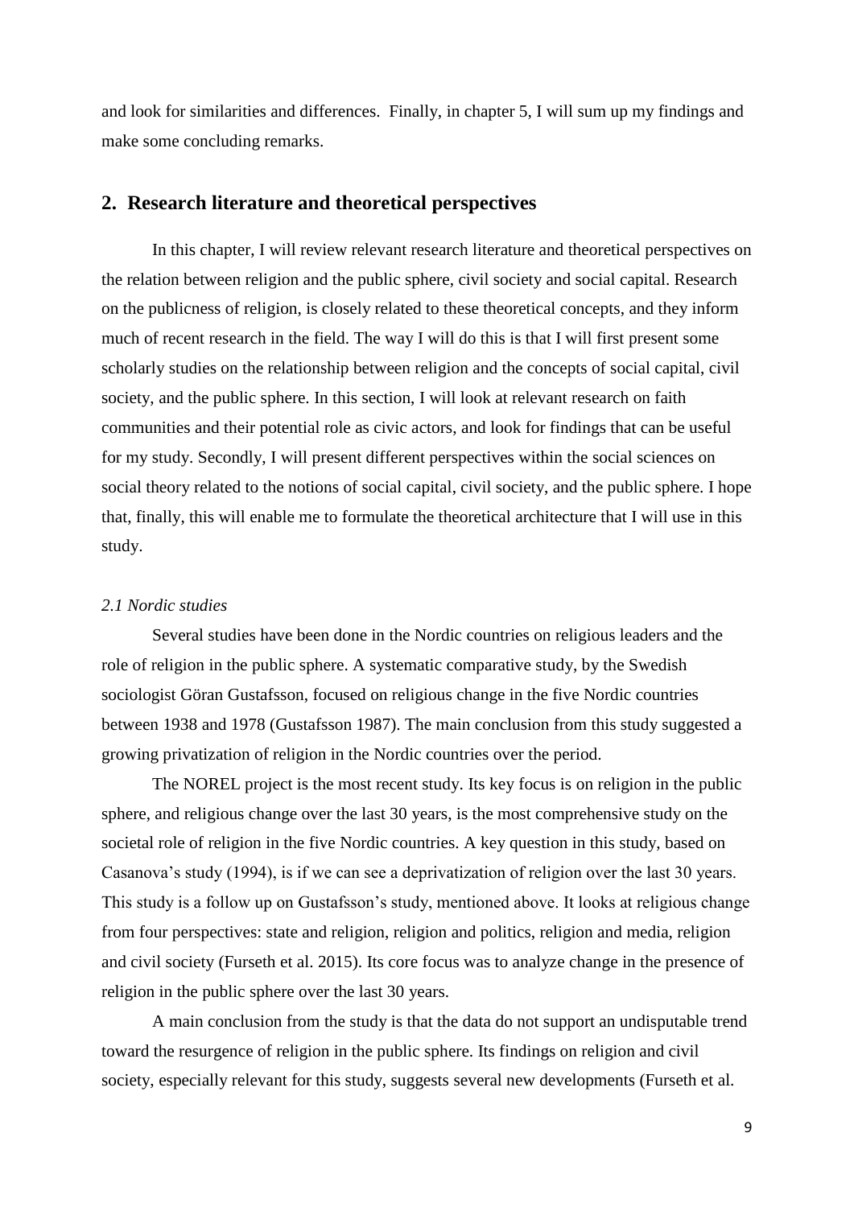and look for similarities and differences. Finally, in chapter 5, I will sum up my findings and make some concluding remarks.

## 2. Research literature and theoretical perspectives

In this chapter, I will review relevant research literature and theoretical perspectives on the relation between religion and the public sphere, civil society and social capital. Research on the publicness of religion, is closely related to these theoretical concepts, and they inform much of recent research in the field. The way I will do this is that I will first present some scholarly studies on the relationship between religion and the concepts of social capital, civil society, and the public sphere. In this section, I will look at relevant research on faith communities and their potential role as civic actors, and look for findings that can be useful for my study. Secondly, I will present different perspectives within the social sciences on social theory related to the notions of social capital, civil society, and the public sphere. I hope that, finally, this will enable me to formulate the theoretical architecture that I will use in this study.

### *2.1 Nordic studies*

Several studies have been done in the Nordic countries on religious leaders and the role of religion in the public sphere. A systematic comparative study, by the Swedish sociologist Göran Gustafsson, focused on religious change in the five Nordic countries between 1938 and 1978 (Gustafsson 1987). The main conclusion from this study suggested a growing privatization of religion in the Nordic countries over the period.

The NOREL project is the most recent study. Its key focus is on religion in the public sphere, and religious change over the last 30 years, is the most comprehensive study on the societal role of religion in the five Nordic countries. A key question in this study, based on Casanova's study (1994), is if we can see a deprivatization of religion over the last 30 years. This study is a follow up on Gustafsson's study, mentioned above. It looks at religious change from four perspectives: state and religion, religion and politics, religion and media, religion and civil society (Furseth et al. 2015). Its core focus was to analyze change in the presence of religion in the public sphere over the last 30 years.

A main conclusion from the study is that the data do not support an undisputable trend toward the resurgence of religion in the public sphere. Its findings on religion and civil society, especially relevant for this study, suggests several new developments (Furseth et al.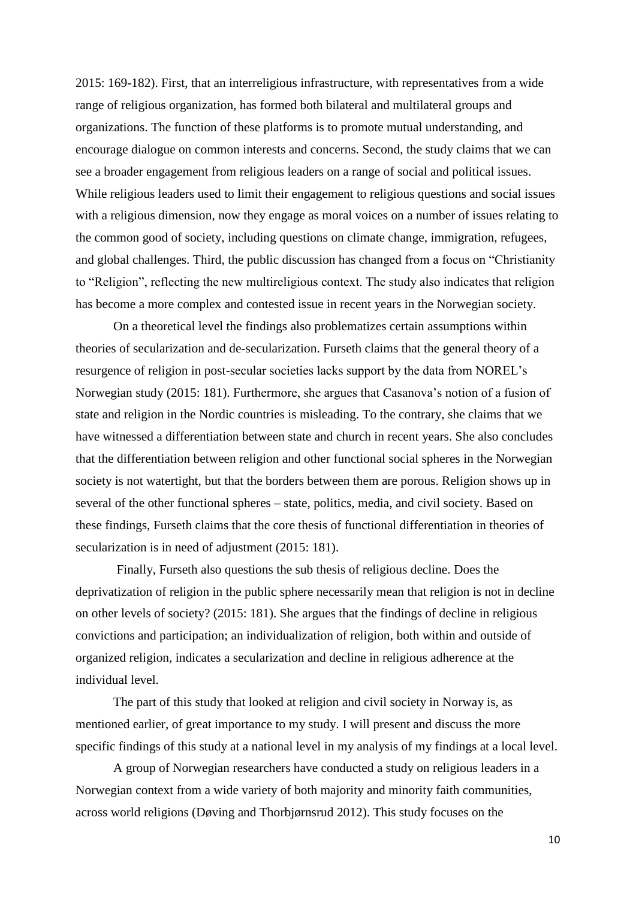2015: 169-182). First, that an interreligious infrastructure, with representatives from a wide range of religious organization, has formed both bilateral and multilateral groups and organizations. The function of these platforms is to promote mutual understanding, and encourage dialogue on common interests and concerns. Second, the study claims that we can see a broader engagement from religious leaders on a range of social and political issues. While religious leaders used to limit their engagement to religious questions and social issues with a religious dimension, now they engage as moral voices on a number of issues relating to the common good of society, including questions on climate change, immigration, refugees, and global challenges. Third, the public discussion has changed from a focus on "Christianity to "Religion", reflecting the new multireligious context. The study also indicates that religion has become a more complex and contested issue in recent years in the Norwegian society.

On a theoretical level the findings also problematizes certain assumptions within theories of secularization and de-secularization. Furseth claims that the general theory of a resurgence of religion in post-secular societies lacks support by the data from NOREL's Norwegian study (2015: 181). Furthermore, she argues that Casanova's notion of a fusion of state and religion in the Nordic countries is misleading. To the contrary, she claims that we have witnessed a differentiation between state and church in recent years. She also concludes that the differentiation between religion and other functional social spheres in the Norwegian society is not watertight, but that the borders between them are porous. Religion shows up in several of the other functional spheres – state, politics, media, and civil society. Based on these findings, Furseth claims that the core thesis of functional differentiation in theories of secularization is in need of adjustment (2015: 181).

Finally, Furseth also questions the sub thesis of religious decline. Does the deprivatization of religion in the public sphere necessarily mean that religion is not in decline on other levels of society? (2015: 181). She argues that the findings of decline in religious convictions and participation; an individualization of religion, both within and outside of organized religion, indicates a secularization and decline in religious adherence at the individual level.

The part of this study that looked at religion and civil society in Norway is, as mentioned earlier, of great importance to my study. I will present and discuss the more specific findings of this study at a national level in my analysis of my findings at a local level.

A group of Norwegian researchers have conducted a study on religious leaders in a Norwegian context from a wide variety of both majority and minority faith communities, across world religions (Døving and Thorbjørnsrud 2012). This study focuses on the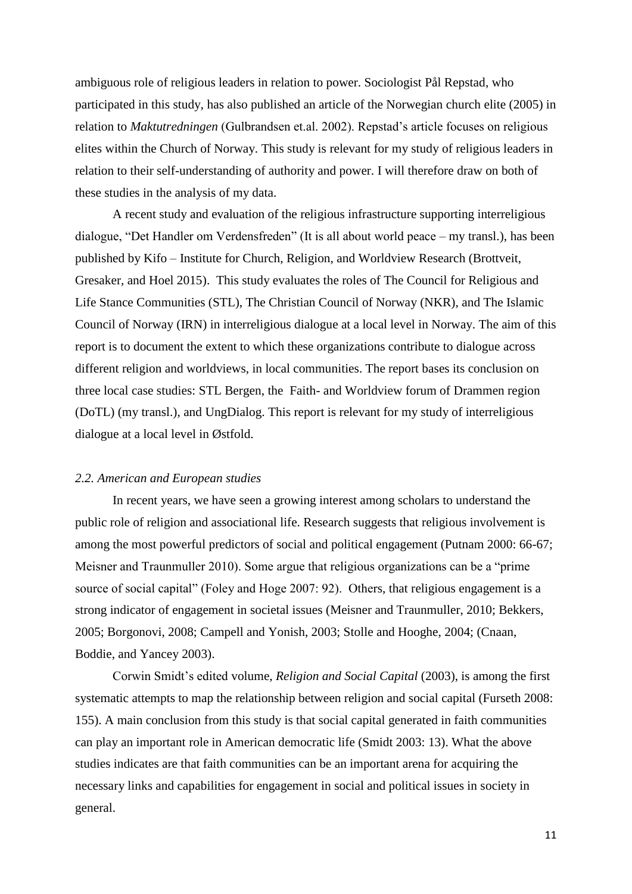ambiguous role of religious leaders in relation to power. Sociologist Pål Repstad, who participated in this study, has also published an article of the Norwegian church elite (2005) in relation to *Maktutredningen* (Gulbrandsen et.al. 2002). Repstad's article focuses on religious elites within the Church of Norway. This study is relevant for my study of religious leaders in relation to their self-understanding of authority and power. I will therefore draw on both of these studies in the analysis of my data.

A recent study and evaluation of the religious infrastructure supporting interreligious dialogue, "Det Handler om Verdensfreden" (It is all about world peace – my transl.), has been published by Kifo – Institute for Church, Religion, and Worldview Research (Brottveit, Gresaker, and Hoel 2015). This study evaluates the roles of The Council for Religious and Life Stance Communities (STL), The Christian Council of Norway (NKR), and The Islamic Council of Norway (IRN) in interreligious dialogue at a local level in Norway. The aim of this report is to document the extent to which these organizations contribute to dialogue across different religion and worldviews, in local communities. The report bases its conclusion on three local case studies: STL Bergen, the Faith- and Worldview forum of Drammen region (DoTL) (my transl.), and UngDialog. This report is relevant for my study of interreligious dialogue at a local level in Østfold.

### *2.2. American and European studies*

In recent years, we have seen a growing interest among scholars to understand the public role of religion and associational life. Research suggests that religious involvement is among the most powerful predictors of social and political engagement (Putnam 2000: 66-67; Meisner and Traunmuller 2010). Some argue that religious organizations can be a "prime source of social capital" (Foley and Hoge 2007: 92). Others, that religious engagement is a strong indicator of engagement in societal issues (Meisner and Traunmuller, 2010; Bekkers, 2005; Borgonovi, 2008; Campell and Yonish, 2003; Stolle and Hooghe, 2004; (Cnaan, Boddie, and Yancey 2003).

Corwin Smidt's edited volume, *Religion and Social Capital* (2003), is among the first systematic attempts to map the relationship between religion and social capital (Furseth 2008: 155). A main conclusion from this study is that social capital generated in faith communities can play an important role in American democratic life (Smidt 2003: 13). What the above studies indicates are that faith communities can be an important arena for acquiring the necessary links and capabilities for engagement in social and political issues in society in general.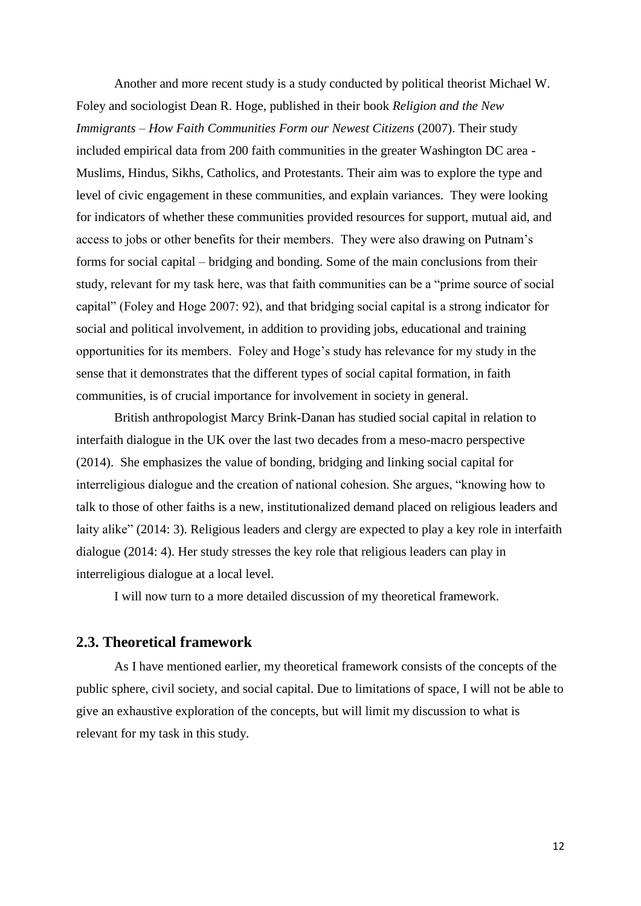Another and more recent study is a study conducted by political theorist Michael W. Foley and sociologist Dean R. Hoge, published in their book *Religion and the New Immigrants – How Faith Communities Form our Newest Citizens* (2007). Their study included empirical data from 200 faith communities in the greater Washington DC area - Muslims, Hindus, Sikhs, Catholics, and Protestants. Their aim was to explore the type and level of civic engagement in these communities, and explain variances. They were looking for indicators of whether these communities provided resources for support, mutual aid, and access to jobs or other benefits for their members. They were also drawing on Putnam's forms for social capital – bridging and bonding. Some of the main conclusions from their study, relevant for my task here, was that faith communities can be a "prime source of social capital" (Foley and Hoge 2007: 92), and that bridging social capital is a strong indicator for social and political involvement, in addition to providing jobs, educational and training opportunities for its members. Foley and Hoge's study has relevance for my study in the sense that it demonstrates that the different types of social capital formation, in faith communities, is of crucial importance for involvement in society in general.

British anthropologist Marcy Brink-Danan has studied social capital in relation to interfaith dialogue in the UK over the last two decades from a meso-macro perspective (2014). She emphasizes the value of bonding, bridging and linking social capital for interreligious dialogue and the creation of national cohesion. She argues, "knowing how to talk to those of other faiths is a new, institutionalized demand placed on religious leaders and laity alike" (2014: 3). Religious leaders and clergy are expected to play a key role in interfaith dialogue (2014: 4). Her study stresses the key role that religious leaders can play in interreligious dialogue at a local level.

I will now turn to a more detailed discussion of my theoretical framework.

## 2.3. Theoretical framework

As I have mentioned earlier, my theoretical framework consists of the concepts of the public sphere, civil society, and social capital. Due to limitations of space, I will not be able to give an exhaustive exploration of the concepts, but will limit my discussion to what is relevant for my task in this study.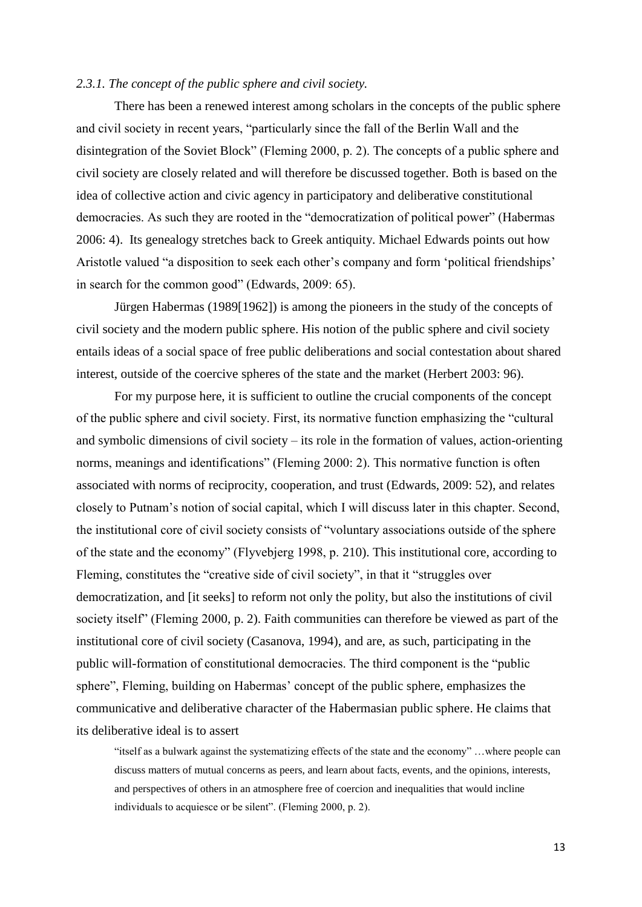*2.3.1. The concept of the public sphere and civil society.*

There has been a renewed interest among scholars in the concepts of the public sphere and civil society in recent years, "particularly since the fall of the Berlin Wall and the disintegration of the Soviet Block" (Fleming 2000, p. 2). The concepts of a public sphere and civil society are closely related and will therefore be discussed together. Both is based on the idea of collective action and civic agency in participatory and deliberative constitutional democracies. As such they are rooted in the "democratization of political power" (Habermas 2006: 4). Its genealogy stretches back to Greek antiquity. Michael Edwards points out how Aristotle valued "a disposition to seek each other's company and form 'political friendships' in search for the common good" (Edwards, 2009: 65).

Jürgen Habermas (1989[1962]) is among the pioneers in the study of the concepts of civil society and the modern public sphere. His notion of the public sphere and civil society entails ideas of a social space of free public deliberations and social contestation about shared interest, outside of the coercive spheres of the state and the market (Herbert 2003: 96).

For my purpose here, it is sufficient to outline the crucial components of the concept of the public sphere and civil society. First, its normative function emphasizing the "cultural and symbolic dimensions of civil society – its role in the formation of values, action-orienting norms, meanings and identifications" (Fleming 2000: 2). This normative function is often associated with norms of reciprocity, cooperation, and trust (Edwards, 2009: 52), and relates closely to Putnam's notion of social capital, which I will discuss later in this chapter. Second, the institutional core of civil society consists of "voluntary associations outside of the sphere of the state and the economy" (Flyvebjerg 1998, p. 210). This institutional core, according to Fleming, constitutes the "creative side of civil society", in that it "struggles over democratization, and [it seeks] to reform not only the polity, but also the institutions of civil society itself" (Fleming 2000, p. 2). Faith communities can therefore be viewed as part of the institutional core of civil society (Casanova, 1994), and are, as such, participating in the public will-formation of constitutional democracies. The third component is the "public sphere", Fleming, building on Habermas' concept of the public sphere, emphasizes the communicative and deliberative character of the Habermasian public sphere. He claims that its deliberative ideal is to assert

> "itself as a bulwark against the systematizing effects of the state and the economy" …where people can discuss matters of mutual concerns as peers, and learn about facts, events, and the opinions, interests, and perspectives of others in an atmosphere free of coercion and inequalities that would incline individuals to acquiesce or be silent". (Fleming 2000, p. 2).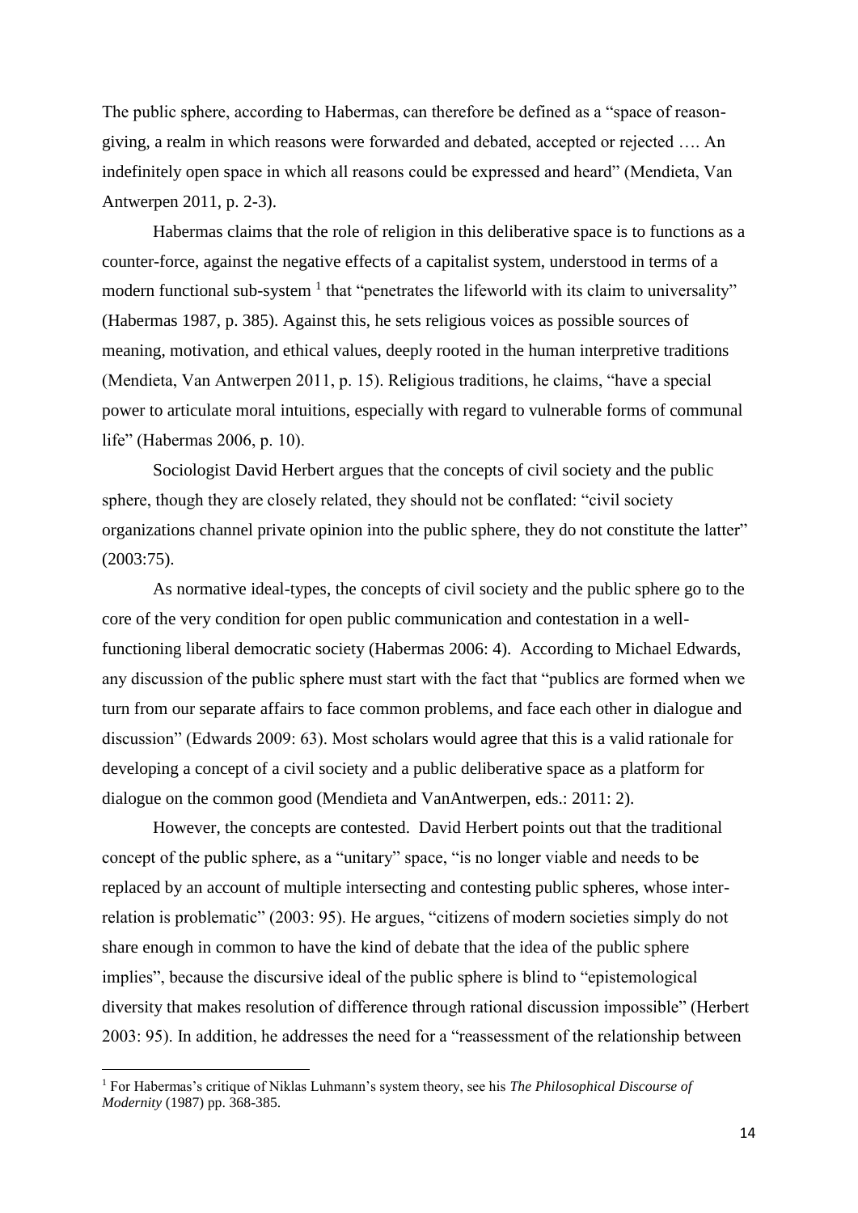The public sphere, according to Habermas, can therefore be defined as a "space of reason-giving, a realm in which reasons were forwarded and debated, accepted or rejected …. An indefinitely open space in which all reasons could be expressed and heard" (Mendieta, Van Antwerpen 2011, p. 2-3).

Habermas claims that the role of religion in this deliberative space is to functions as a counter-force, against the negative effects of a capitalist system, understood in terms of a modern functional sub-system [1] that "penetrates the lifeworld with its claim to universality" (Habermas 1987, p. 385). Against this, he sets religious voices as possible sources of meaning, motivation, and ethical values, deeply rooted in the human interpretive traditions (Mendieta, Van Antwerpen 2011, p. 15). Religious traditions, he claims, "have a special power to articulate moral intuitions, especially with regard to vulnerable forms of communal life" (Habermas 2006, p. 10).

Sociologist David Herbert argues that the concepts of civil society and the public sphere, though they are closely related, they should not be conflated: "civil society organizations channel private opinion into the public sphere, they do not constitute the latter" (2003:75).

As normative ideal-types, the concepts of civil society and the public sphere go to the core of the very condition for open public communication and contestation in a well-functioning liberal democratic society (Habermas 2006: 4). According to Michael Edwards, any discussion of the public sphere must start with the fact that "publics are formed when we turn from our separate affairs to face common problems, and face each other in dialogue and discussion" (Edwards 2009: 63). Most scholars would agree that this is a valid rationale for developing a concept of a civil society and a public deliberative space as a platform for dialogue on the common good (Mendieta and VanAntwerpen, eds.: 2011: 2).

However, the concepts are contested. David Herbert points out that the traditional concept of the public sphere, as a "unitary" space, "is no longer viable and needs to be replaced by an account of multiple intersecting and contesting public spheres, whose inter-relation is problematic" (2003: 95). He argues, "citizens of modern societies simply do not share enough in common to have the kind of debate that the idea of the public sphere implies", because the discursive ideal of the public sphere is blind to "epistemological diversity that makes resolution of difference through rational discussion impossible" (Herbert 2003: 95). In addition, he addresses the need for a "reassessment of the relationship between

---

[1] For Habermas's critique of Niklas Luhmann's system theory, see his *The Philosophical Discourse of Modernity* (1987) pp. 368-385.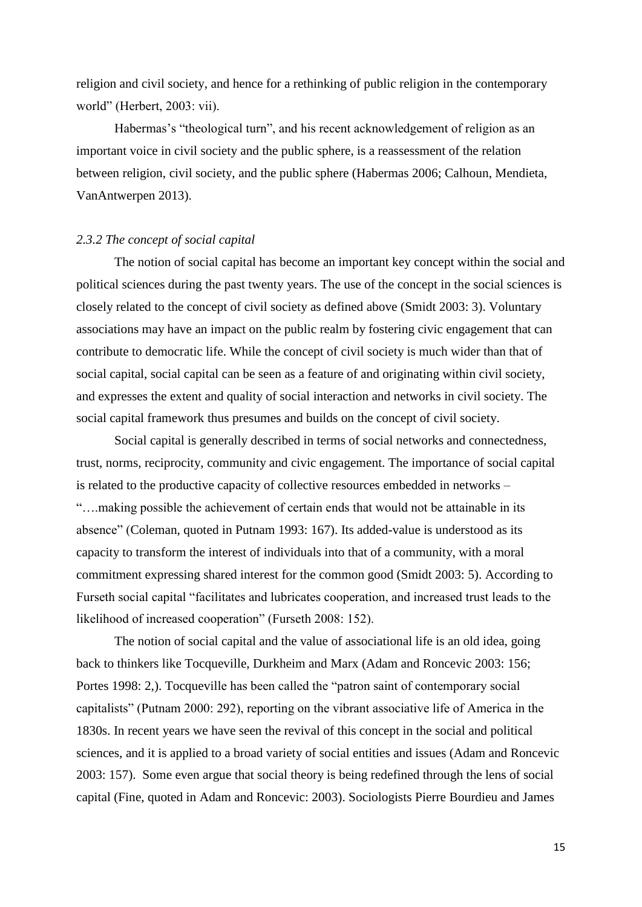religion and civil society, and hence for a rethinking of public religion in the contemporary world" (Herbert, 2003: vii).

Habermas's "theological turn", and his recent acknowledgement of religion as an important voice in civil society and the public sphere, is a reassessment of the relation between religion, civil society, and the public sphere (Habermas 2006; Calhoun, Mendieta, VanAntwerpen 2013).

### *2.3.2 The concept of social capital*

The notion of social capital has become an important key concept within the social and political sciences during the past twenty years. The use of the concept in the social sciences is closely related to the concept of civil society as defined above (Smidt 2003: 3). Voluntary associations may have an impact on the public realm by fostering civic engagement that can contribute to democratic life. While the concept of civil society is much wider than that of social capital, social capital can be seen as a feature of and originating within civil society, and expresses the extent and quality of social interaction and networks in civil society. The social capital framework thus presumes and builds on the concept of civil society.

Social capital is generally described in terms of social networks and connectedness, trust, norms, reciprocity, community and civic engagement. The importance of social capital is related to the productive capacity of collective resources embedded in networks – "….making possible the achievement of certain ends that would not be attainable in its absence" (Coleman, quoted in Putnam 1993: 167). Its added-value is understood as its capacity to transform the interest of individuals into that of a community, with a moral commitment expressing shared interest for the common good (Smidt 2003: 5). According to Furseth social capital "facilitates and lubricates cooperation, and increased trust leads to the likelihood of increased cooperation" (Furseth 2008: 152).

The notion of social capital and the value of associational life is an old idea, going back to thinkers like Tocqueville, Durkheim and Marx (Adam and Roncevic 2003: 156; Portes 1998: 2,). Tocqueville has been called the "patron saint of contemporary social capitalists" (Putnam 2000: 292), reporting on the vibrant associative life of America in the 1830s. In recent years we have seen the revival of this concept in the social and political sciences, and it is applied to a broad variety of social entities and issues (Adam and Roncevic 2003: 157). Some even argue that social theory is being redefined through the lens of social capital (Fine, quoted in Adam and Roncevic: 2003). Sociologists Pierre Bourdieu and James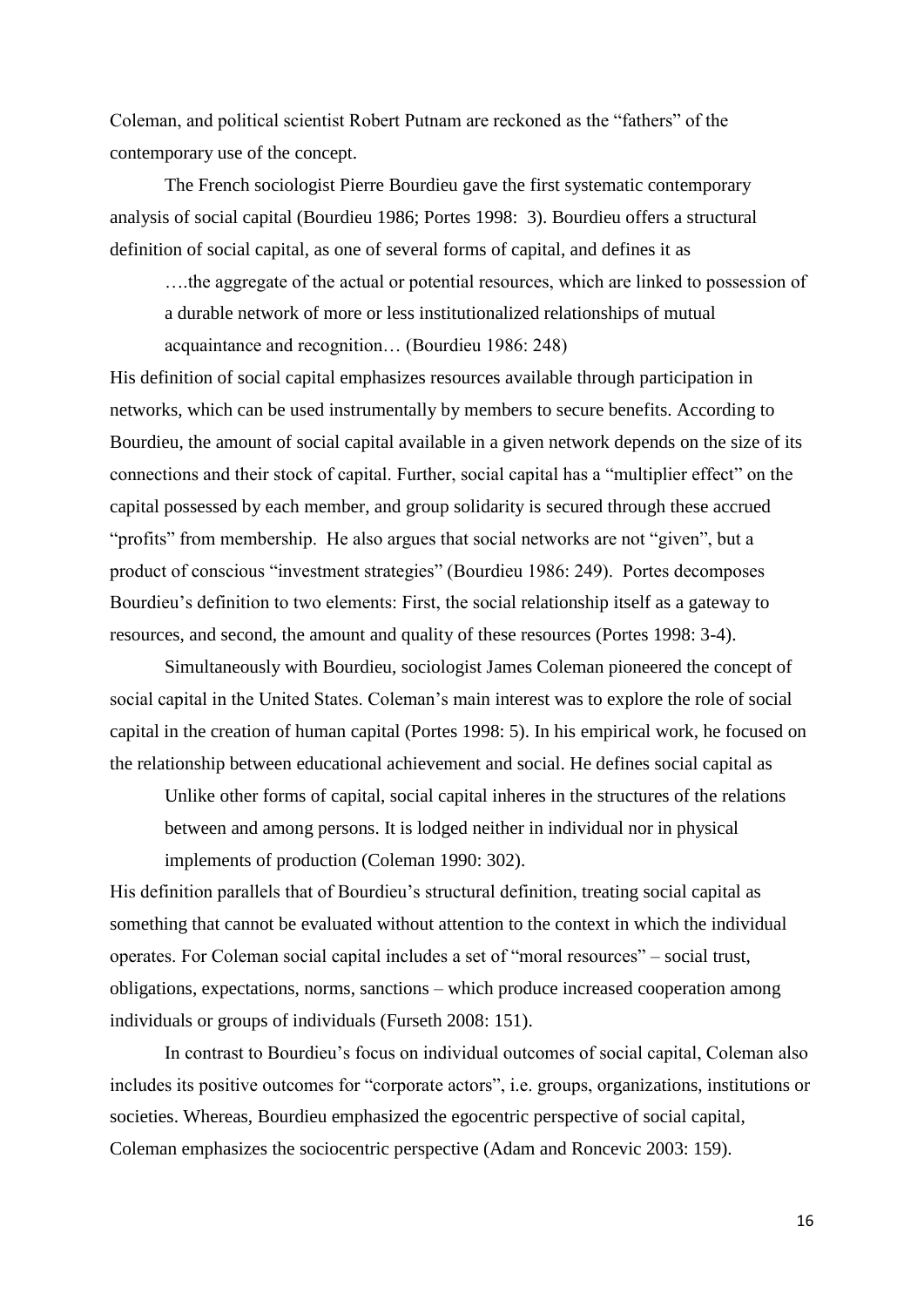Coleman, and political scientist Robert Putnam are reckoned as the "fathers" of the contemporary use of the concept.

The French sociologist Pierre Bourdieu gave the first systematic contemporary analysis of social capital (Bourdieu 1986; Portes 1998: 3). Bourdieu offers a structural definition of social capital, as one of several forms of capital, and defines it as

> ….the aggregate of the actual or potential resources, which are linked to possession of a durable network of more or less institutionalized relationships of mutual acquaintance and recognition… (Bourdieu 1986: 248)

His definition of social capital emphasizes resources available through participation in networks, which can be used instrumentally by members to secure benefits. According to Bourdieu, the amount of social capital available in a given network depends on the size of its connections and their stock of capital. Further, social capital has a "multiplier effect" on the capital possessed by each member, and group solidarity is secured through these accrued "profits" from membership. He also argues that social networks are not "given", but a product of conscious "investment strategies" (Bourdieu 1986: 249). Portes decomposes Bourdieu's definition to two elements: First, the social relationship itself as a gateway to resources, and second, the amount and quality of these resources (Portes 1998: 3-4).

Simultaneously with Bourdieu, sociologist James Coleman pioneered the concept of social capital in the United States. Coleman's main interest was to explore the role of social capital in the creation of human capital (Portes 1998: 5). In his empirical work, he focused on the relationship between educational achievement and social. He defines social capital as

> Unlike other forms of capital, social capital inheres in the structures of the relations between and among persons. It is lodged neither in individual nor in physical implements of production (Coleman 1990: 302).

His definition parallels that of Bourdieu's structural definition, treating social capital as something that cannot be evaluated without attention to the context in which the individual operates. For Coleman social capital includes a set of "moral resources" – social trust, obligations, expectations, norms, sanctions – which produce increased cooperation among individuals or groups of individuals (Furseth 2008: 151).

In contrast to Bourdieu's focus on individual outcomes of social capital, Coleman also includes its positive outcomes for "corporate actors", i.e. groups, organizations, institutions or societies. Whereas, Bourdieu emphasized the egocentric perspective of social capital, Coleman emphasizes the sociocentric perspective (Adam and Roncevic 2003: 159).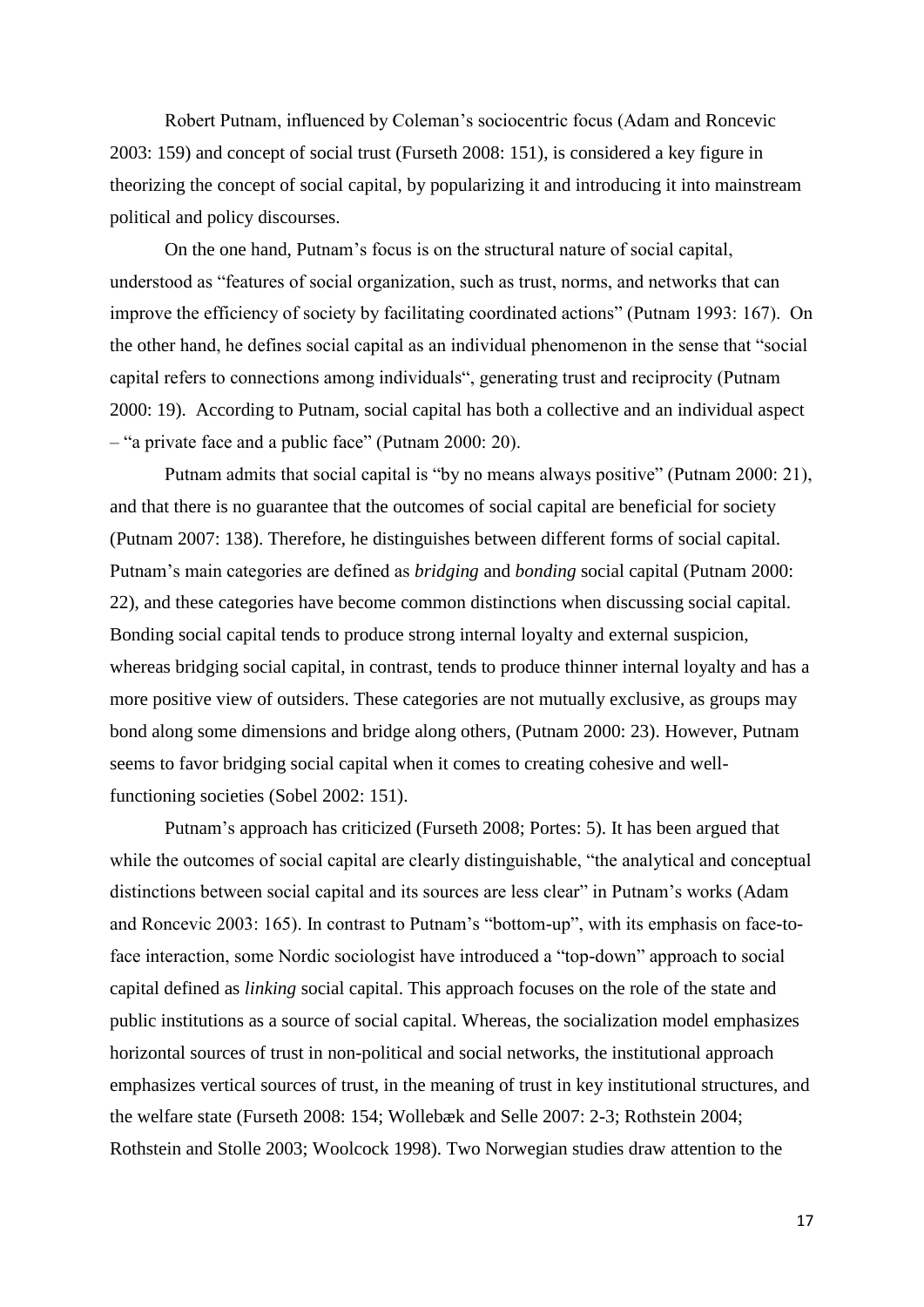Robert Putnam, influenced by Coleman's sociocentric focus (Adam and Roncevic 2003: 159) and concept of social trust (Furseth 2008: 151), is considered a key figure in theorizing the concept of social capital, by popularizing it and introducing it into mainstream political and policy discourses.

On the one hand, Putnam's focus is on the structural nature of social capital, understood as "features of social organization, such as trust, norms, and networks that can improve the efficiency of society by facilitating coordinated actions" (Putnam 1993: 167). On the other hand, he defines social capital as an individual phenomenon in the sense that "social capital refers to connections among individuals", generating trust and reciprocity (Putnam 2000: 19). According to Putnam, social capital has both a collective and an individual aspect – "a private face and a public face" (Putnam 2000: 20).

Putnam admits that social capital is "by no means always positive" (Putnam 2000: 21), and that there is no guarantee that the outcomes of social capital are beneficial for society (Putnam 2007: 138). Therefore, he distinguishes between different forms of social capital. Putnam's main categories are defined as *bridging* and *bonding* social capital (Putnam 2000: 22), and these categories have become common distinctions when discussing social capital. Bonding social capital tends to produce strong internal loyalty and external suspicion, whereas bridging social capital, in contrast, tends to produce thinner internal loyalty and has a more positive view of outsiders. These categories are not mutually exclusive, as groups may bond along some dimensions and bridge along others, (Putnam 2000: 23). However, Putnam seems to favor bridging social capital when it comes to creating cohesive and well-functioning societies (Sobel 2002: 151).

Putnam's approach has criticized (Furseth 2008; Portes: 5). It has been argued that while the outcomes of social capital are clearly distinguishable, "the analytical and conceptual distinctions between social capital and its sources are less clear" in Putnam's works (Adam and Roncevic 2003: 165). In contrast to Putnam's "bottom-up", with its emphasis on face-to-face interaction, some Nordic sociologist have introduced a "top-down" approach to social capital defined as *linking* social capital. This approach focuses on the role of the state and public institutions as a source of social capital. Whereas, the socialization model emphasizes horizontal sources of trust in non-political and social networks, the institutional approach emphasizes vertical sources of trust, in the meaning of trust in key institutional structures, and the welfare state (Furseth 2008: 154; Wollebæk and Selle 2007: 2-3; Rothstein 2004; Rothstein and Stolle 2003; Woolcock 1998). Two Norwegian studies draw attention to the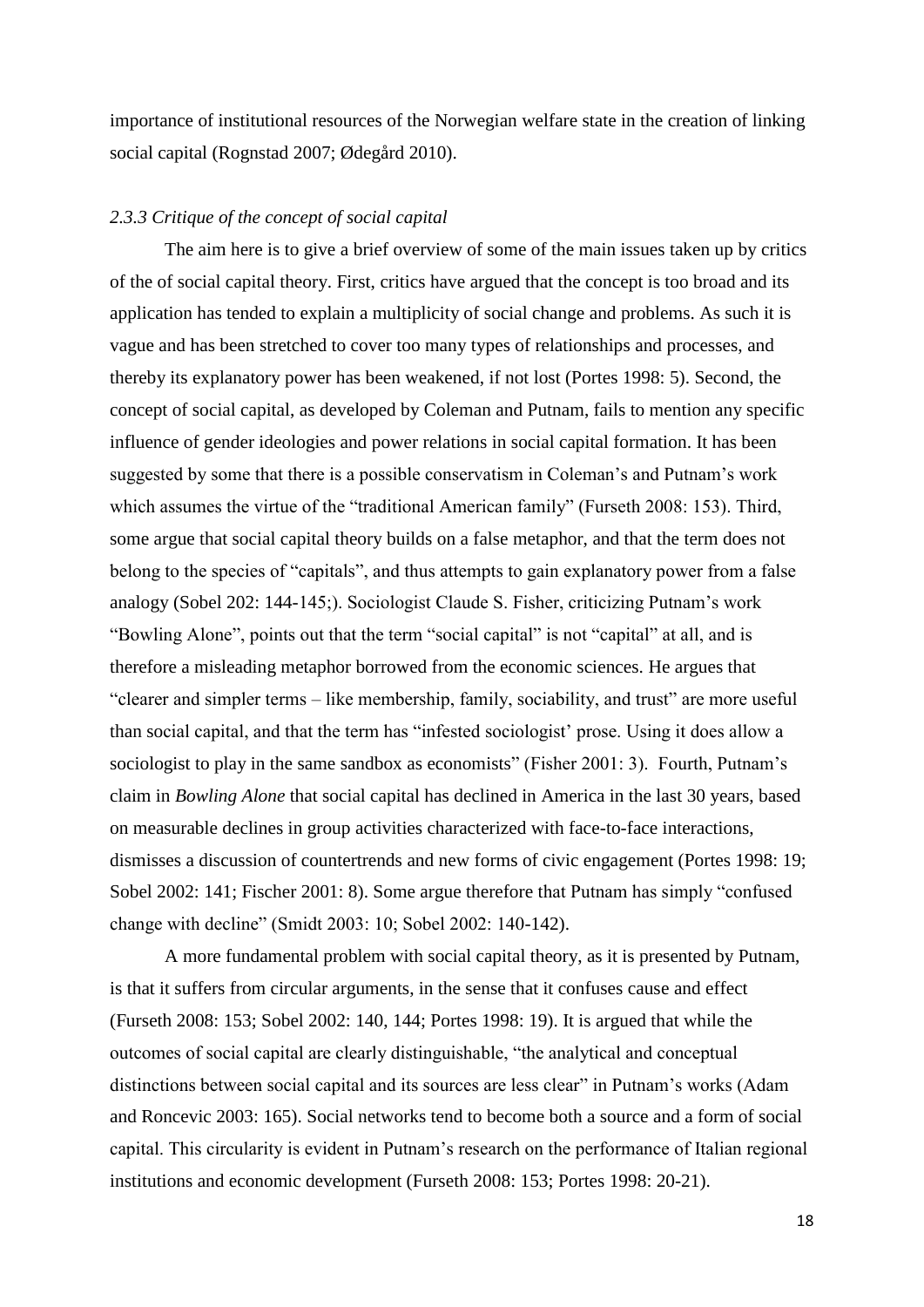importance of institutional resources of the Norwegian welfare state in the creation of linking social capital (Rognstad 2007; Ødegård 2010).

### *2.3.3 Critique of the concept of social capital*

The aim here is to give a brief overview of some of the main issues taken up by critics of the of social capital theory. First, critics have argued that the concept is too broad and its application has tended to explain a multiplicity of social change and problems. As such it is vague and has been stretched to cover too many types of relationships and processes, and thereby its explanatory power has been weakened, if not lost (Portes 1998: 5). Second, the concept of social capital, as developed by Coleman and Putnam, fails to mention any specific influence of gender ideologies and power relations in social capital formation. It has been suggested by some that there is a possible conservatism in Coleman's and Putnam's work which assumes the virtue of the "traditional American family" (Furseth 2008: 153). Third, some argue that social capital theory builds on a false metaphor, and that the term does not belong to the species of "capitals", and thus attempts to gain explanatory power from a false analogy (Sobel 202: 144-145;). Sociologist Claude S. Fisher, criticizing Putnam's work "Bowling Alone", points out that the term "social capital" is not "capital" at all, and is therefore a misleading metaphor borrowed from the economic sciences. He argues that "clearer and simpler terms – like membership, family, sociability, and trust" are more useful than social capital, and that the term has "infested sociologist' prose. Using it does allow a sociologist to play in the same sandbox as economists" (Fisher 2001: 3). Fourth, Putnam's claim in *Bowling Alone* that social capital has declined in America in the last 30 years, based on measurable declines in group activities characterized with face-to-face interactions, dismisses a discussion of countertrends and new forms of civic engagement (Portes 1998: 19; Sobel 2002: 141; Fischer 2001: 8). Some argue therefore that Putnam has simply "confused change with decline" (Smidt 2003: 10; Sobel 2002: 140-142).

A more fundamental problem with social capital theory, as it is presented by Putnam, is that it suffers from circular arguments, in the sense that it confuses cause and effect (Furseth 2008: 153; Sobel 2002: 140, 144; Portes 1998: 19). It is argued that while the outcomes of social capital are clearly distinguishable, "the analytical and conceptual distinctions between social capital and its sources are less clear" in Putnam's works (Adam and Roncevic 2003: 165). Social networks tend to become both a source and a form of social capital. This circularity is evident in Putnam's research on the performance of Italian regional institutions and economic development (Furseth 2008: 153; Portes 1998: 20-21).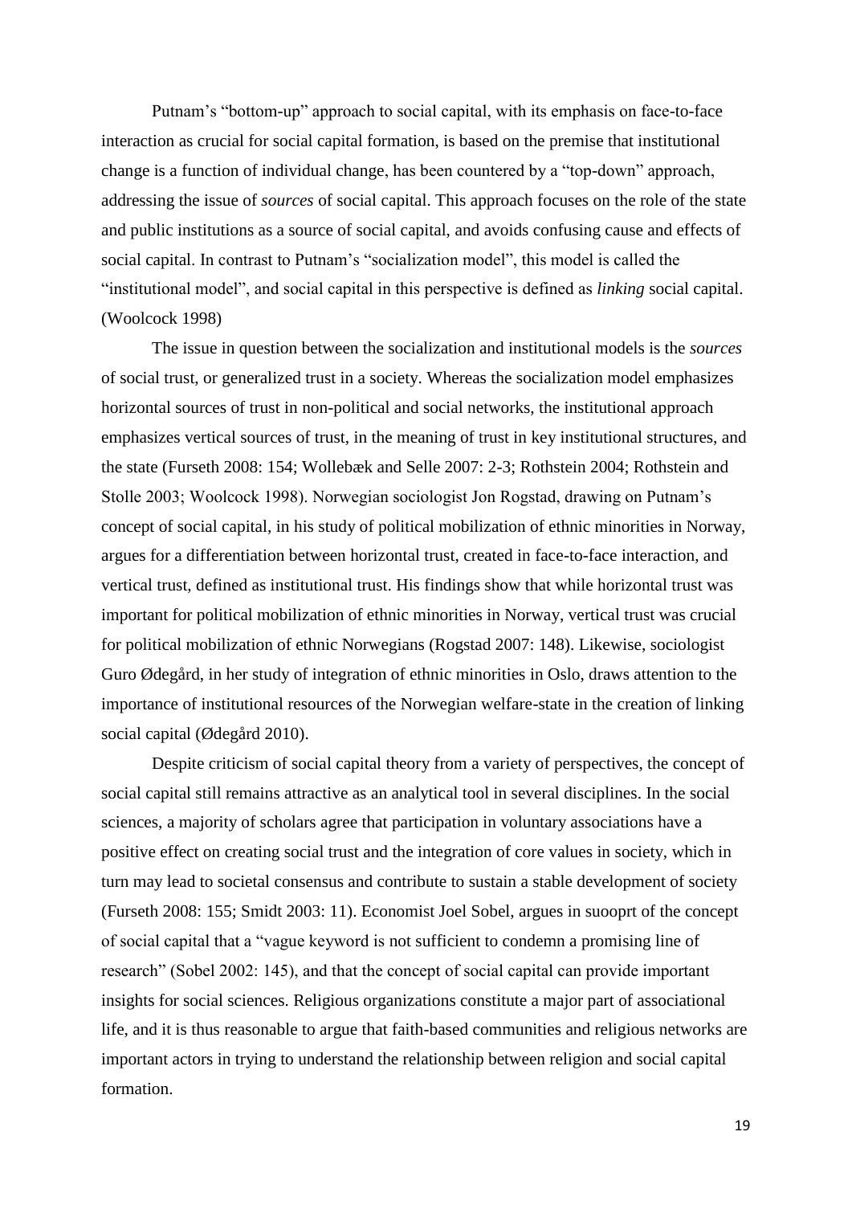Putnam's "bottom-up" approach to social capital, with its emphasis on face-to-face interaction as crucial for social capital formation, is based on the premise that institutional change is a function of individual change, has been countered by a "top-down" approach, addressing the issue of *sources* of social capital. This approach focuses on the role of the state and public institutions as a source of social capital, and avoids confusing cause and effects of social capital. In contrast to Putnam's "socialization model", this model is called the "institutional model", and social capital in this perspective is defined as *linking* social capital. (Woolcock 1998)

The issue in question between the socialization and institutional models is the *sources* of social trust, or generalized trust in a society. Whereas the socialization model emphasizes horizontal sources of trust in non-political and social networks, the institutional approach emphasizes vertical sources of trust, in the meaning of trust in key institutional structures, and the state (Furseth 2008: 154; Wollebæk and Selle 2007: 2-3; Rothstein 2004; Rothstein and Stolle 2003; Woolcock 1998). Norwegian sociologist Jon Rogstad, drawing on Putnam's concept of social capital, in his study of political mobilization of ethnic minorities in Norway, argues for a differentiation between horizontal trust, created in face-to-face interaction, and vertical trust, defined as institutional trust. His findings show that while horizontal trust was important for political mobilization of ethnic minorities in Norway, vertical trust was crucial for political mobilization of ethnic Norwegians (Rogstad 2007: 148). Likewise, sociologist Guro Ødegård, in her study of integration of ethnic minorities in Oslo, draws attention to the importance of institutional resources of the Norwegian welfare-state in the creation of linking social capital (Ødegård 2010).

Despite criticism of social capital theory from a variety of perspectives, the concept of social capital still remains attractive as an analytical tool in several disciplines. In the social sciences, a majority of scholars agree that participation in voluntary associations have a positive effect on creating social trust and the integration of core values in society, which in turn may lead to societal consensus and contribute to sustain a stable development of society (Furseth 2008: 155; Smidt 2003: 11). Economist Joel Sobel, argues in suooprt of the concept of social capital that a "vague keyword is not sufficient to condemn a promising line of research" (Sobel 2002: 145), and that the concept of social capital can provide important insights for social sciences. Religious organizations constitute a major part of associational life, and it is thus reasonable to argue that faith-based communities and religious networks are important actors in trying to understand the relationship between religion and social capital formation.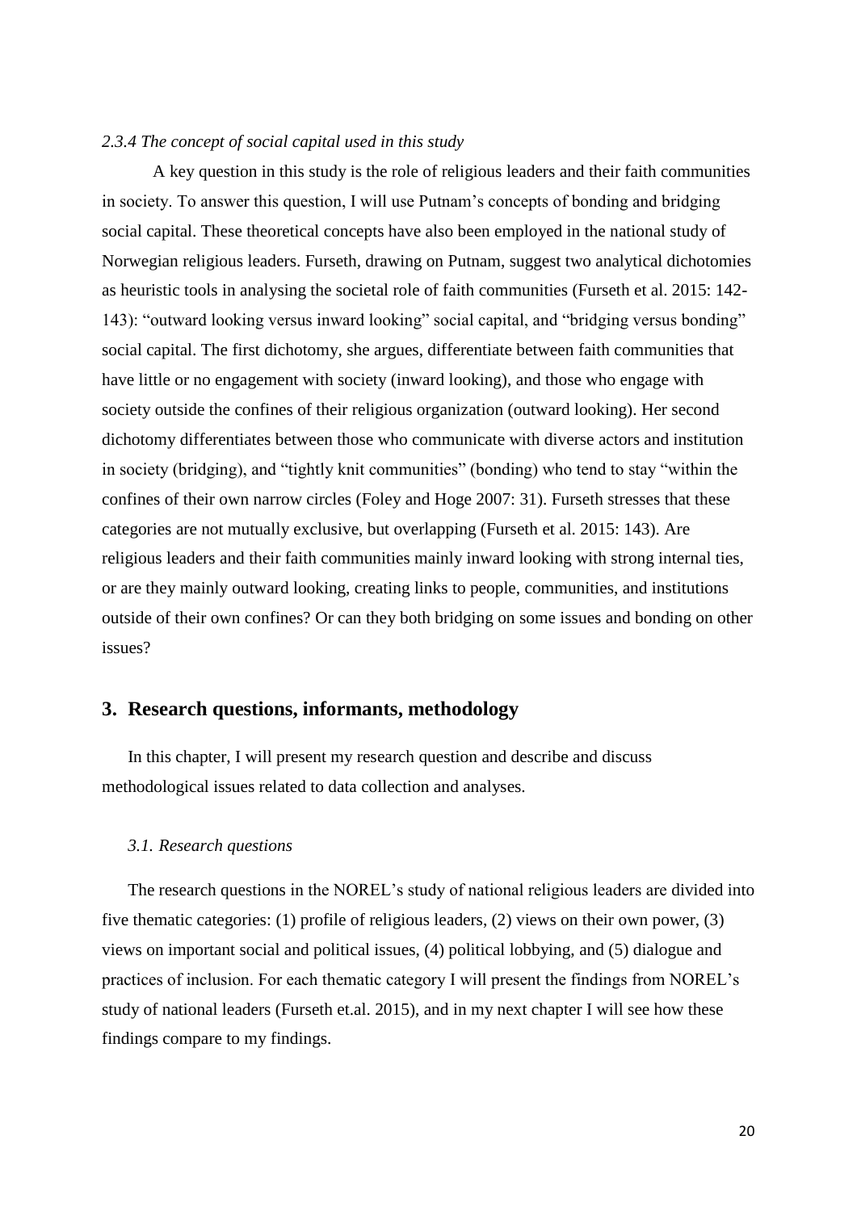*2.3.4 The concept of social capital used in this study*

A key question in this study is the role of religious leaders and their faith communities in society. To answer this question, I will use Putnam's concepts of bonding and bridging social capital. These theoretical concepts have also been employed in the national study of Norwegian religious leaders. Furseth, drawing on Putnam, suggest two analytical dichotomies as heuristic tools in analysing the societal role of faith communities (Furseth et al. 2015: 142-143): "outward looking versus inward looking" social capital, and "bridging versus bonding" social capital. The first dichotomy, she argues, differentiate between faith communities that have little or no engagement with society (inward looking), and those who engage with society outside the confines of their religious organization (outward looking). Her second dichotomy differentiates between those who communicate with diverse actors and institution in society (bridging), and "tightly knit communities" (bonding) who tend to stay "within the confines of their own narrow circles (Foley and Hoge 2007: 31). Furseth stresses that these categories are not mutually exclusive, but overlapping (Furseth et al. 2015: 143). Are religious leaders and their faith communities mainly inward looking with strong internal ties, or are they mainly outward looking, creating links to people, communities, and institutions outside of their own confines? Or can they both bridging on some issues and bonding on other issues?

# 3. Research questions, informants, methodology

In this chapter, I will present my research question and describe and discuss methodological issues related to data collection and analyses.

### *3.1. Research questions*

The research questions in the NOREL's study of national religious leaders are divided into five thematic categories: (1) profile of religious leaders, (2) views on their own power, (3) views on important social and political issues, (4) political lobbying, and (5) dialogue and practices of inclusion. For each thematic category I will present the findings from NOREL's study of national leaders (Furseth et.al. 2015), and in my next chapter I will see how these findings compare to my findings.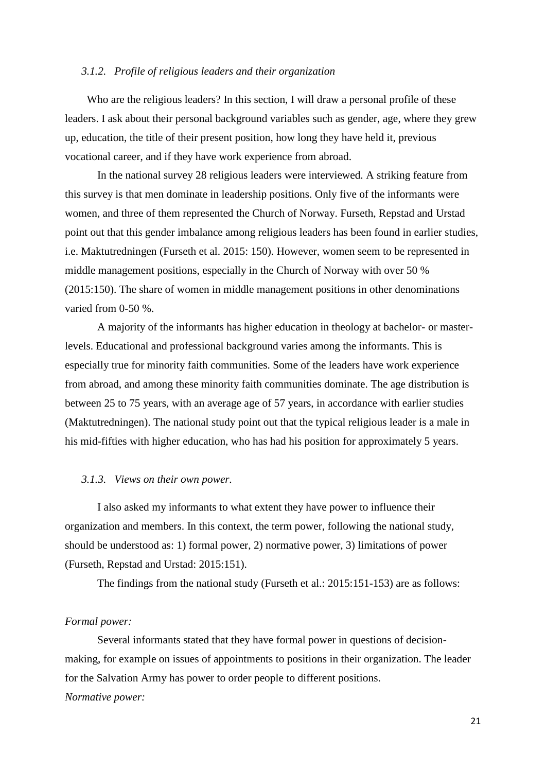### *3.1.2. Profile of religious leaders and their organization*

Who are the religious leaders? In this section, I will draw a personal profile of these leaders. I ask about their personal background variables such as gender, age, where they grew up, education, the title of their present position, how long they have held it, previous vocational career, and if they have work experience from abroad.

In the national survey 28 religious leaders were interviewed. A striking feature from this survey is that men dominate in leadership positions. Only five of the informants were women, and three of them represented the Church of Norway. Furseth, Repstad and Urstad point out that this gender imbalance among religious leaders has been found in earlier studies, i.e. Maktutredningen (Furseth et al. 2015: 150). However, women seem to be represented in middle management positions, especially in the Church of Norway with over 50 % (2015:150). The share of women in middle management positions in other denominations varied from 0-50 %.

A majority of the informants has higher education in theology at bachelor- or master-levels. Educational and professional background varies among the informants. This is especially true for minority faith communities. Some of the leaders have work experience from abroad, and among these minority faith communities dominate. The age distribution is between 25 to 75 years, with an average age of 57 years, in accordance with earlier studies (Maktutredningen). The national study point out that the typical religious leader is a male in his mid-fifties with higher education, who has had his position for approximately 5 years.

### *3.1.3. Views on their own power.*

I also asked my informants to what extent they have power to influence their organization and members. In this context, the term power, following the national study, should be understood as: 1) formal power, 2) normative power, 3) limitations of power (Furseth, Repstad and Urstad: 2015:151).

The findings from the national study (Furseth et al.: 2015:151-153) are as follows:

*Formal power:*

Several informants stated that they have formal power in questions of decision-making, for example on issues of appointments to positions in their organization. The leader for the Salvation Army has power to order people to different positions.

*Normative power:*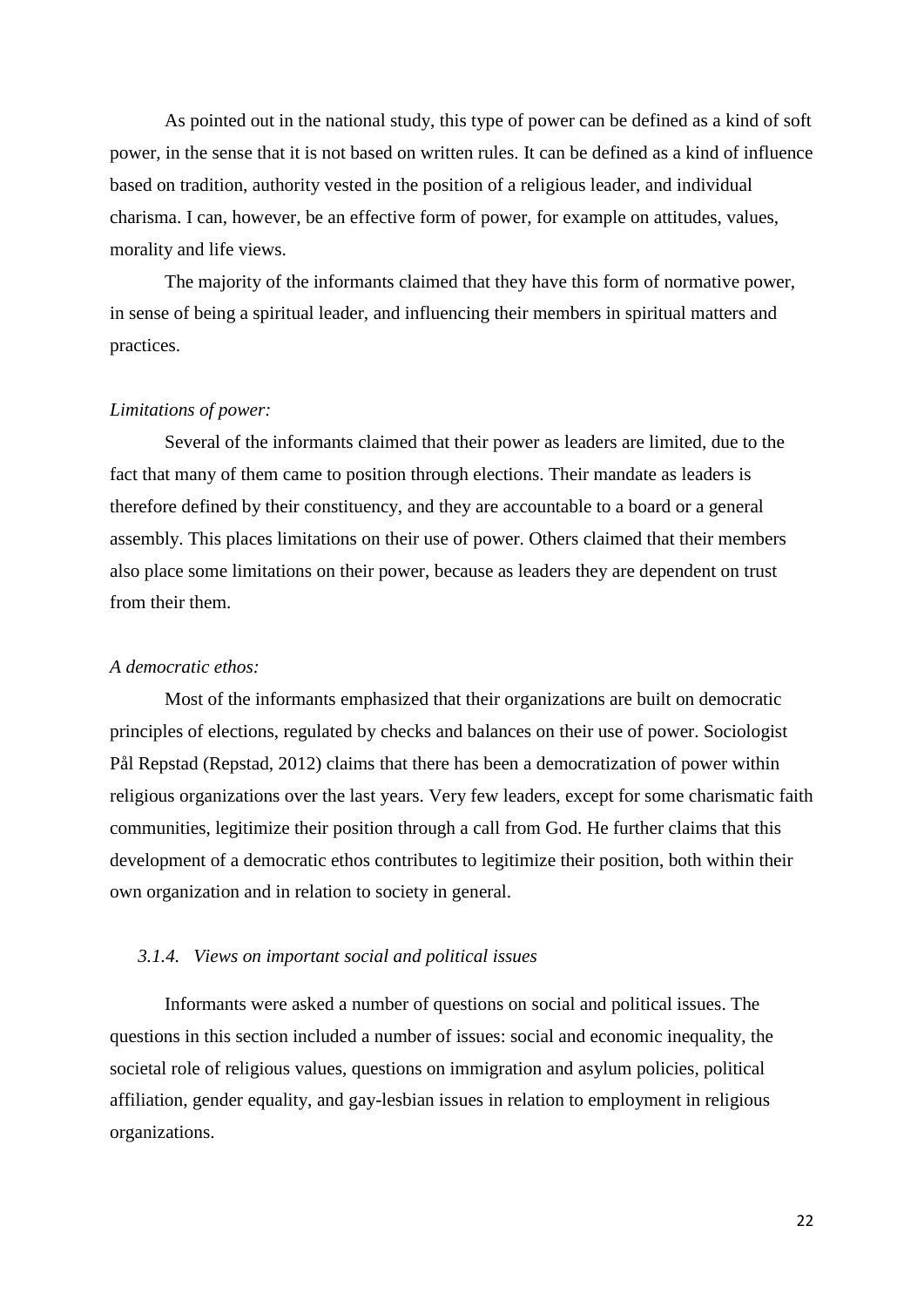As pointed out in the national study, this type of power can be defined as a kind of soft power, in the sense that it is not based on written rules. It can be defined as a kind of influence based on tradition, authority vested in the position of a religious leader, and individual charisma. I can, however, be an effective form of power, for example on attitudes, values, morality and life views.

The majority of the informants claimed that they have this form of normative power, in sense of being a spiritual leader, and influencing their members in spiritual matters and practices.

*Limitations of power:*

Several of the informants claimed that their power as leaders are limited, due to the fact that many of them came to position through elections. Their mandate as leaders is therefore defined by their constituency, and they are accountable to a board or a general assembly. This places limitations on their use of power. Others claimed that their members also place some limitations on their power, because as leaders they are dependent on trust from their them.

*A democratic ethos:*

Most of the informants emphasized that their organizations are built on democratic principles of elections, regulated by checks and balances on their use of power. Sociologist Pål Repstad (Repstad, 2012) claims that there has been a democratization of power within religious organizations over the last years. Very few leaders, except for some charismatic faith communities, legitimize their position through a call from God. He further claims that this development of a democratic ethos contributes to legitimize their position, both within their own organization and in relation to society in general.

### *3.1.4. Views on important social and political issues*

Informants were asked a number of questions on social and political issues. The questions in this section included a number of issues: social and economic inequality, the societal role of religious values, questions on immigration and asylum policies, political affiliation, gender equality, and gay-lesbian issues in relation to employment in religious organizations.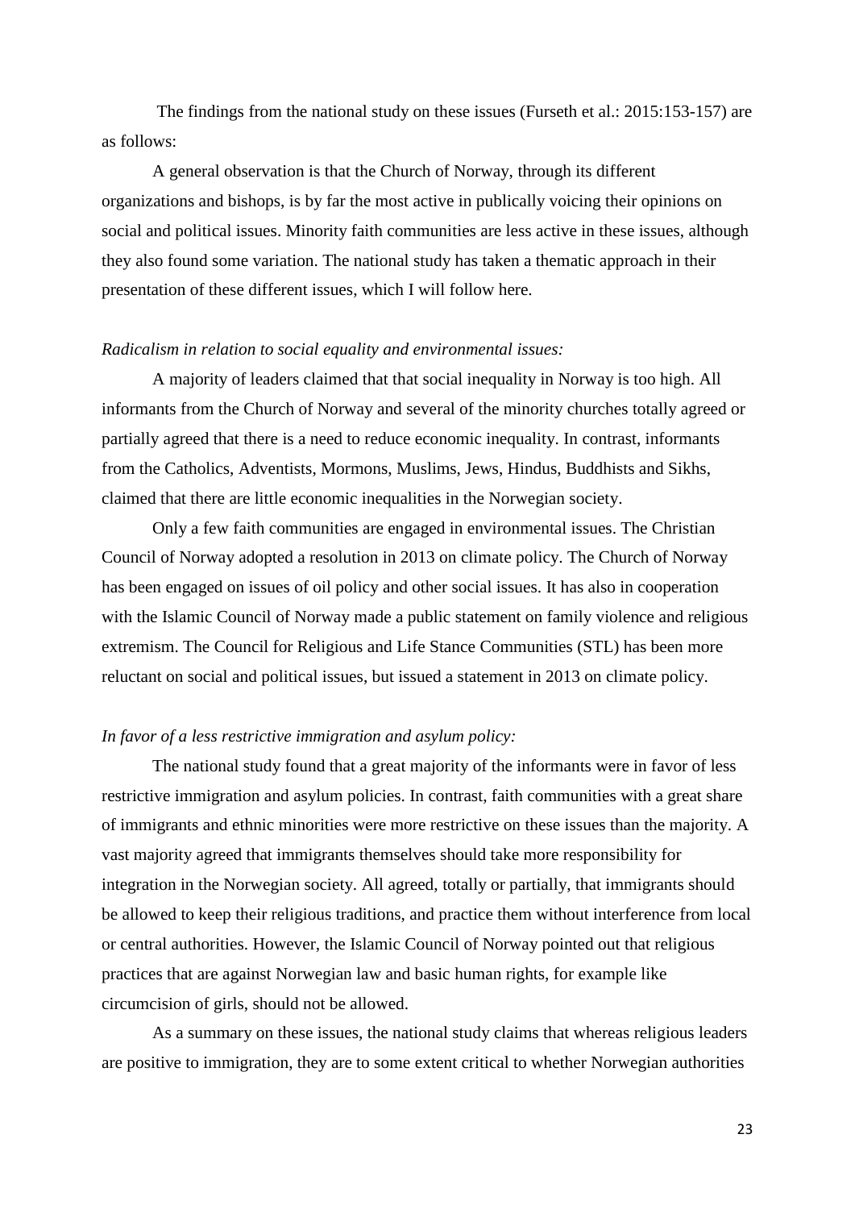The findings from the national study on these issues (Furseth et al.: 2015:153-157) are as follows:

A general observation is that the Church of Norway, through its different organizations and bishops, is by far the most active in publically voicing their opinions on social and political issues. Minority faith communities are less active in these issues, although they also found some variation. The national study has taken a thematic approach in their presentation of these different issues, which I will follow here.

*Radicalism in relation to social equality and environmental issues:*

A majority of leaders claimed that that social inequality in Norway is too high. All informants from the Church of Norway and several of the minority churches totally agreed or partially agreed that there is a need to reduce economic inequality. In contrast, informants from the Catholics, Adventists, Mormons, Muslims, Jews, Hindus, Buddhists and Sikhs, claimed that there are little economic inequalities in the Norwegian society.

Only a few faith communities are engaged in environmental issues. The Christian Council of Norway adopted a resolution in 2013 on climate policy. The Church of Norway has been engaged on issues of oil policy and other social issues. It has also in cooperation with the Islamic Council of Norway made a public statement on family violence and religious extremism. The Council for Religious and Life Stance Communities (STL) has been more reluctant on social and political issues, but issued a statement in 2013 on climate policy.

*In favor of a less restrictive immigration and asylum policy:*

The national study found that a great majority of the informants were in favor of less restrictive immigration and asylum policies. In contrast, faith communities with a great share of immigrants and ethnic minorities were more restrictive on these issues than the majority. A vast majority agreed that immigrants themselves should take more responsibility for integration in the Norwegian society. All agreed, totally or partially, that immigrants should be allowed to keep their religious traditions, and practice them without interference from local or central authorities. However, the Islamic Council of Norway pointed out that religious practices that are against Norwegian law and basic human rights, for example like circumcision of girls, should not be allowed.

As a summary on these issues, the national study claims that whereas religious leaders are positive to immigration, they are to some extent critical to whether Norwegian authorities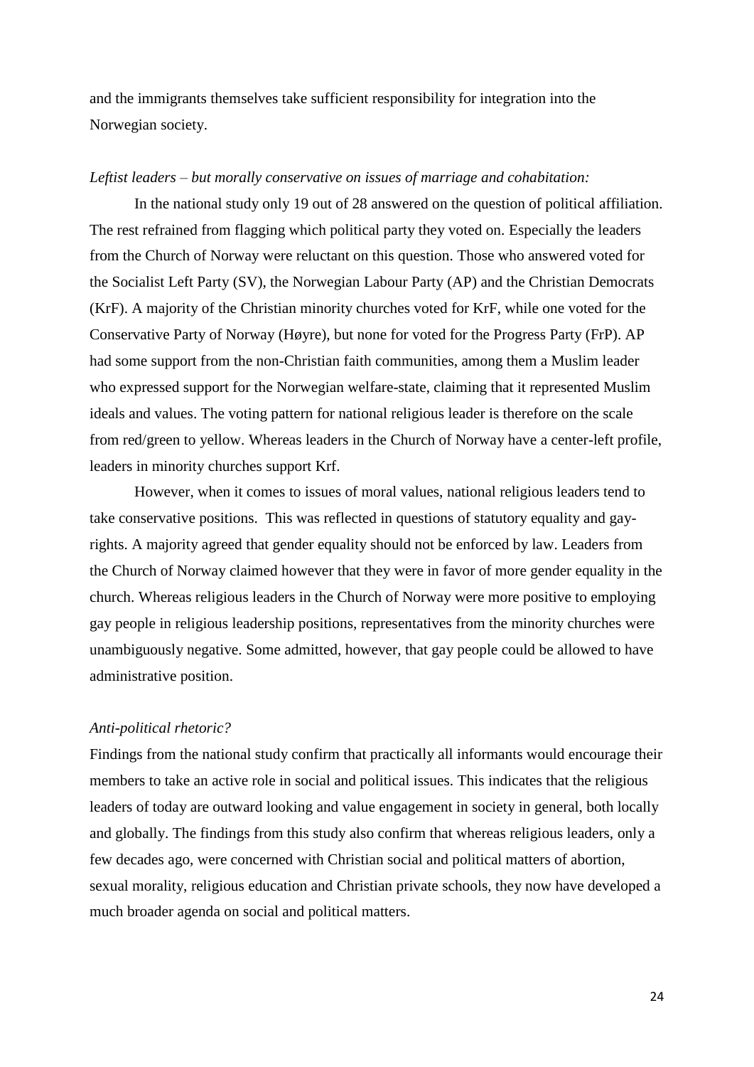and the immigrants themselves take sufficient responsibility for integration into the Norwegian society.

*Leftist leaders – but morally conservative on issues of marriage and cohabitation:*

In the national study only 19 out of 28 answered on the question of political affiliation. The rest refrained from flagging which political party they voted on. Especially the leaders from the Church of Norway were reluctant on this question. Those who answered voted for the Socialist Left Party (SV), the Norwegian Labour Party (AP) and the Christian Democrats (KrF). A majority of the Christian minority churches voted for KrF, while one voted for the Conservative Party of Norway (Høyre), but none for voted for the Progress Party (FrP). AP had some support from the non-Christian faith communities, among them a Muslim leader who expressed support for the Norwegian welfare-state, claiming that it represented Muslim ideals and values. The voting pattern for national religious leader is therefore on the scale from red/green to yellow. Whereas leaders in the Church of Norway have a center-left profile, leaders in minority churches support Krf.

However, when it comes to issues of moral values, national religious leaders tend to take conservative positions. This was reflected in questions of statutory equality and gay-rights. A majority agreed that gender equality should not be enforced by law. Leaders from the Church of Norway claimed however that they were in favor of more gender equality in the church. Whereas religious leaders in the Church of Norway were more positive to employing gay people in religious leadership positions, representatives from the minority churches were unambiguously negative. Some admitted, however, that gay people could be allowed to have administrative position.

*Anti-political rhetoric?*

Findings from the national study confirm that practically all informants would encourage their members to take an active role in social and political issues. This indicates that the religious leaders of today are outward looking and value engagement in society in general, both locally and globally. The findings from this study also confirm that whereas religious leaders, only a few decades ago, were concerned with Christian social and political matters of abortion, sexual morality, religious education and Christian private schools, they now have developed a much broader agenda on social and political matters.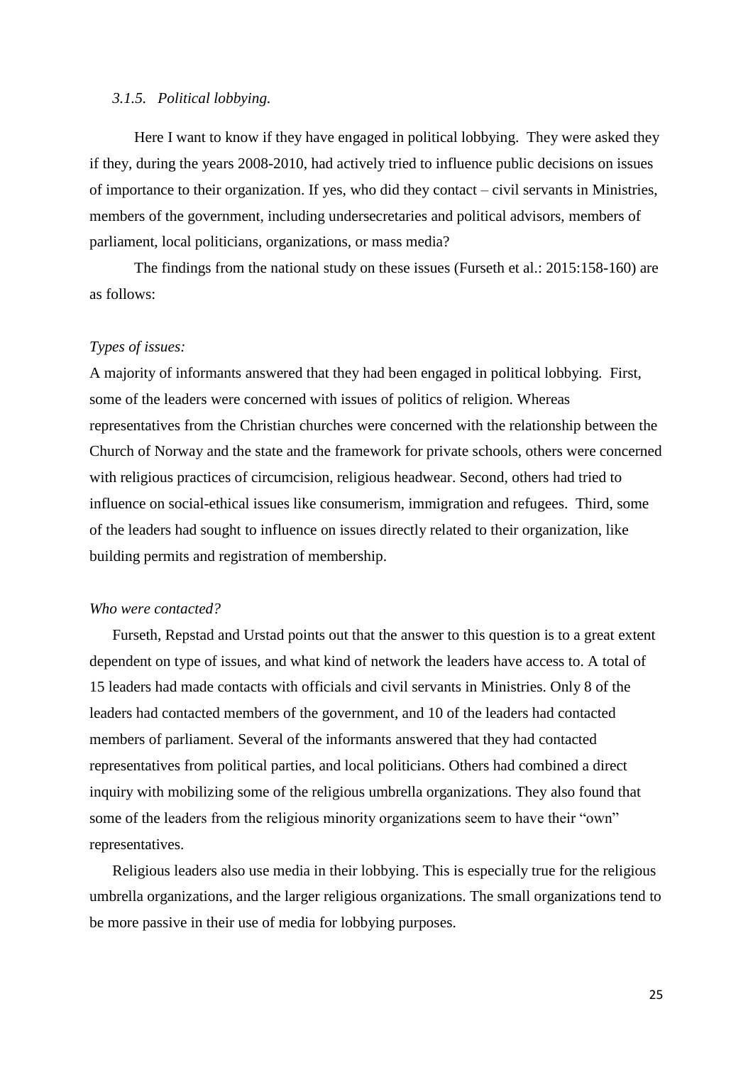### *3.1.5. Political lobbying.*

Here I want to know if they have engaged in political lobbying. They were asked they if they, during the years 2008-2010, had actively tried to influence public decisions on issues of importance to their organization. If yes, who did they contact – civil servants in Ministries, members of the government, including undersecretaries and political advisors, members of parliament, local politicians, organizations, or mass media?

The findings from the national study on these issues (Furseth et al.: 2015:158-160) are as follows:

*Types of issues:*

A majority of informants answered that they had been engaged in political lobbying. First, some of the leaders were concerned with issues of politics of religion. Whereas representatives from the Christian churches were concerned with the relationship between the Church of Norway and the state and the framework for private schools, others were concerned with religious practices of circumcision, religious headwear. Second, others had tried to influence on social-ethical issues like consumerism, immigration and refugees. Third, some of the leaders had sought to influence on issues directly related to their organization, like building permits and registration of membership.

*Who were contacted?*

Furseth, Repstad and Urstad points out that the answer to this question is to a great extent dependent on type of issues, and what kind of network the leaders have access to. A total of 15 leaders had made contacts with officials and civil servants in Ministries. Only 8 of the leaders had contacted members of the government, and 10 of the leaders had contacted members of parliament. Several of the informants answered that they had contacted representatives from political parties, and local politicians. Others had combined a direct inquiry with mobilizing some of the religious umbrella organizations. They also found that some of the leaders from the religious minority organizations seem to have their "own" representatives.

Religious leaders also use media in their lobbying. This is especially true for the religious umbrella organizations, and the larger religious organizations. The small organizations tend to be more passive in their use of media for lobbying purposes.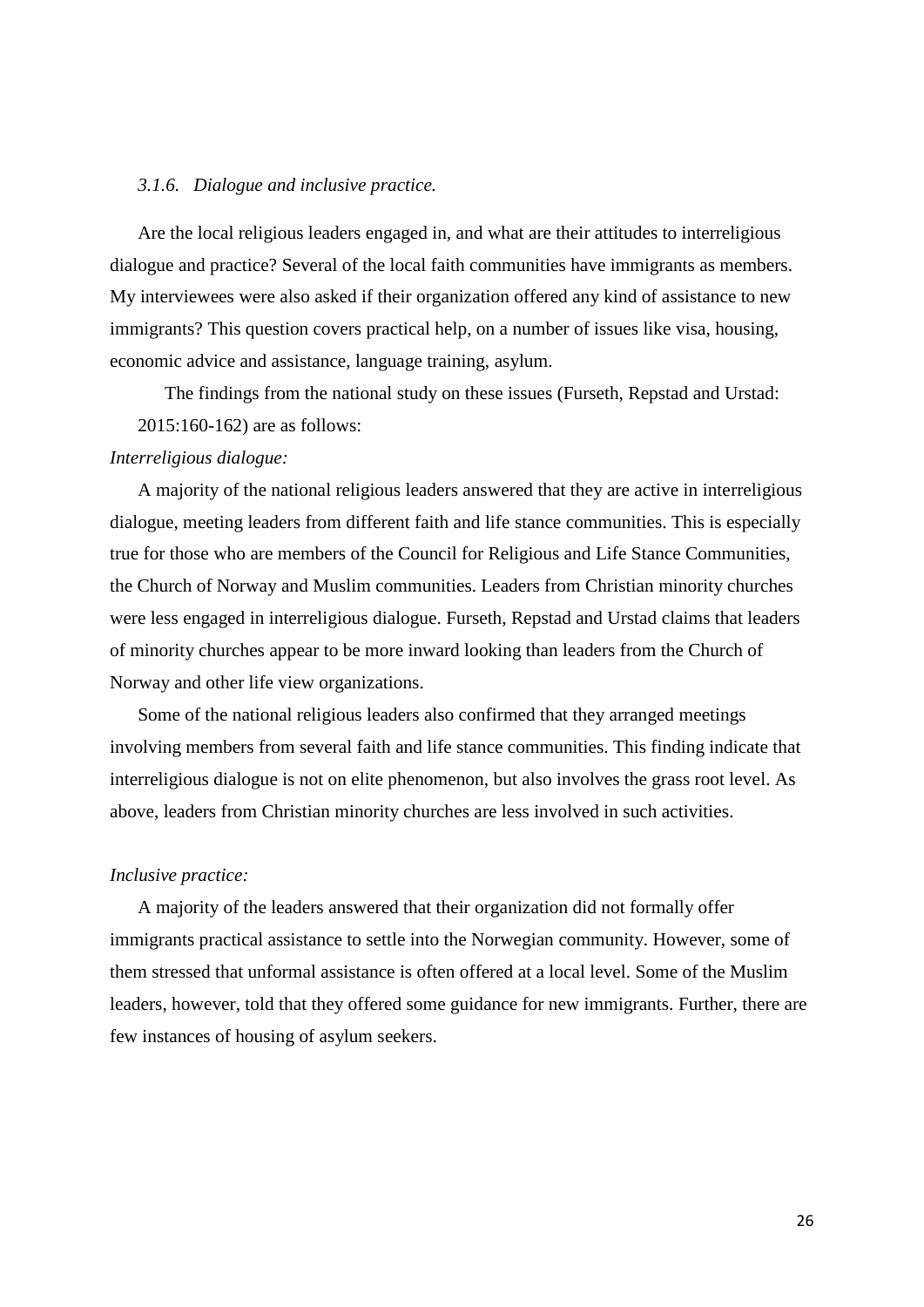### *3.1.6. Dialogue and inclusive practice.*

Are the local religious leaders engaged in, and what are their attitudes to interreligious dialogue and practice? Several of the local faith communities have immigrants as members. My interviewees were also asked if their organization offered any kind of assistance to new immigrants? This question covers practical help, on a number of issues like visa, housing, economic advice and assistance, language training, asylum.

The findings from the national study on these issues (Furseth, Repstad and Urstad: 2015:160-162) are as follows:

*Interreligious dialogue:*

A majority of the national religious leaders answered that they are active in interreligious dialogue, meeting leaders from different faith and life stance communities. This is especially true for those who are members of the Council for Religious and Life Stance Communities, the Church of Norway and Muslim communities. Leaders from Christian minority churches were less engaged in interreligious dialogue. Furseth, Repstad and Urstad claims that leaders of minority churches appear to be more inward looking than leaders from the Church of Norway and other life view organizations.

Some of the national religious leaders also confirmed that they arranged meetings involving members from several faith and life stance communities. This finding indicate that interreligious dialogue is not on elite phenomenon, but also involves the grass root level. As above, leaders from Christian minority churches are less involved in such activities.

*Inclusive practice:*

A majority of the leaders answered that their organization did not formally offer immigrants practical assistance to settle into the Norwegian community. However, some of them stressed that unformal assistance is often offered at a local level. Some of the Muslim leaders, however, told that they offered some guidance for new immigrants. Further, there are few instances of housing of asylum seekers.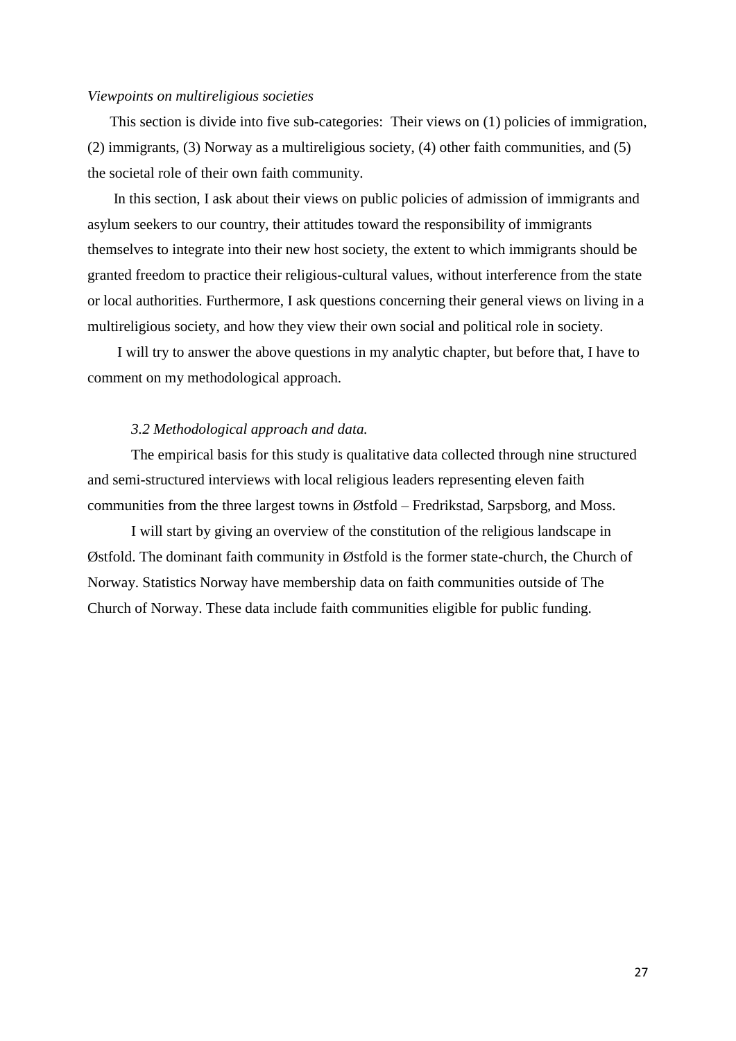*Viewpoints on multireligious societies*

This section is divide into five sub-categories: Their views on (1) policies of immigration, (2) immigrants, (3) Norway as a multireligious society, (4) other faith communities, and (5) the societal role of their own faith community.

In this section, I ask about their views on public policies of admission of immigrants and asylum seekers to our country, their attitudes toward the responsibility of immigrants themselves to integrate into their new host society, the extent to which immigrants should be granted freedom to practice their religious-cultural values, without interference from the state or local authorities. Furthermore, I ask questions concerning their general views on living in a multireligious society, and how they view their own social and political role in society.

I will try to answer the above questions in my analytic chapter, but before that, I have to comment on my methodological approach.

### *3.2 Methodological approach and data.*

The empirical basis for this study is qualitative data collected through nine structured and semi-structured interviews with local religious leaders representing eleven faith communities from the three largest towns in Østfold – Fredrikstad, Sarpsborg, and Moss.

I will start by giving an overview of the constitution of the religious landscape in Østfold. The dominant faith community in Østfold is the former state-church, the Church of Norway. Statistics Norway have membership data on faith communities outside of The Church of Norway. These data include faith communities eligible for public funding.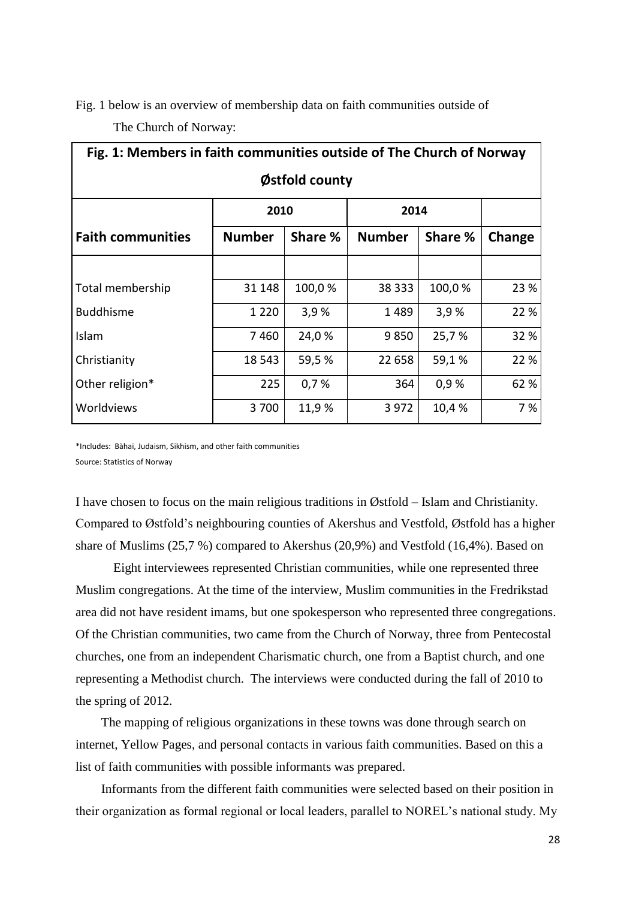Fig. 1 below is an overview of membership data on faith communities outside of The Church of Norway:

| Fig. 1: Members in faith communities outside of The Church of Norway Østfold county | | | | | |
|---|---|---|---|---|---|
| | 2010 | | 2014 | | |
| **Faith communities** | **Number** | **Share %** | **Number** | **Share %** | **Change** |
| | | | | | |
| Total membership | 31 148 | 100,0 % | 38 333 | 100,0 % | 23 % |
| Buddhisme | 1 220 | 3,9 % | 1 489 | 3,9 % | 22 % |
| Islam | 7 460 | 24,0 % | 9 850 | 25,7 % | 32 % |
| Christianity | 18 543 | 59,5 % | 22 658 | 59,1 % | 22 % |
| Other religion* | 225 | 0,7 % | 364 | 0,9 % | 62 % |
| Worldviews | 3 700 | 11,9 % | 3 972 | 10,4 % | 7 % |

*Includes: Bàhai, Judaism, Sikhism, and other faith communities

Source: Statistics of Norway

I have chosen to focus on the main religious traditions in Østfold – Islam and Christianity. Compared to Østfold's neighbouring counties of Akershus and Vestfold, Østfold has a higher share of Muslims (25,7 %) compared to Akershus (20,9%) and Vestfold (16,4%). Based on

Eight interviewees represented Christian communities, while one represented three Muslim congregations. At the time of the interview, Muslim communities in the Fredrikstad area did not have resident imams, but one spokesperson who represented three congregations. Of the Christian communities, two came from the Church of Norway, three from Pentecostal churches, one from an independent Charismatic church, one from a Baptist church, and one representing a Methodist church. The interviews were conducted during the fall of 2010 to the spring of 2012.

The mapping of religious organizations in these towns was done through search on internet, Yellow Pages, and personal contacts in various faith communities. Based on this a list of faith communities with possible informants was prepared.

Informants from the different faith communities were selected based on their position in their organization as formal regional or local leaders, parallel to NOREL's national study. My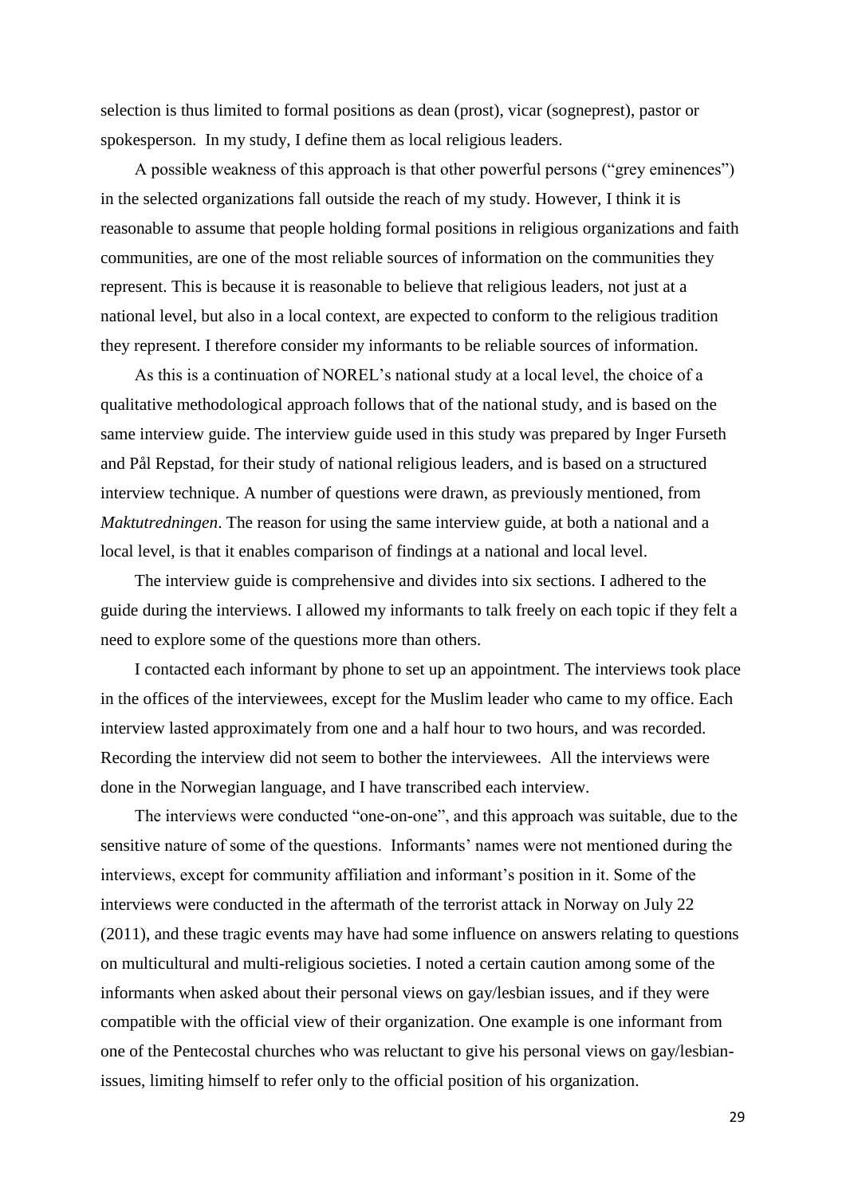selection is thus limited to formal positions as dean (prost), vicar (sogneprest), pastor or spokesperson. In my study, I define them as local religious leaders.

A possible weakness of this approach is that other powerful persons ("grey eminences") in the selected organizations fall outside the reach of my study. However, I think it is reasonable to assume that people holding formal positions in religious organizations and faith communities, are one of the most reliable sources of information on the communities they represent. This is because it is reasonable to believe that religious leaders, not just at a national level, but also in a local context, are expected to conform to the religious tradition they represent. I therefore consider my informants to be reliable sources of information.

As this is a continuation of NOREL's national study at a local level, the choice of a qualitative methodological approach follows that of the national study, and is based on the same interview guide. The interview guide used in this study was prepared by Inger Furseth and Pål Repstad, for their study of national religious leaders, and is based on a structured interview technique. A number of questions were drawn, as previously mentioned, from *Maktutredningen*. The reason for using the same interview guide, at both a national and a local level, is that it enables comparison of findings at a national and local level.

The interview guide is comprehensive and divides into six sections. I adhered to the guide during the interviews. I allowed my informants to talk freely on each topic if they felt a need to explore some of the questions more than others.

I contacted each informant by phone to set up an appointment. The interviews took place in the offices of the interviewees, except for the Muslim leader who came to my office. Each interview lasted approximately from one and a half hour to two hours, and was recorded. Recording the interview did not seem to bother the interviewees. All the interviews were done in the Norwegian language, and I have transcribed each interview.

The interviews were conducted "one-on-one", and this approach was suitable, due to the sensitive nature of some of the questions. Informants' names were not mentioned during the interviews, except for community affiliation and informant's position in it. Some of the interviews were conducted in the aftermath of the terrorist attack in Norway on July 22 (2011), and these tragic events may have had some influence on answers relating to questions on multicultural and multi-religious societies. I noted a certain caution among some of the informants when asked about their personal views on gay/lesbian issues, and if they were compatible with the official view of their organization. One example is one informant from one of the Pentecostal churches who was reluctant to give his personal views on gay/lesbian-issues, limiting himself to refer only to the official position of his organization.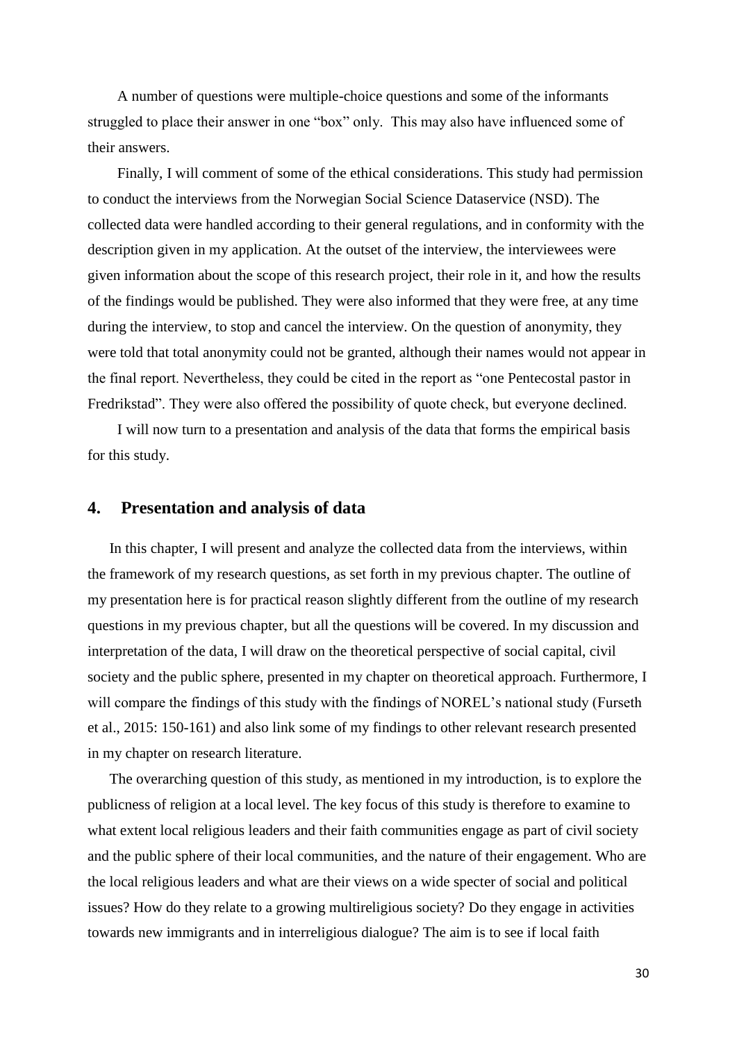A number of questions were multiple-choice questions and some of the informants struggled to place their answer in one "box" only. This may also have influenced some of their answers.

Finally, I will comment of some of the ethical considerations. This study had permission to conduct the interviews from the Norwegian Social Science Dataservice (NSD). The collected data were handled according to their general regulations, and in conformity with the description given in my application. At the outset of the interview, the interviewees were given information about the scope of this research project, their role in it, and how the results of the findings would be published. They were also informed that they were free, at any time during the interview, to stop and cancel the interview. On the question of anonymity, they were told that total anonymity could not be granted, although their names would not appear in the final report. Nevertheless, they could be cited in the report as "one Pentecostal pastor in Fredrikstad". They were also offered the possibility of quote check, but everyone declined.

I will now turn to a presentation and analysis of the data that forms the empirical basis for this study.

## 4. Presentation and analysis of data

In this chapter, I will present and analyze the collected data from the interviews, within the framework of my research questions, as set forth in my previous chapter. The outline of my presentation here is for practical reason slightly different from the outline of my research questions in my previous chapter, but all the questions will be covered. In my discussion and interpretation of the data, I will draw on the theoretical perspective of social capital, civil society and the public sphere, presented in my chapter on theoretical approach. Furthermore, I will compare the findings of this study with the findings of NOREL's national study (Furseth et al., 2015: 150-161) and also link some of my findings to other relevant research presented in my chapter on research literature.

The overarching question of this study, as mentioned in my introduction, is to explore the publicness of religion at a local level. The key focus of this study is therefore to examine to what extent local religious leaders and their faith communities engage as part of civil society and the public sphere of their local communities, and the nature of their engagement. Who are the local religious leaders and what are their views on a wide specter of social and political issues? How do they relate to a growing multireligious society? Do they engage in activities towards new immigrants and in interreligious dialogue? The aim is to see if local faith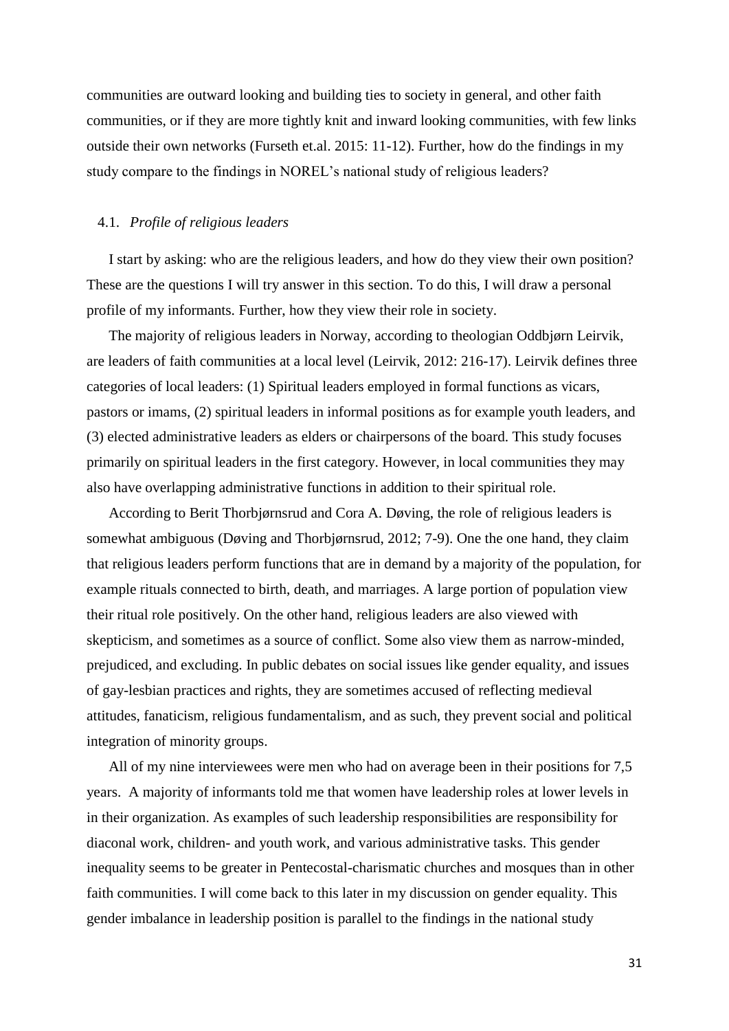communities are outward looking and building ties to society in general, and other faith communities, or if they are more tightly knit and inward looking communities, with few links outside their own networks (Furseth et.al. 2015: 11-12). Further, how do the findings in my study compare to the findings in NOREL's national study of religious leaders?

### 4.1. *Profile of religious leaders*

I start by asking: who are the religious leaders, and how do they view their own position? These are the questions I will try answer in this section. To do this, I will draw a personal profile of my informants. Further, how they view their role in society.

The majority of religious leaders in Norway, according to theologian Oddbjørn Leirvik, are leaders of faith communities at a local level (Leirvik, 2012: 216-17). Leirvik defines three categories of local leaders: (1) Spiritual leaders employed in formal functions as vicars, pastors or imams, (2) spiritual leaders in informal positions as for example youth leaders, and (3) elected administrative leaders as elders or chairpersons of the board. This study focuses primarily on spiritual leaders in the first category. However, in local communities they may also have overlapping administrative functions in addition to their spiritual role.

According to Berit Thorbjørnsrud and Cora A. Døving, the role of religious leaders is somewhat ambiguous (Døving and Thorbjørnsrud, 2012; 7-9). One the one hand, they claim that religious leaders perform functions that are in demand by a majority of the population, for example rituals connected to birth, death, and marriages. A large portion of population view their ritual role positively. On the other hand, religious leaders are also viewed with skepticism, and sometimes as a source of conflict. Some also view them as narrow-minded, prejudiced, and excluding. In public debates on social issues like gender equality, and issues of gay-lesbian practices and rights, they are sometimes accused of reflecting medieval attitudes, fanaticism, religious fundamentalism, and as such, they prevent social and political integration of minority groups.

All of my nine interviewees were men who had on average been in their positions for 7,5 years. A majority of informants told me that women have leadership roles at lower levels in in their organization. As examples of such leadership responsibilities are responsibility for diaconal work, children- and youth work, and various administrative tasks. This gender inequality seems to be greater in Pentecostal-charismatic churches and mosques than in other faith communities. I will come back to this later in my discussion on gender equality. This gender imbalance in leadership position is parallel to the findings in the national study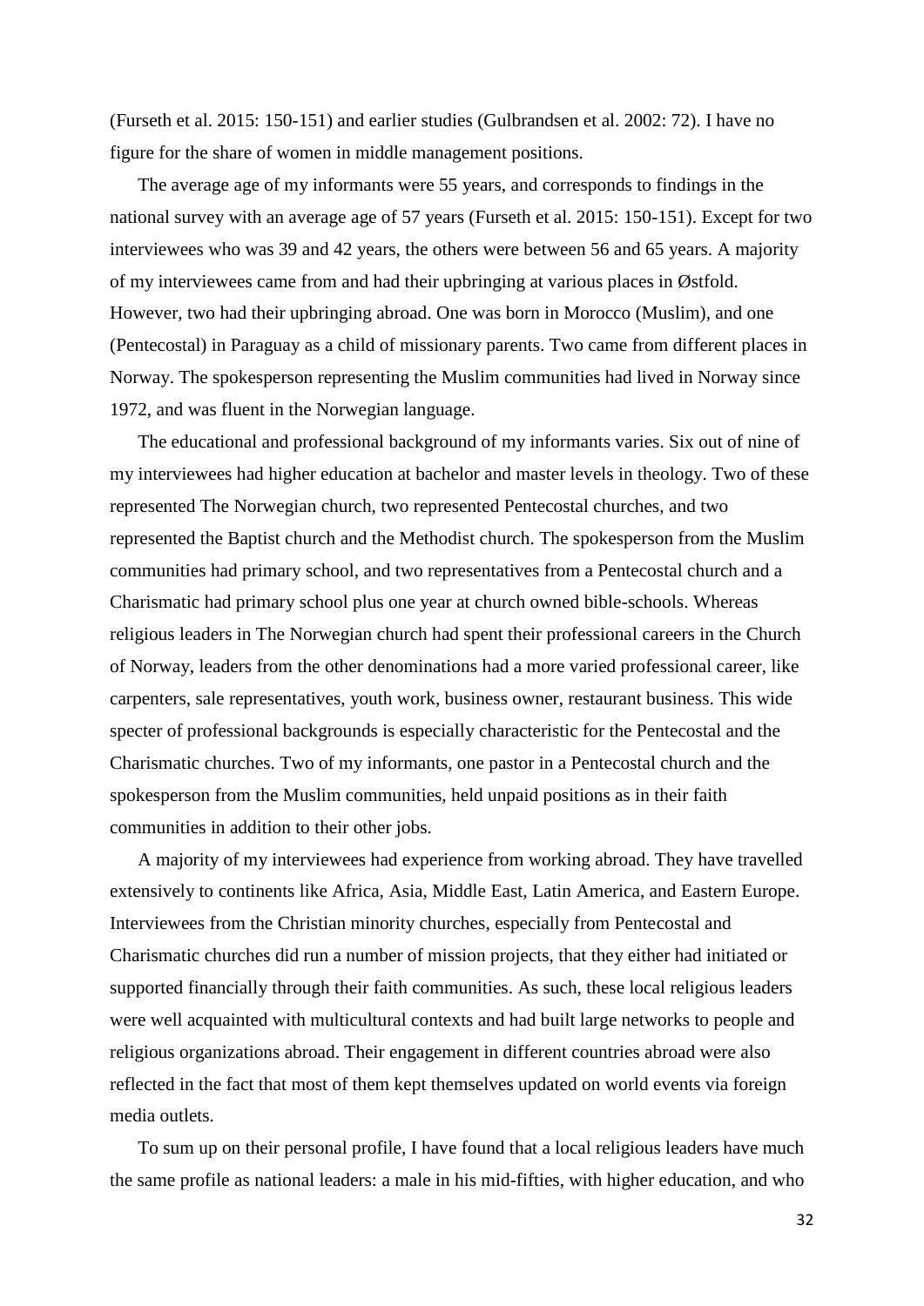(Furseth et al. 2015: 150-151) and earlier studies (Gulbrandsen et al. 2002: 72). I have no figure for the share of women in middle management positions.

The average age of my informants were 55 years, and corresponds to findings in the national survey with an average age of 57 years (Furseth et al. 2015: 150-151). Except for two interviewees who was 39 and 42 years, the others were between 56 and 65 years. A majority of my interviewees came from and had their upbringing at various places in Østfold. However, two had their upbringing abroad. One was born in Morocco (Muslim), and one (Pentecostal) in Paraguay as a child of missionary parents. Two came from different places in Norway. The spokesperson representing the Muslim communities had lived in Norway since 1972, and was fluent in the Norwegian language.

The educational and professional background of my informants varies. Six out of nine of my interviewees had higher education at bachelor and master levels in theology. Two of these represented The Norwegian church, two represented Pentecostal churches, and two represented the Baptist church and the Methodist church. The spokesperson from the Muslim communities had primary school, and two representatives from a Pentecostal church and a Charismatic had primary school plus one year at church owned bible-schools. Whereas religious leaders in The Norwegian church had spent their professional careers in the Church of Norway, leaders from the other denominations had a more varied professional career, like carpenters, sale representatives, youth work, business owner, restaurant business. This wide specter of professional backgrounds is especially characteristic for the Pentecostal and the Charismatic churches. Two of my informants, one pastor in a Pentecostal church and the spokesperson from the Muslim communities, held unpaid positions as in their faith communities in addition to their other jobs.

A majority of my interviewees had experience from working abroad. They have travelled extensively to continents like Africa, Asia, Middle East, Latin America, and Eastern Europe. Interviewees from the Christian minority churches, especially from Pentecostal and Charismatic churches did run a number of mission projects, that they either had initiated or supported financially through their faith communities. As such, these local religious leaders were well acquainted with multicultural contexts and had built large networks to people and religious organizations abroad. Their engagement in different countries abroad were also reflected in the fact that most of them kept themselves updated on world events via foreign media outlets.

To sum up on their personal profile, I have found that a local religious leaders have much the same profile as national leaders: a male in his mid-fifties, with higher education, and who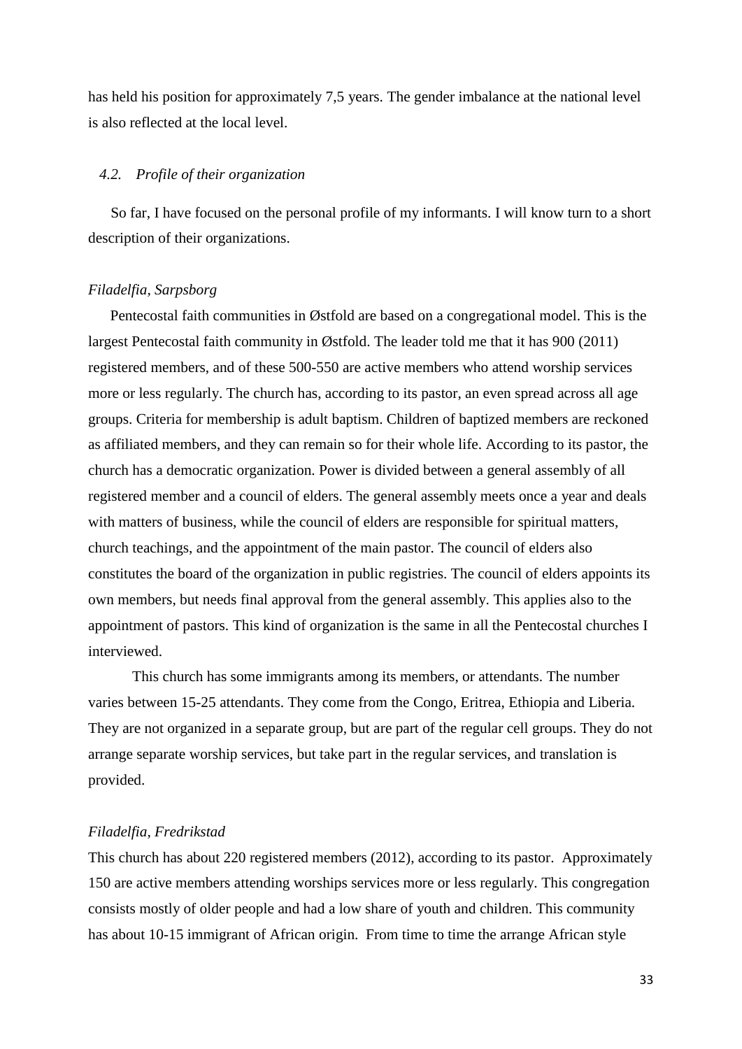has held his position for approximately 7,5 years. The gender imbalance at the national level is also reflected at the local level.

### *4.2. Profile of their organization*

So far, I have focused on the personal profile of my informants. I will know turn to a short description of their organizations.

*Filadelfia, Sarpsborg*

Pentecostal faith communities in Østfold are based on a congregational model. This is the largest Pentecostal faith community in Østfold. The leader told me that it has 900 (2011) registered members, and of these 500-550 are active members who attend worship services more or less regularly. The church has, according to its pastor, an even spread across all age groups. Criteria for membership is adult baptism. Children of baptized members are reckoned as affiliated members, and they can remain so for their whole life. According to its pastor, the church has a democratic organization. Power is divided between a general assembly of all registered member and a council of elders. The general assembly meets once a year and deals with matters of business, while the council of elders are responsible for spiritual matters, church teachings, and the appointment of the main pastor. The council of elders also constitutes the board of the organization in public registries. The council of elders appoints its own members, but needs final approval from the general assembly. This applies also to the appointment of pastors. This kind of organization is the same in all the Pentecostal churches I interviewed.

This church has some immigrants among its members, or attendants. The number varies between 15-25 attendants. They come from the Congo, Eritrea, Ethiopia and Liberia. They are not organized in a separate group, but are part of the regular cell groups. They do not arrange separate worship services, but take part in the regular services, and translation is provided.

*Filadelfia, Fredrikstad*

This church has about 220 registered members (2012), according to its pastor. Approximately 150 are active members attending worships services more or less regularly. This congregation consists mostly of older people and had a low share of youth and children. This community has about 10-15 immigrant of African origin. From time to time the arrange African style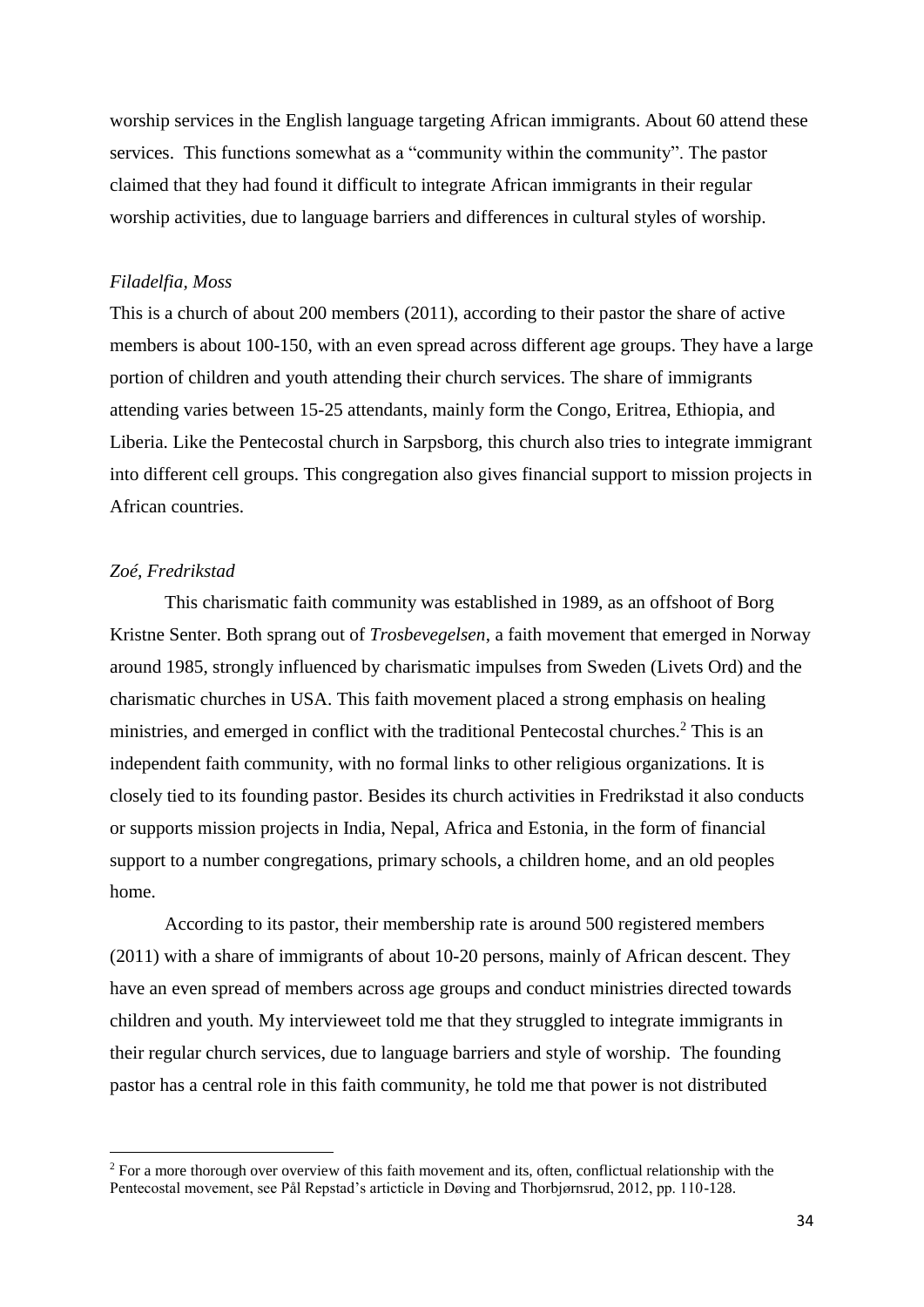worship services in the English language targeting African immigrants. About 60 attend these services. This functions somewhat as a "community within the community". The pastor claimed that they had found it difficult to integrate African immigrants in their regular worship activities, due to language barriers and differences in cultural styles of worship.

*Filadelfia, Moss*

This is a church of about 200 members (2011), according to their pastor the share of active members is about 100-150, with an even spread across different age groups. They have a large portion of children and youth attending their church services. The share of immigrants attending varies between 15-25 attendants, mainly form the Congo, Eritrea, Ethiopia, and Liberia. Like the Pentecostal church in Sarpsborg, this church also tries to integrate immigrant into different cell groups. This congregation also gives financial support to mission projects in African countries.

*Zoé, Fredrikstad*

This charismatic faith community was established in 1989, as an offshoot of Borg Kristne Senter. Both sprang out of *Trosbevegelsen*, a faith movement that emerged in Norway around 1985, strongly influenced by charismatic impulses from Sweden (Livets Ord) and the charismatic churches in USA. This faith movement placed a strong emphasis on healing ministries, and emerged in conflict with the traditional Pentecostal churches.[2] This is an independent faith community, with no formal links to other religious organizations. It is closely tied to its founding pastor. Besides its church activities in Fredrikstad it also conducts or supports mission projects in India, Nepal, Africa and Estonia, in the form of financial support to a number congregations, primary schools, a children home, and an old peoples home.

According to its pastor, their membership rate is around 500 registered members (2011) with a share of immigrants of about 10-20 persons, mainly of African descent. They have an even spread of members across age groups and conduct ministries directed towards children and youth. My intervieweet told me that they struggled to integrate immigrants in their regular church services, due to language barriers and style of worship. The founding pastor has a central role in this faith community, he told me that power is not distributed

---

[2] For a more thorough over overview of this faith movement and its, often, conflictual relationship with the Pentecostal movement, see Pål Repstad's articticle in Døving and Thorbjørnsrud, 2012, pp. 110-128.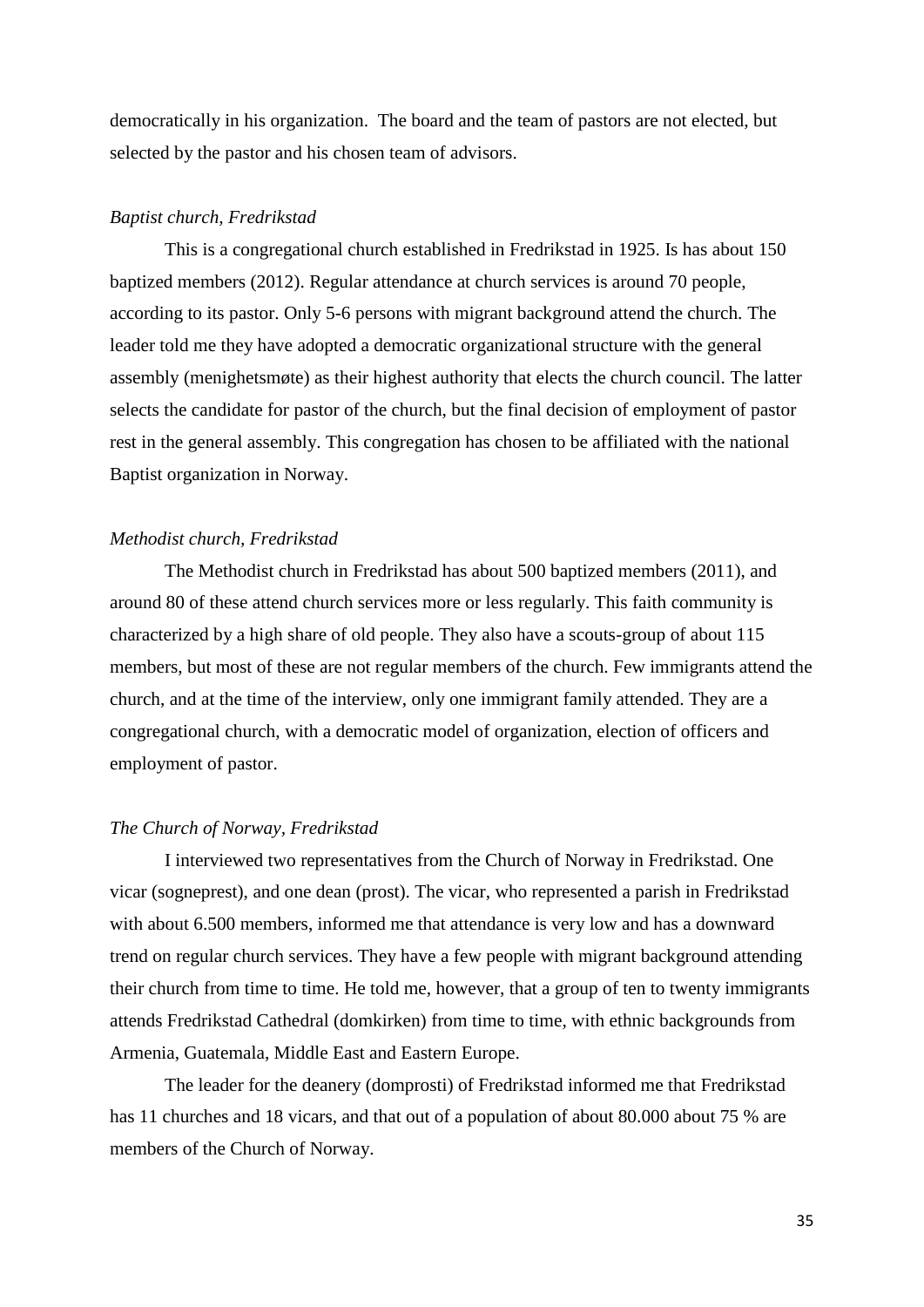democratically in his organization. The board and the team of pastors are not elected, but selected by the pastor and his chosen team of advisors.

*Baptist church, Fredrikstad*

This is a congregational church established in Fredrikstad in 1925. Is has about 150 baptized members (2012). Regular attendance at church services is around 70 people, according to its pastor. Only 5-6 persons with migrant background attend the church. The leader told me they have adopted a democratic organizational structure with the general assembly (menighetsmøte) as their highest authority that elects the church council. The latter selects the candidate for pastor of the church, but the final decision of employment of pastor rest in the general assembly. This congregation has chosen to be affiliated with the national Baptist organization in Norway.

*Methodist church, Fredrikstad*

The Methodist church in Fredrikstad has about 500 baptized members (2011), and around 80 of these attend church services more or less regularly. This faith community is characterized by a high share of old people. They also have a scouts-group of about 115 members, but most of these are not regular members of the church. Few immigrants attend the church, and at the time of the interview, only one immigrant family attended. They are a congregational church, with a democratic model of organization, election of officers and employment of pastor.

*The Church of Norway, Fredrikstad*

I interviewed two representatives from the Church of Norway in Fredrikstad. One vicar (sogneprest), and one dean (prost). The vicar, who represented a parish in Fredrikstad with about 6.500 members, informed me that attendance is very low and has a downward trend on regular church services. They have a few people with migrant background attending their church from time to time. He told me, however, that a group of ten to twenty immigrants attends Fredrikstad Cathedral (domkirken) from time to time, with ethnic backgrounds from Armenia, Guatemala, Middle East and Eastern Europe.

The leader for the deanery (domprosti) of Fredrikstad informed me that Fredrikstad has 11 churches and 18 vicars, and that out of a population of about 80.000 about 75 % are members of the Church of Norway.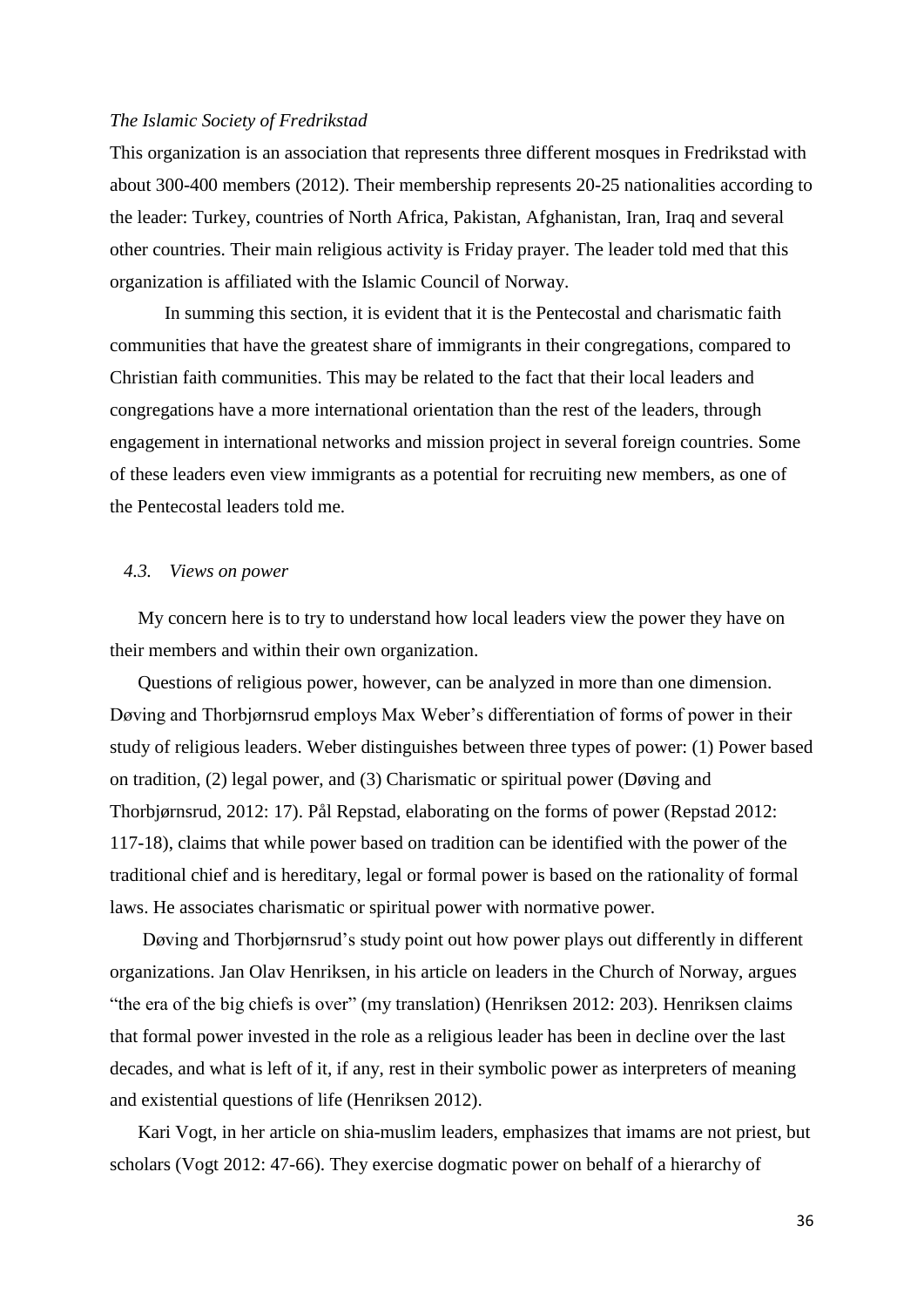*The Islamic Society of Fredrikstad*

This organization is an association that represents three different mosques in Fredrikstad with about 300-400 members (2012). Their membership represents 20-25 nationalities according to the leader: Turkey, countries of North Africa, Pakistan, Afghanistan, Iran, Iraq and several other countries. Their main religious activity is Friday prayer. The leader told med that this organization is affiliated with the Islamic Council of Norway.

In summing this section, it is evident that it is the Pentecostal and charismatic faith communities that have the greatest share of immigrants in their congregations, compared to Christian faith communities. This may be related to the fact that their local leaders and congregations have a more international orientation than the rest of the leaders, through engagement in international networks and mission project in several foreign countries. Some of these leaders even view immigrants as a potential for recruiting new members, as one of the Pentecostal leaders told me.

### *4.3. Views on power*

My concern here is to try to understand how local leaders view the power they have on their members and within their own organization.

Questions of religious power, however, can be analyzed in more than one dimension. Døving and Thorbjørnsrud employs Max Weber's differentiation of forms of power in their study of religious leaders. Weber distinguishes between three types of power: (1) Power based on tradition, (2) legal power, and (3) Charismatic or spiritual power (Døving and Thorbjørnsrud, 2012: 17). Pål Repstad, elaborating on the forms of power (Repstad 2012: 117-18), claims that while power based on tradition can be identified with the power of the traditional chief and is hereditary, legal or formal power is based on the rationality of formal laws. He associates charismatic or spiritual power with normative power.

Døving and Thorbjørnsrud's study point out how power plays out differently in different organizations. Jan Olav Henriksen, in his article on leaders in the Church of Norway, argues "the era of the big chiefs is over" (my translation) (Henriksen 2012: 203). Henriksen claims that formal power invested in the role as a religious leader has been in decline over the last decades, and what is left of it, if any, rest in their symbolic power as interpreters of meaning and existential questions of life (Henriksen 2012).

Kari Vogt, in her article on shia-muslim leaders, emphasizes that imams are not priest, but scholars (Vogt 2012: 47-66). They exercise dogmatic power on behalf of a hierarchy of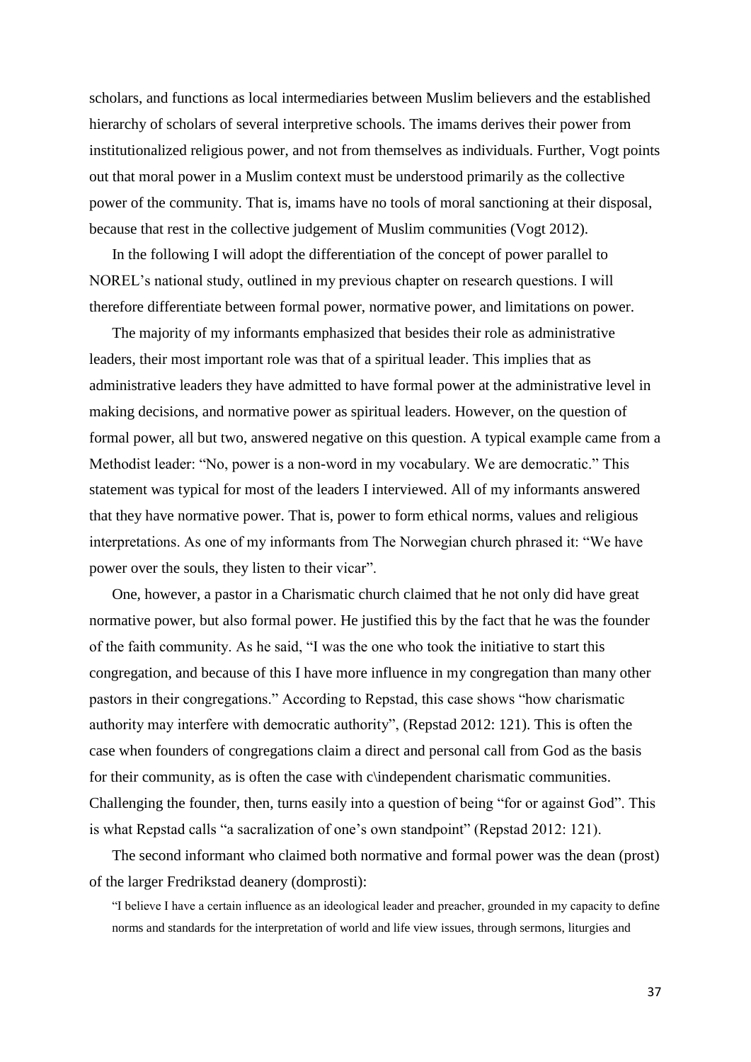scholars, and functions as local intermediaries between Muslim believers and the established hierarchy of scholars of several interpretive schools. The imams derives their power from institutionalized religious power, and not from themselves as individuals. Further, Vogt points out that moral power in a Muslim context must be understood primarily as the collective power of the community. That is, imams have no tools of moral sanctioning at their disposal, because that rest in the collective judgement of Muslim communities (Vogt 2012).

In the following I will adopt the differentiation of the concept of power parallel to NOREL's national study, outlined in my previous chapter on research questions. I will therefore differentiate between formal power, normative power, and limitations on power.

The majority of my informants emphasized that besides their role as administrative leaders, their most important role was that of a spiritual leader. This implies that as administrative leaders they have admitted to have formal power at the administrative level in making decisions, and normative power as spiritual leaders. However, on the question of formal power, all but two, answered negative on this question. A typical example came from a Methodist leader: "No, power is a non-word in my vocabulary. We are democratic." This statement was typical for most of the leaders I interviewed. All of my informants answered that they have normative power. That is, power to form ethical norms, values and religious interpretations. As one of my informants from The Norwegian church phrased it: "We have power over the souls, they listen to their vicar".

One, however, a pastor in a Charismatic church claimed that he not only did have great normative power, but also formal power. He justified this by the fact that he was the founder of the faith community. As he said, "I was the one who took the initiative to start this congregation, and because of this I have more influence in my congregation than many other pastors in their congregations." According to Repstad, this case shows "how charismatic authority may interfere with democratic authority", (Repstad 2012: 121). This is often the case when founders of congregations claim a direct and personal call from God as the basis for their community, as is often the case with c\independent charismatic communities. Challenging the founder, then, turns easily into a question of being "for or against God". This is what Repstad calls "a sacralization of one's own standpoint" (Repstad 2012: 121).

The second informant who claimed both normative and formal power was the dean (prost) of the larger Fredrikstad deanery (domprosti):

> "I believe I have a certain influence as an ideological leader and preacher, grounded in my capacity to define norms and standards for the interpretation of world and life view issues, through sermons, liturgies and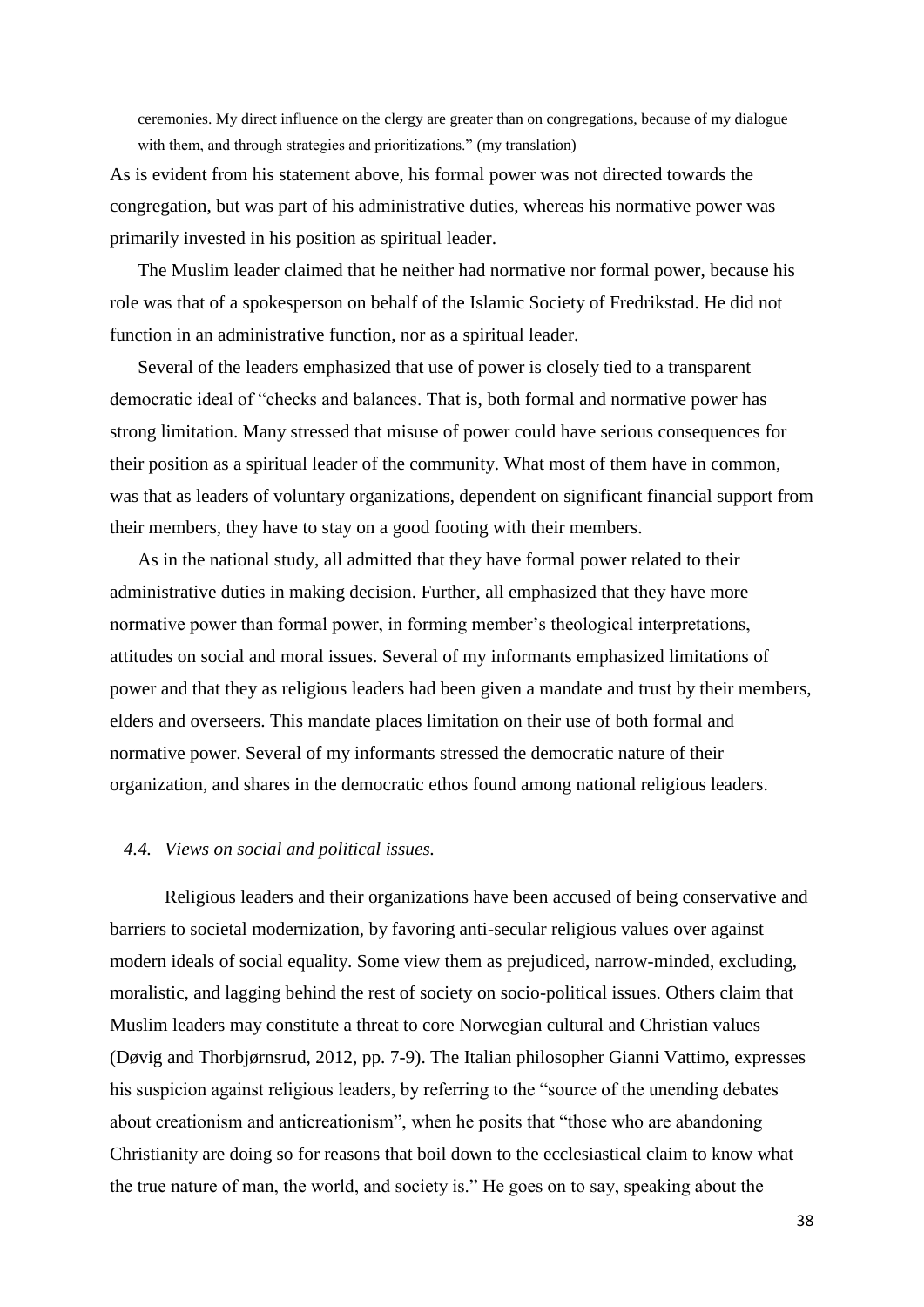> ceremonies. My direct influence on the clergy are greater than on congregations, because of my dialogue with them, and through strategies and prioritizations." (my translation)

As is evident from his statement above, his formal power was not directed towards the congregation, but was part of his administrative duties, whereas his normative power was primarily invested in his position as spiritual leader.

The Muslim leader claimed that he neither had normative nor formal power, because his role was that of a spokesperson on behalf of the Islamic Society of Fredrikstad. He did not function in an administrative function, nor as a spiritual leader.

Several of the leaders emphasized that use of power is closely tied to a transparent democratic ideal of "checks and balances. That is, both formal and normative power has strong limitation. Many stressed that misuse of power could have serious consequences for their position as a spiritual leader of the community. What most of them have in common, was that as leaders of voluntary organizations, dependent on significant financial support from their members, they have to stay on a good footing with their members.

As in the national study, all admitted that they have formal power related to their administrative duties in making decision. Further, all emphasized that they have more normative power than formal power, in forming member's theological interpretations, attitudes on social and moral issues. Several of my informants emphasized limitations of power and that they as religious leaders had been given a mandate and trust by their members, elders and overseers. This mandate places limitation on their use of both formal and normative power. Several of my informants stressed the democratic nature of their organization, and shares in the democratic ethos found among national religious leaders.

### *4.4. Views on social and political issues.*

Religious leaders and their organizations have been accused of being conservative and barriers to societal modernization, by favoring anti-secular religious values over against modern ideals of social equality. Some view them as prejudiced, narrow-minded, excluding, moralistic, and lagging behind the rest of society on socio-political issues. Others claim that Muslim leaders may constitute a threat to core Norwegian cultural and Christian values (Døvig and Thorbjørnsrud, 2012, pp. 7-9). The Italian philosopher Gianni Vattimo, expresses his suspicion against religious leaders, by referring to the "source of the unending debates about creationism and anticreationism", when he posits that "those who are abandoning Christianity are doing so for reasons that boil down to the ecclesiastical claim to know what the true nature of man, the world, and society is." He goes on to say, speaking about the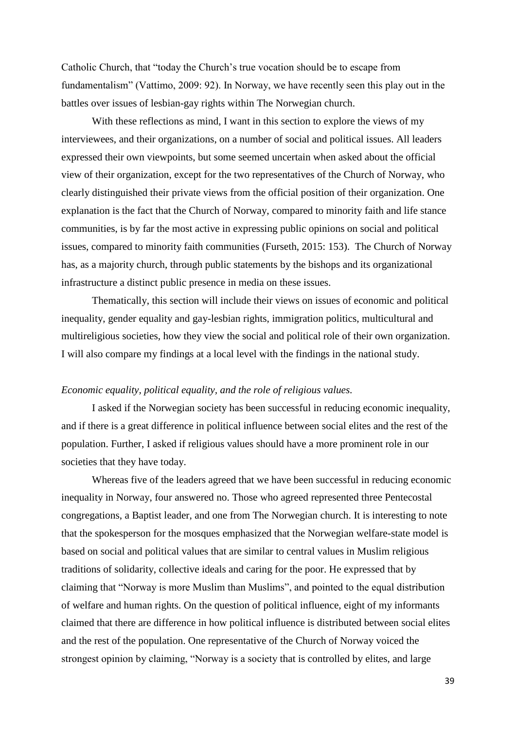Catholic Church, that "today the Church's true vocation should be to escape from fundamentalism" (Vattimo, 2009: 92). In Norway, we have recently seen this play out in the battles over issues of lesbian-gay rights within The Norwegian church.

With these reflections as mind, I want in this section to explore the views of my interviewees, and their organizations, on a number of social and political issues. All leaders expressed their own viewpoints, but some seemed uncertain when asked about the official view of their organization, except for the two representatives of the Church of Norway, who clearly distinguished their private views from the official position of their organization. One explanation is the fact that the Church of Norway, compared to minority faith and life stance communities, is by far the most active in expressing public opinions on social and political issues, compared to minority faith communities (Furseth, 2015: 153). The Church of Norway has, as a majority church, through public statements by the bishops and its organizational infrastructure a distinct public presence in media on these issues.

Thematically, this section will include their views on issues of economic and political inequality, gender equality and gay-lesbian rights, immigration politics, multicultural and multireligious societies, how they view the social and political role of their own organization. I will also compare my findings at a local level with the findings in the national study.

*Economic equality, political equality, and the role of religious values.*

I asked if the Norwegian society has been successful in reducing economic inequality, and if there is a great difference in political influence between social elites and the rest of the population. Further, I asked if religious values should have a more prominent role in our societies that they have today.

Whereas five of the leaders agreed that we have been successful in reducing economic inequality in Norway, four answered no. Those who agreed represented three Pentecostal congregations, a Baptist leader, and one from The Norwegian church. It is interesting to note that the spokesperson for the mosques emphasized that the Norwegian welfare-state model is based on social and political values that are similar to central values in Muslim religious traditions of solidarity, collective ideals and caring for the poor. He expressed that by claiming that "Norway is more Muslim than Muslims", and pointed to the equal distribution of welfare and human rights. On the question of political influence, eight of my informants claimed that there are difference in how political influence is distributed between social elites and the rest of the population. One representative of the Church of Norway voiced the strongest opinion by claiming, "Norway is a society that is controlled by elites, and large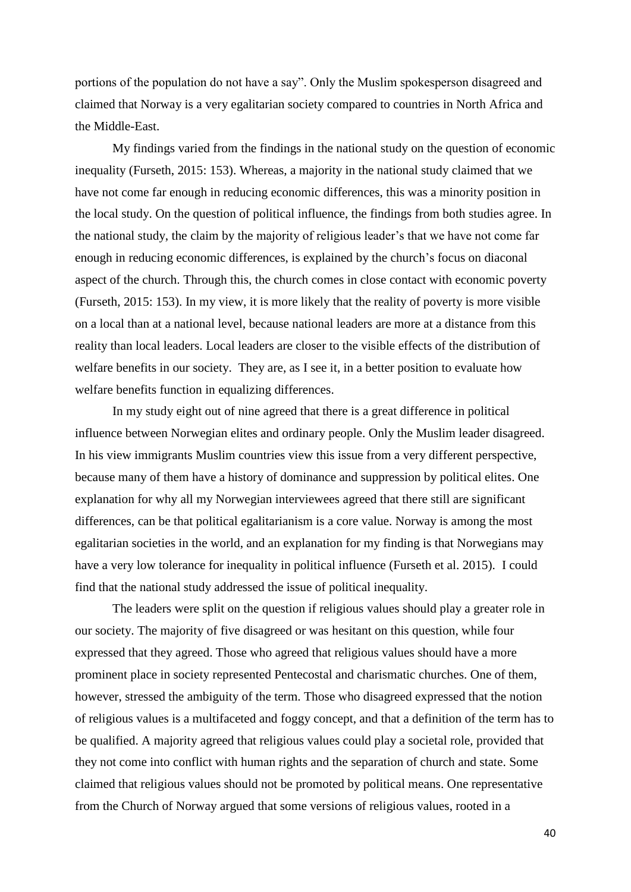portions of the population do not have a say". Only the Muslim spokesperson disagreed and claimed that Norway is a very egalitarian society compared to countries in North Africa and the Middle-East.

My findings varied from the findings in the national study on the question of economic inequality (Furseth, 2015: 153). Whereas, a majority in the national study claimed that we have not come far enough in reducing economic differences, this was a minority position in the local study. On the question of political influence, the findings from both studies agree. In the national study, the claim by the majority of religious leader's that we have not come far enough in reducing economic differences, is explained by the church's focus on diaconal aspect of the church. Through this, the church comes in close contact with economic poverty (Furseth, 2015: 153). In my view, it is more likely that the reality of poverty is more visible on a local than at a national level, because national leaders are more at a distance from this reality than local leaders. Local leaders are closer to the visible effects of the distribution of welfare benefits in our society. They are, as I see it, in a better position to evaluate how welfare benefits function in equalizing differences.

In my study eight out of nine agreed that there is a great difference in political influence between Norwegian elites and ordinary people. Only the Muslim leader disagreed. In his view immigrants Muslim countries view this issue from a very different perspective, because many of them have a history of dominance and suppression by political elites. One explanation for why all my Norwegian interviewees agreed that there still are significant differences, can be that political egalitarianism is a core value. Norway is among the most egalitarian societies in the world, and an explanation for my finding is that Norwegians may have a very low tolerance for inequality in political influence (Furseth et al. 2015). I could find that the national study addressed the issue of political inequality.

The leaders were split on the question if religious values should play a greater role in our society. The majority of five disagreed or was hesitant on this question, while four expressed that they agreed. Those who agreed that religious values should have a more prominent place in society represented Pentecostal and charismatic churches. One of them, however, stressed the ambiguity of the term. Those who disagreed expressed that the notion of religious values is a multifaceted and foggy concept, and that a definition of the term has to be qualified. A majority agreed that religious values could play a societal role, provided that they not come into conflict with human rights and the separation of church and state. Some claimed that religious values should not be promoted by political means. One representative from the Church of Norway argued that some versions of religious values, rooted in a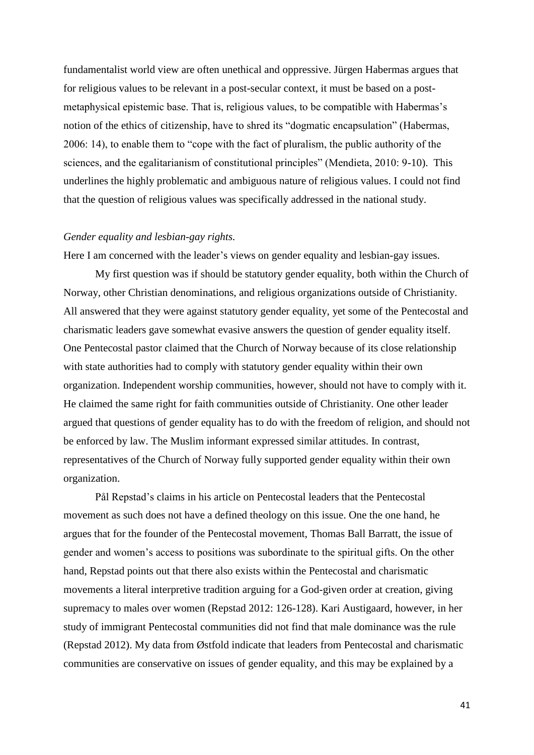fundamentalist world view are often unethical and oppressive. Jürgen Habermas argues that for religious values to be relevant in a post-secular context, it must be based on a post-metaphysical epistemic base. That is, religious values, to be compatible with Habermas's notion of the ethics of citizenship, have to shred its "dogmatic encapsulation" (Habermas, 2006: 14), to enable them to "cope with the fact of pluralism, the public authority of the sciences, and the egalitarianism of constitutional principles" (Mendieta, 2010: 9-10). This underlines the highly problematic and ambiguous nature of religious values. I could not find that the question of religious values was specifically addressed in the national study.

*Gender equality and lesbian-gay rights.*

Here I am concerned with the leader's views on gender equality and lesbian-gay issues.

My first question was if should be statutory gender equality, both within the Church of Norway, other Christian denominations, and religious organizations outside of Christianity. All answered that they were against statutory gender equality, yet some of the Pentecostal and charismatic leaders gave somewhat evasive answers the question of gender equality itself. One Pentecostal pastor claimed that the Church of Norway because of its close relationship with state authorities had to comply with statutory gender equality within their own organization. Independent worship communities, however, should not have to comply with it. He claimed the same right for faith communities outside of Christianity. One other leader argued that questions of gender equality has to do with the freedom of religion, and should not be enforced by law. The Muslim informant expressed similar attitudes. In contrast, representatives of the Church of Norway fully supported gender equality within their own organization.

Pål Repstad's claims in his article on Pentecostal leaders that the Pentecostal movement as such does not have a defined theology on this issue. One the one hand, he argues that for the founder of the Pentecostal movement, Thomas Ball Barratt, the issue of gender and women's access to positions was subordinate to the spiritual gifts. On the other hand, Repstad points out that there also exists within the Pentecostal and charismatic movements a literal interpretive tradition arguing for a God-given order at creation, giving supremacy to males over women (Repstad 2012: 126-128). Kari Austigaard, however, in her study of immigrant Pentecostal communities did not find that male dominance was the rule (Repstad 2012). My data from Østfold indicate that leaders from Pentecostal and charismatic communities are conservative on issues of gender equality, and this may be explained by a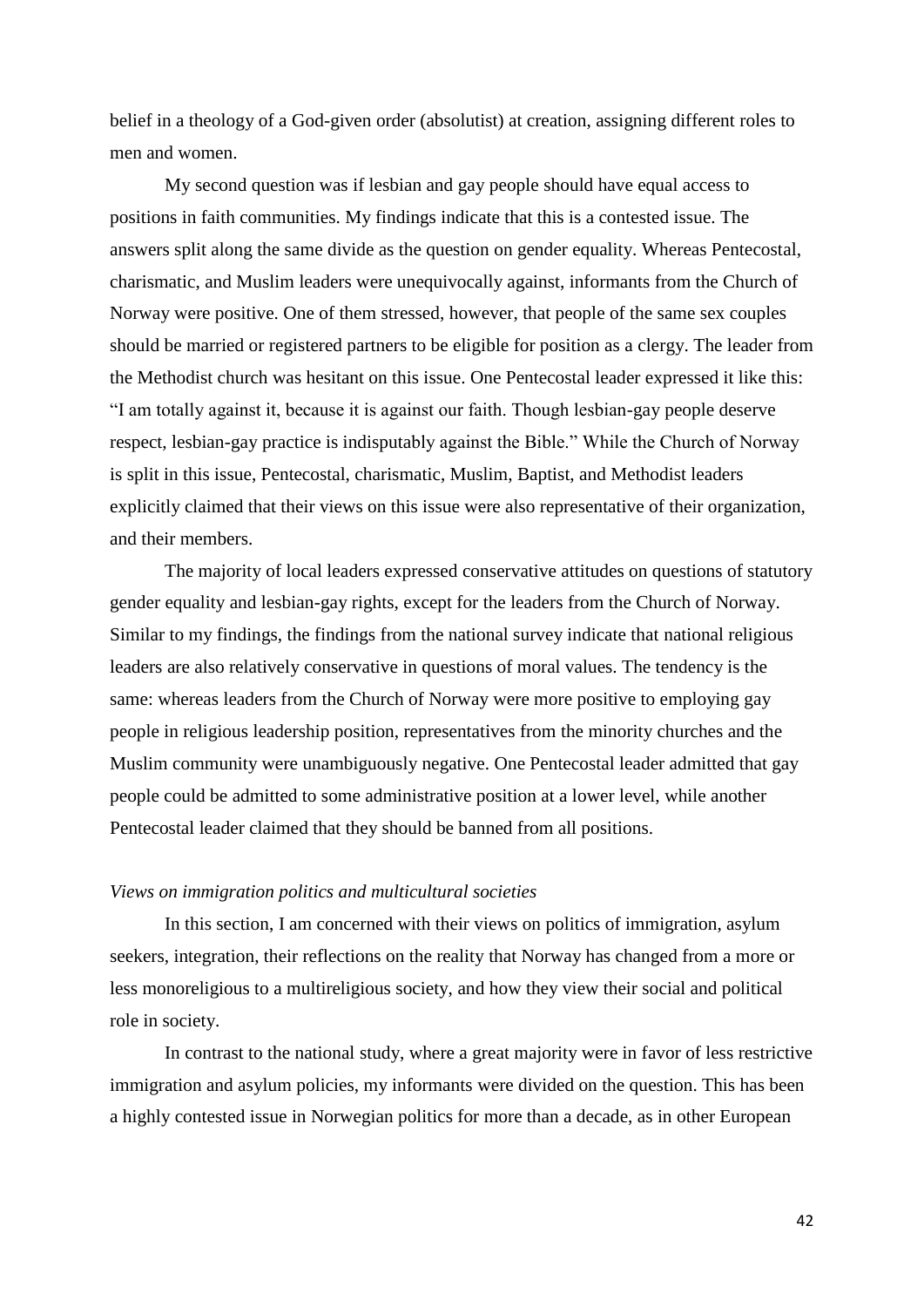belief in a theology of a God-given order (absolutist) at creation, assigning different roles to men and women.

My second question was if lesbian and gay people should have equal access to positions in faith communities. My findings indicate that this is a contested issue. The answers split along the same divide as the question on gender equality. Whereas Pentecostal, charismatic, and Muslim leaders were unequivocally against, informants from the Church of Norway were positive. One of them stressed, however, that people of the same sex couples should be married or registered partners to be eligible for position as a clergy. The leader from the Methodist church was hesitant on this issue. One Pentecostal leader expressed it like this: "I am totally against it, because it is against our faith. Though lesbian-gay people deserve respect, lesbian-gay practice is indisputably against the Bible." While the Church of Norway is split in this issue, Pentecostal, charismatic, Muslim, Baptist, and Methodist leaders explicitly claimed that their views on this issue were also representative of their organization, and their members.

The majority of local leaders expressed conservative attitudes on questions of statutory gender equality and lesbian-gay rights, except for the leaders from the Church of Norway. Similar to my findings, the findings from the national survey indicate that national religious leaders are also relatively conservative in questions of moral values. The tendency is the same: whereas leaders from the Church of Norway were more positive to employing gay people in religious leadership position, representatives from the minority churches and the Muslim community were unambiguously negative. One Pentecostal leader admitted that gay people could be admitted to some administrative position at a lower level, while another Pentecostal leader claimed that they should be banned from all positions.

*Views on immigration politics and multicultural societies*

In this section, I am concerned with their views on politics of immigration, asylum seekers, integration, their reflections on the reality that Norway has changed from a more or less monoreligious to a multireligious society, and how they view their social and political role in society.

In contrast to the national study, where a great majority were in favor of less restrictive immigration and asylum policies, my informants were divided on the question. This has been a highly contested issue in Norwegian politics for more than a decade, as in other European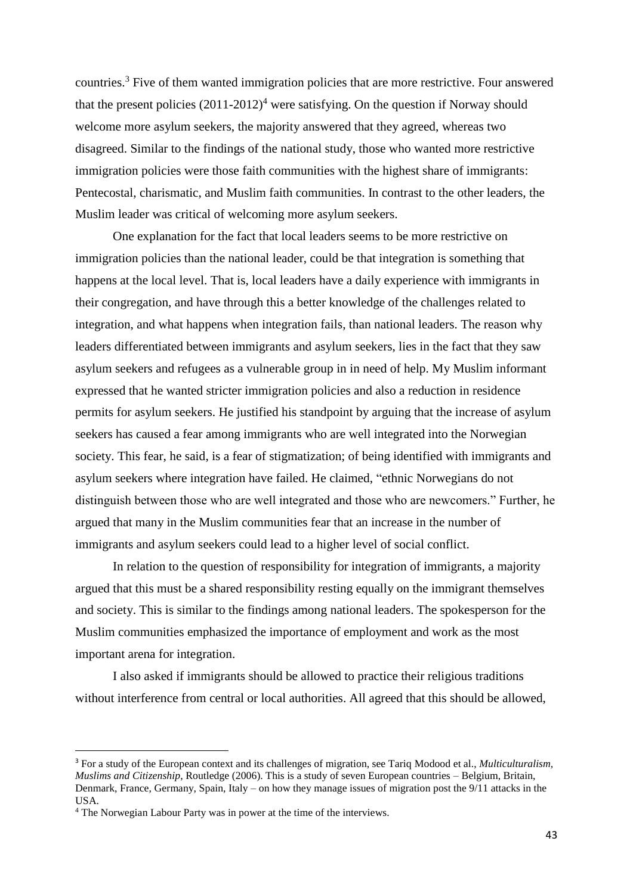countries.[3] Five of them wanted immigration policies that are more restrictive. Four answered that the present policies (2011-2012)[4] were satisfying. On the question if Norway should welcome more asylum seekers, the majority answered that they agreed, whereas two disagreed. Similar to the findings of the national study, those who wanted more restrictive immigration policies were those faith communities with the highest share of immigrants: Pentecostal, charismatic, and Muslim faith communities. In contrast to the other leaders, the Muslim leader was critical of welcoming more asylum seekers.

One explanation for the fact that local leaders seems to be more restrictive on immigration policies than the national leader, could be that integration is something that happens at the local level. That is, local leaders have a daily experience with immigrants in their congregation, and have through this a better knowledge of the challenges related to integration, and what happens when integration fails, than national leaders. The reason why leaders differentiated between immigrants and asylum seekers, lies in the fact that they saw asylum seekers and refugees as a vulnerable group in in need of help. My Muslim informant expressed that he wanted stricter immigration policies and also a reduction in residence permits for asylum seekers. He justified his standpoint by arguing that the increase of asylum seekers has caused a fear among immigrants who are well integrated into the Norwegian society. This fear, he said, is a fear of stigmatization; of being identified with immigrants and asylum seekers where integration have failed. He claimed, "ethnic Norwegians do not distinguish between those who are well integrated and those who are newcomers." Further, he argued that many in the Muslim communities fear that an increase in the number of immigrants and asylum seekers could lead to a higher level of social conflict.

In relation to the question of responsibility for integration of immigrants, a majority argued that this must be a shared responsibility resting equally on the immigrant themselves and society. This is similar to the findings among national leaders. The spokesperson for the Muslim communities emphasized the importance of employment and work as the most important arena for integration.

I also asked if immigrants should be allowed to practice their religious traditions without interference from central or local authorities. All agreed that this should be allowed,

---

[3] For a study of the European context and its challenges of migration, see Tariq Modood et al., *Multiculturalism, Muslims and Citizenship*, Routledge (2006). This is a study of seven European countries – Belgium, Britain, Denmark, France, Germany, Spain, Italy – on how they manage issues of migration post the 9/11 attacks in the USA.

[4] The Norwegian Labour Party was in power at the time of the interviews.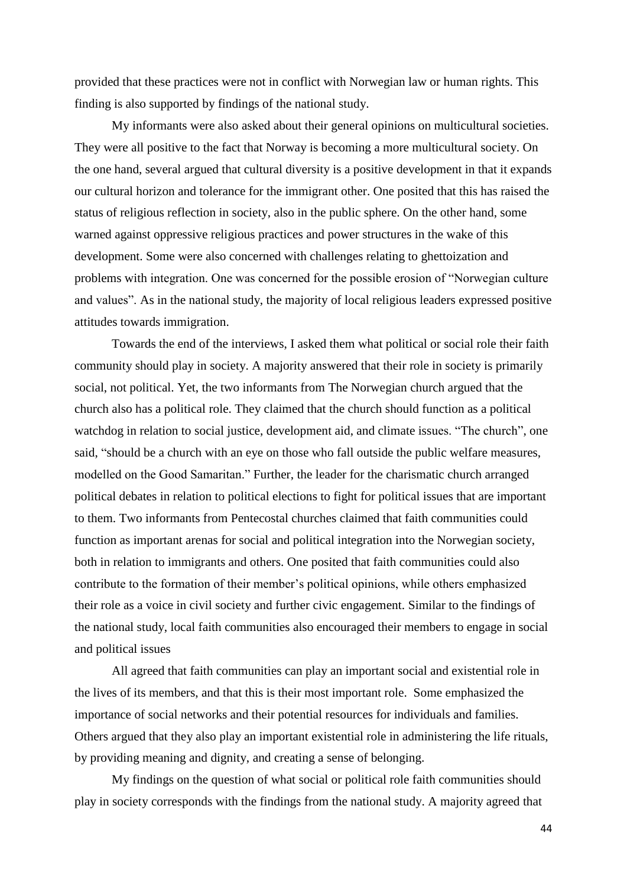provided that these practices were not in conflict with Norwegian law or human rights. This finding is also supported by findings of the national study.

My informants were also asked about their general opinions on multicultural societies. They were all positive to the fact that Norway is becoming a more multicultural society. On the one hand, several argued that cultural diversity is a positive development in that it expands our cultural horizon and tolerance for the immigrant other. One posited that this has raised the status of religious reflection in society, also in the public sphere. On the other hand, some warned against oppressive religious practices and power structures in the wake of this development. Some were also concerned with challenges relating to ghettoization and problems with integration. One was concerned for the possible erosion of "Norwegian culture and values". As in the national study, the majority of local religious leaders expressed positive attitudes towards immigration.

Towards the end of the interviews, I asked them what political or social role their faith community should play in society. A majority answered that their role in society is primarily social, not political. Yet, the two informants from The Norwegian church argued that the church also has a political role. They claimed that the church should function as a political watchdog in relation to social justice, development aid, and climate issues. "The church", one said, "should be a church with an eye on those who fall outside the public welfare measures, modelled on the Good Samaritan." Further, the leader for the charismatic church arranged political debates in relation to political elections to fight for political issues that are important to them. Two informants from Pentecostal churches claimed that faith communities could function as important arenas for social and political integration into the Norwegian society, both in relation to immigrants and others. One posited that faith communities could also contribute to the formation of their member's political opinions, while others emphasized their role as a voice in civil society and further civic engagement. Similar to the findings of the national study, local faith communities also encouraged their members to engage in social and political issues

All agreed that faith communities can play an important social and existential role in the lives of its members, and that this is their most important role. Some emphasized the importance of social networks and their potential resources for individuals and families. Others argued that they also play an important existential role in administering the life rituals, by providing meaning and dignity, and creating a sense of belonging.

My findings on the question of what social or political role faith communities should play in society corresponds with the findings from the national study. A majority agreed that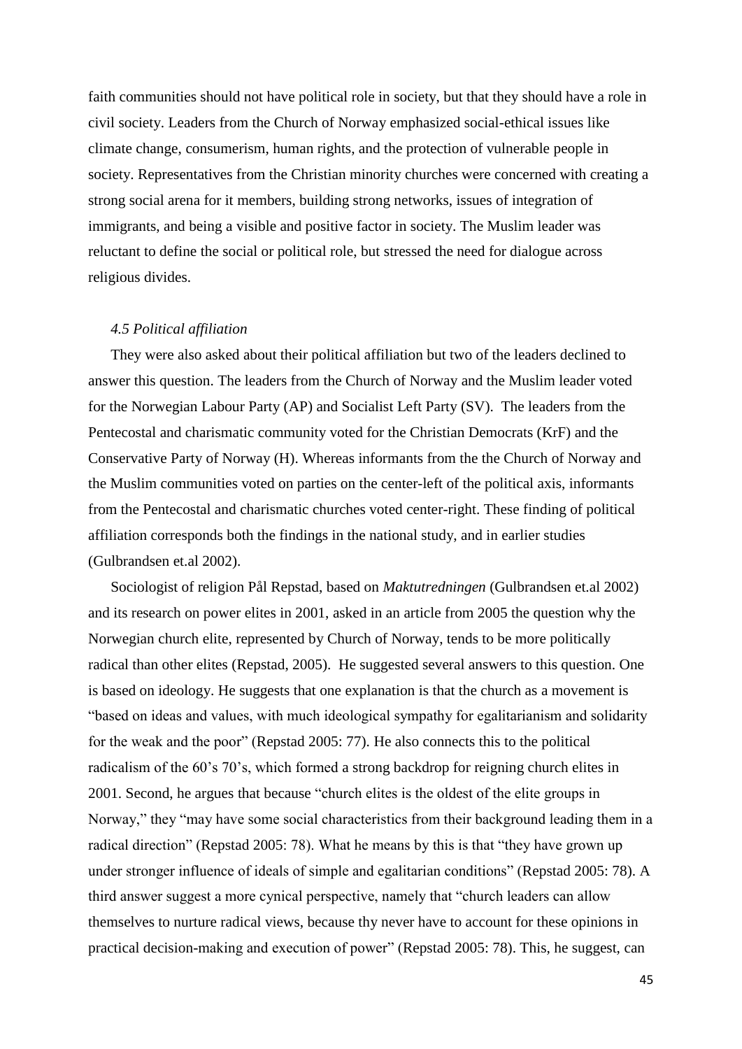faith communities should not have political role in society, but that they should have a role in civil society. Leaders from the Church of Norway emphasized social-ethical issues like climate change, consumerism, human rights, and the protection of vulnerable people in society. Representatives from the Christian minority churches were concerned with creating a strong social arena for it members, building strong networks, issues of integration of immigrants, and being a visible and positive factor in society. The Muslim leader was reluctant to define the social or political role, but stressed the need for dialogue across religious divides.

### *4.5 Political affiliation*

They were also asked about their political affiliation but two of the leaders declined to answer this question. The leaders from the Church of Norway and the Muslim leader voted for the Norwegian Labour Party (AP) and Socialist Left Party (SV). The leaders from the Pentecostal and charismatic community voted for the Christian Democrats (KrF) and the Conservative Party of Norway (H). Whereas informants from the the Church of Norway and the Muslim communities voted on parties on the center-left of the political axis, informants from the Pentecostal and charismatic churches voted center-right. These finding of political affiliation corresponds both the findings in the national study, and in earlier studies (Gulbrandsen et.al 2002).

Sociologist of religion Pål Repstad, based on *Maktutredningen* (Gulbrandsen et.al 2002) and its research on power elites in 2001, asked in an article from 2005 the question why the Norwegian church elite, represented by Church of Norway, tends to be more politically radical than other elites (Repstad, 2005). He suggested several answers to this question. One is based on ideology. He suggests that one explanation is that the church as a movement is "based on ideas and values, with much ideological sympathy for egalitarianism and solidarity for the weak and the poor" (Repstad 2005: 77). He also connects this to the political radicalism of the 60's 70's, which formed a strong backdrop for reigning church elites in 2001. Second, he argues that because "church elites is the oldest of the elite groups in Norway," they "may have some social characteristics from their background leading them in a radical direction" (Repstad 2005: 78). What he means by this is that "they have grown up under stronger influence of ideals of simple and egalitarian conditions" (Repstad 2005: 78). A third answer suggest a more cynical perspective, namely that "church leaders can allow themselves to nurture radical views, because thy never have to account for these opinions in practical decision-making and execution of power" (Repstad 2005: 78). This, he suggest, can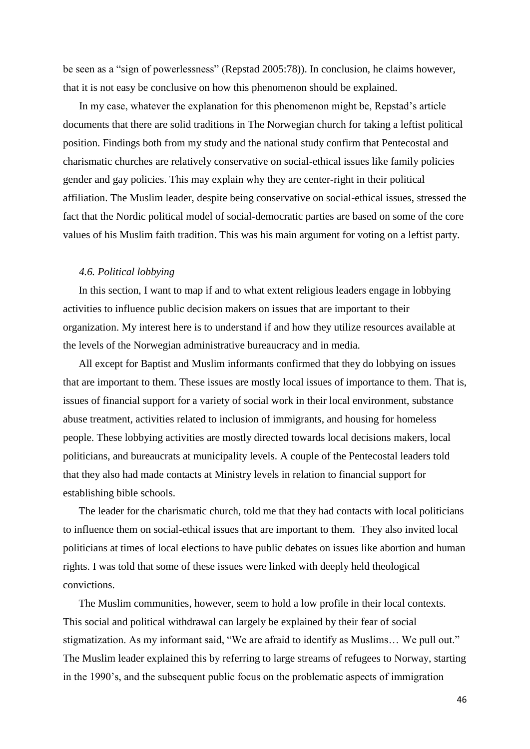be seen as a "sign of powerlessness" (Repstad 2005:78)). In conclusion, he claims however, that it is not easy be conclusive on how this phenomenon should be explained.

In my case, whatever the explanation for this phenomenon might be, Repstad's article documents that there are solid traditions in The Norwegian church for taking a leftist political position. Findings both from my study and the national study confirm that Pentecostal and charismatic churches are relatively conservative on social-ethical issues like family policies gender and gay policies. This may explain why they are center-right in their political affiliation. The Muslim leader, despite being conservative on social-ethical issues, stressed the fact that the Nordic political model of social-democratic parties are based on some of the core values of his Muslim faith tradition. This was his main argument for voting on a leftist party.

### *4.6. Political lobbying*

In this section, I want to map if and to what extent religious leaders engage in lobbying activities to influence public decision makers on issues that are important to their organization. My interest here is to understand if and how they utilize resources available at the levels of the Norwegian administrative bureaucracy and in media.

All except for Baptist and Muslim informants confirmed that they do lobbying on issues that are important to them. These issues are mostly local issues of importance to them. That is, issues of financial support for a variety of social work in their local environment, substance abuse treatment, activities related to inclusion of immigrants, and housing for homeless people. These lobbying activities are mostly directed towards local decisions makers, local politicians, and bureaucrats at municipality levels. A couple of the Pentecostal leaders told that they also had made contacts at Ministry levels in relation to financial support for establishing bible schools.

The leader for the charismatic church, told me that they had contacts with local politicians to influence them on social-ethical issues that are important to them. They also invited local politicians at times of local elections to have public debates on issues like abortion and human rights. I was told that some of these issues were linked with deeply held theological convictions.

The Muslim communities, however, seem to hold a low profile in their local contexts. This social and political withdrawal can largely be explained by their fear of social stigmatization. As my informant said, "We are afraid to identify as Muslims… We pull out." The Muslim leader explained this by referring to large streams of refugees to Norway, starting in the 1990's, and the subsequent public focus on the problematic aspects of immigration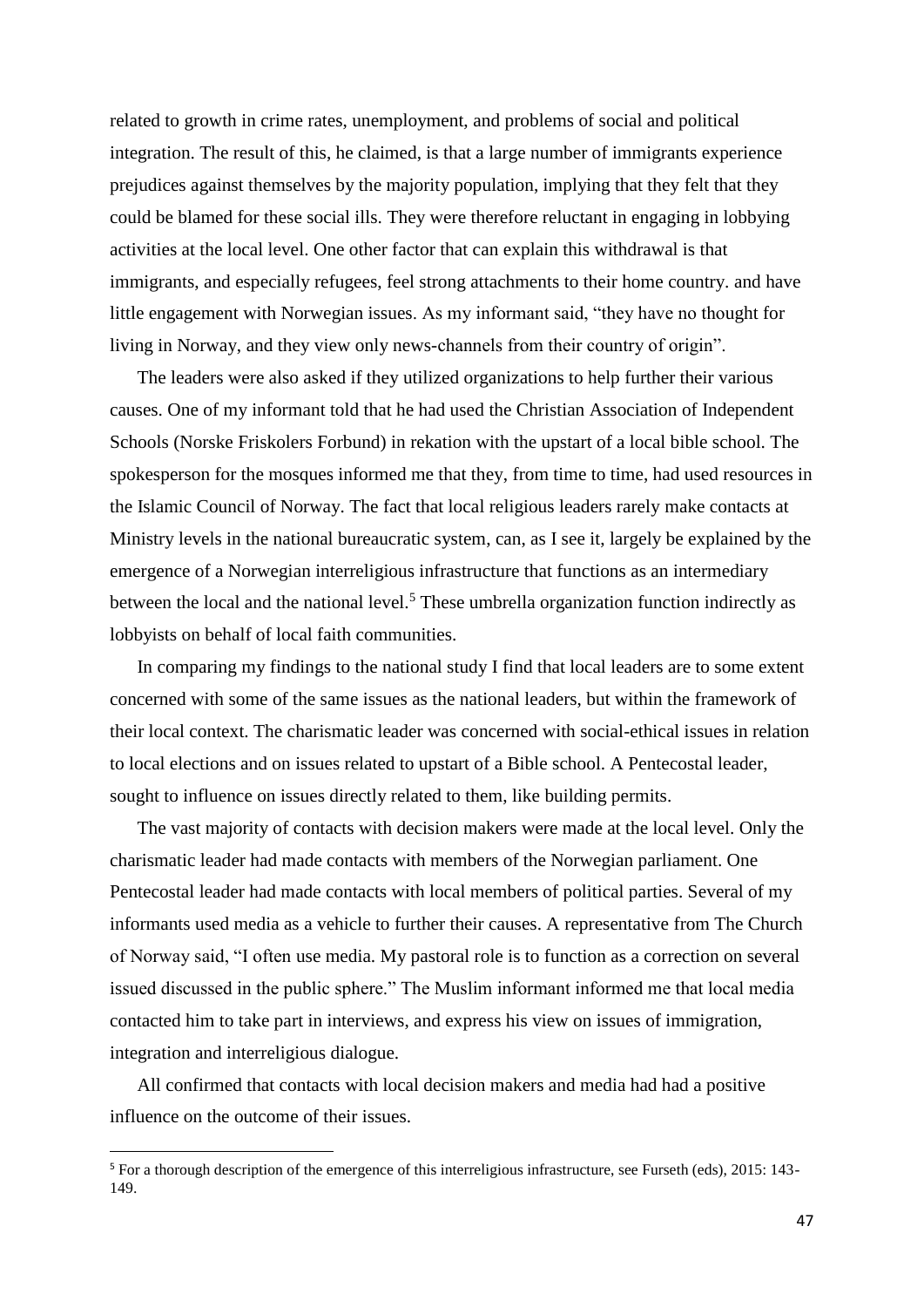related to growth in crime rates, unemployment, and problems of social and political integration. The result of this, he claimed, is that a large number of immigrants experience prejudices against themselves by the majority population, implying that they felt that they could be blamed for these social ills. They were therefore reluctant in engaging in lobbying activities at the local level. One other factor that can explain this withdrawal is that immigrants, and especially refugees, feel strong attachments to their home country. and have little engagement with Norwegian issues. As my informant said, "they have no thought for living in Norway, and they view only news-channels from their country of origin".

The leaders were also asked if they utilized organizations to help further their various causes. One of my informant told that he had used the Christian Association of Independent Schools (Norske Friskolers Forbund) in rekation with the upstart of a local bible school. The spokesperson for the mosques informed me that they, from time to time, had used resources in the Islamic Council of Norway. The fact that local religious leaders rarely make contacts at Ministry levels in the national bureaucratic system, can, as I see it, largely be explained by the emergence of a Norwegian interreligious infrastructure that functions as an intermediary between the local and the national level.[5] These umbrella organization function indirectly as lobbyists on behalf of local faith communities.

In comparing my findings to the national study I find that local leaders are to some extent concerned with some of the same issues as the national leaders, but within the framework of their local context. The charismatic leader was concerned with social-ethical issues in relation to local elections and on issues related to upstart of a Bible school. A Pentecostal leader, sought to influence on issues directly related to them, like building permits.

The vast majority of contacts with decision makers were made at the local level. Only the charismatic leader had made contacts with members of the Norwegian parliament. One Pentecostal leader had made contacts with local members of political parties. Several of my informants used media as a vehicle to further their causes. A representative from The Church of Norway said, "I often use media. My pastoral role is to function as a correction on several issued discussed in the public sphere." The Muslim informant informed me that local media contacted him to take part in interviews, and express his view on issues of immigration, integration and interreligious dialogue.

All confirmed that contacts with local decision makers and media had had a positive influence on the outcome of their issues.

[5] For a thorough description of the emergence of this interreligious infrastructure, see Furseth (eds), 2015: 143-149.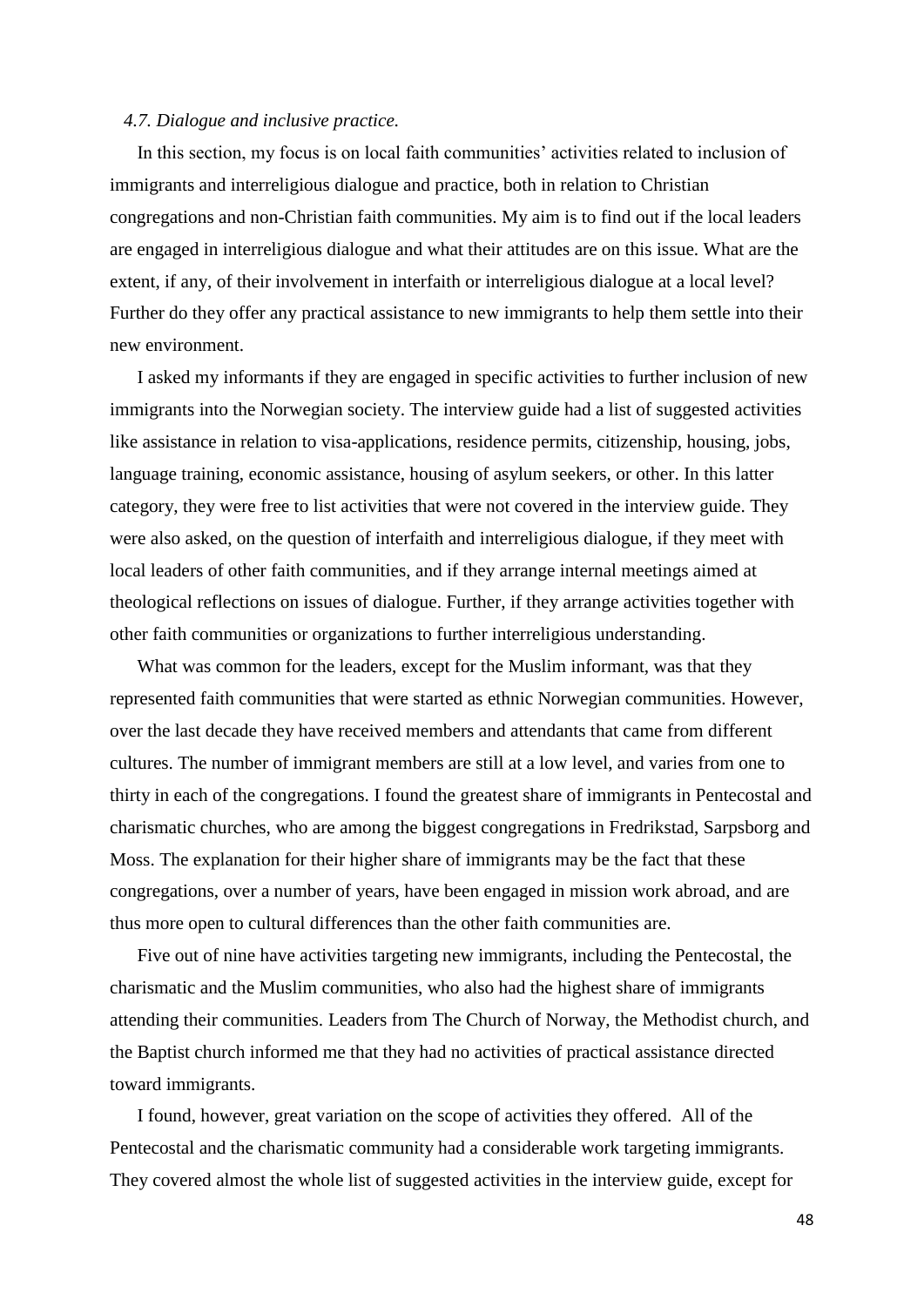*4.7. Dialogue and inclusive practice.*

In this section, my focus is on local faith communities' activities related to inclusion of immigrants and interreligious dialogue and practice, both in relation to Christian congregations and non-Christian faith communities. My aim is to find out if the local leaders are engaged in interreligious dialogue and what their attitudes are on this issue. What are the extent, if any, of their involvement in interfaith or interreligious dialogue at a local level? Further do they offer any practical assistance to new immigrants to help them settle into their new environment.

I asked my informants if they are engaged in specific activities to further inclusion of new immigrants into the Norwegian society. The interview guide had a list of suggested activities like assistance in relation to visa-applications, residence permits, citizenship, housing, jobs, language training, economic assistance, housing of asylum seekers, or other. In this latter category, they were free to list activities that were not covered in the interview guide. They were also asked, on the question of interfaith and interreligious dialogue, if they meet with local leaders of other faith communities, and if they arrange internal meetings aimed at theological reflections on issues of dialogue. Further, if they arrange activities together with other faith communities or organizations to further interreligious understanding.

What was common for the leaders, except for the Muslim informant, was that they represented faith communities that were started as ethnic Norwegian communities. However, over the last decade they have received members and attendants that came from different cultures. The number of immigrant members are still at a low level, and varies from one to thirty in each of the congregations. I found the greatest share of immigrants in Pentecostal and charismatic churches, who are among the biggest congregations in Fredrikstad, Sarpsborg and Moss. The explanation for their higher share of immigrants may be the fact that these congregations, over a number of years, have been engaged in mission work abroad, and are thus more open to cultural differences than the other faith communities are.

Five out of nine have activities targeting new immigrants, including the Pentecostal, the charismatic and the Muslim communities, who also had the highest share of immigrants attending their communities. Leaders from The Church of Norway, the Methodist church, and the Baptist church informed me that they had no activities of practical assistance directed toward immigrants.

I found, however, great variation on the scope of activities they offered. All of the Pentecostal and the charismatic community had a considerable work targeting immigrants. They covered almost the whole list of suggested activities in the interview guide, except for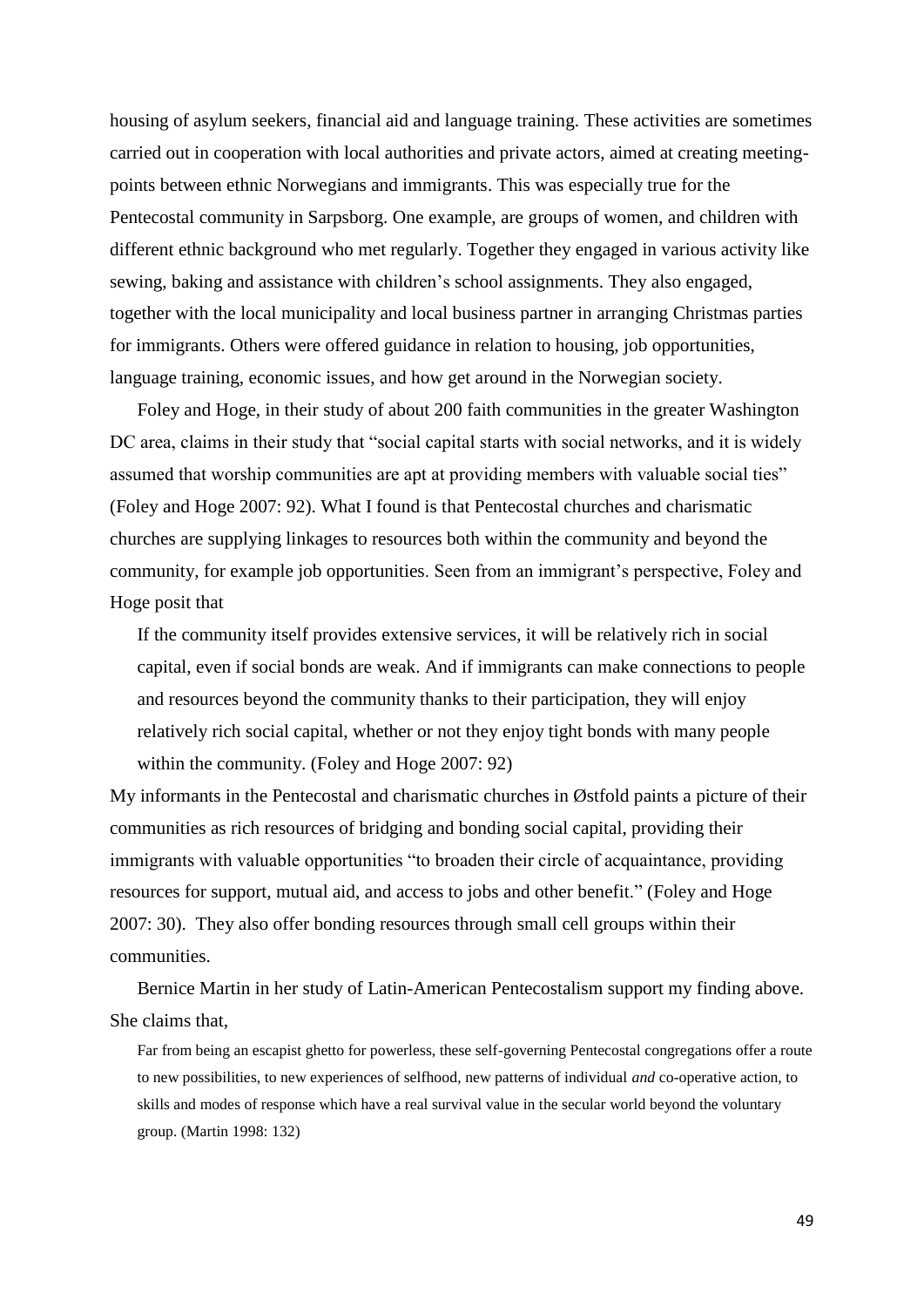housing of asylum seekers, financial aid and language training. These activities are sometimes carried out in cooperation with local authorities and private actors, aimed at creating meeting-points between ethnic Norwegians and immigrants. This was especially true for the Pentecostal community in Sarpsborg. One example, are groups of women, and children with different ethnic background who met regularly. Together they engaged in various activity like sewing, baking and assistance with children's school assignments. They also engaged, together with the local municipality and local business partner in arranging Christmas parties for immigrants. Others were offered guidance in relation to housing, job opportunities, language training, economic issues, and how get around in the Norwegian society.

Foley and Hoge, in their study of about 200 faith communities in the greater Washington DC area, claims in their study that "social capital starts with social networks, and it is widely assumed that worship communities are apt at providing members with valuable social ties" (Foley and Hoge 2007: 92). What I found is that Pentecostal churches and charismatic churches are supplying linkages to resources both within the community and beyond the community, for example job opportunities. Seen from an immigrant's perspective, Foley and Hoge posit that

> If the community itself provides extensive services, it will be relatively rich in social capital, even if social bonds are weak. And if immigrants can make connections to people and resources beyond the community thanks to their participation, they will enjoy relatively rich social capital, whether or not they enjoy tight bonds with many people within the community. (Foley and Hoge 2007: 92)

My informants in the Pentecostal and charismatic churches in Østfold paints a picture of their communities as rich resources of bridging and bonding social capital, providing their immigrants with valuable opportunities "to broaden their circle of acquaintance, providing resources for support, mutual aid, and access to jobs and other benefit." (Foley and Hoge 2007: 30). They also offer bonding resources through small cell groups within their communities.

Bernice Martin in her study of Latin-American Pentecostalism support my finding above. She claims that,

> Far from being an escapist ghetto for powerless, these self-governing Pentecostal congregations offer a route to new possibilities, to new experiences of selfhood, new patterns of individual *and* co-operative action, to skills and modes of response which have a real survival value in the secular world beyond the voluntary group. (Martin 1998: 132)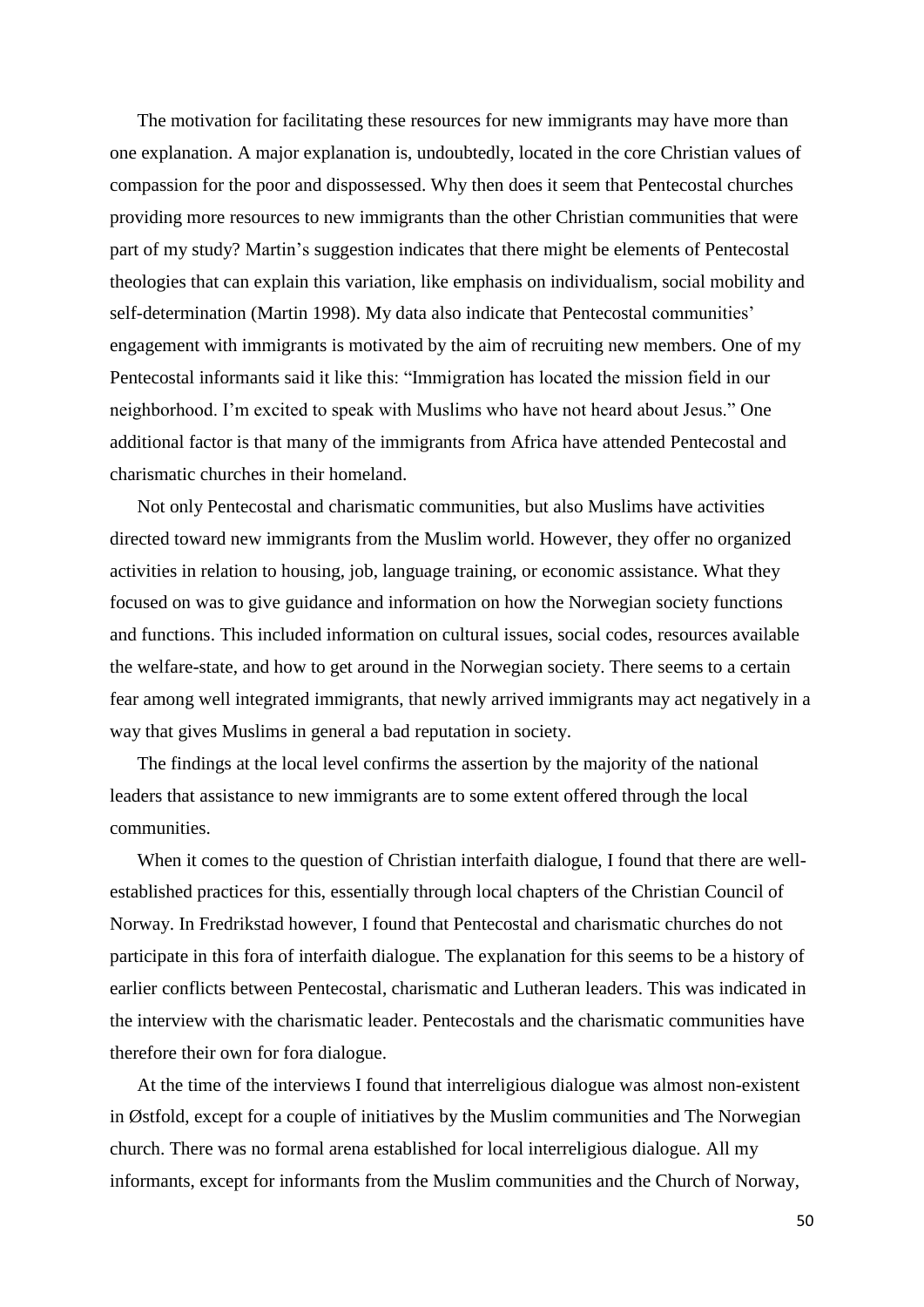The motivation for facilitating these resources for new immigrants may have more than one explanation. A major explanation is, undoubtedly, located in the core Christian values of compassion for the poor and dispossessed. Why then does it seem that Pentecostal churches providing more resources to new immigrants than the other Christian communities that were part of my study? Martin's suggestion indicates that there might be elements of Pentecostal theologies that can explain this variation, like emphasis on individualism, social mobility and self-determination (Martin 1998). My data also indicate that Pentecostal communities' engagement with immigrants is motivated by the aim of recruiting new members. One of my Pentecostal informants said it like this: "Immigration has located the mission field in our neighborhood. I'm excited to speak with Muslims who have not heard about Jesus." One additional factor is that many of the immigrants from Africa have attended Pentecostal and charismatic churches in their homeland.

Not only Pentecostal and charismatic communities, but also Muslims have activities directed toward new immigrants from the Muslim world. However, they offer no organized activities in relation to housing, job, language training, or economic assistance. What they focused on was to give guidance and information on how the Norwegian society functions and functions. This included information on cultural issues, social codes, resources available the welfare-state, and how to get around in the Norwegian society. There seems to a certain fear among well integrated immigrants, that newly arrived immigrants may act negatively in a way that gives Muslims in general a bad reputation in society.

The findings at the local level confirms the assertion by the majority of the national leaders that assistance to new immigrants are to some extent offered through the local communities.

When it comes to the question of Christian interfaith dialogue, I found that there are well-established practices for this, essentially through local chapters of the Christian Council of Norway. In Fredrikstad however, I found that Pentecostal and charismatic churches do not participate in this fora of interfaith dialogue. The explanation for this seems to be a history of earlier conflicts between Pentecostal, charismatic and Lutheran leaders. This was indicated in the interview with the charismatic leader. Pentecostals and the charismatic communities have therefore their own for fora dialogue.

At the time of the interviews I found that interreligious dialogue was almost non-existent in Østfold, except for a couple of initiatives by the Muslim communities and The Norwegian church. There was no formal arena established for local interreligious dialogue. All my informants, except for informants from the Muslim communities and the Church of Norway,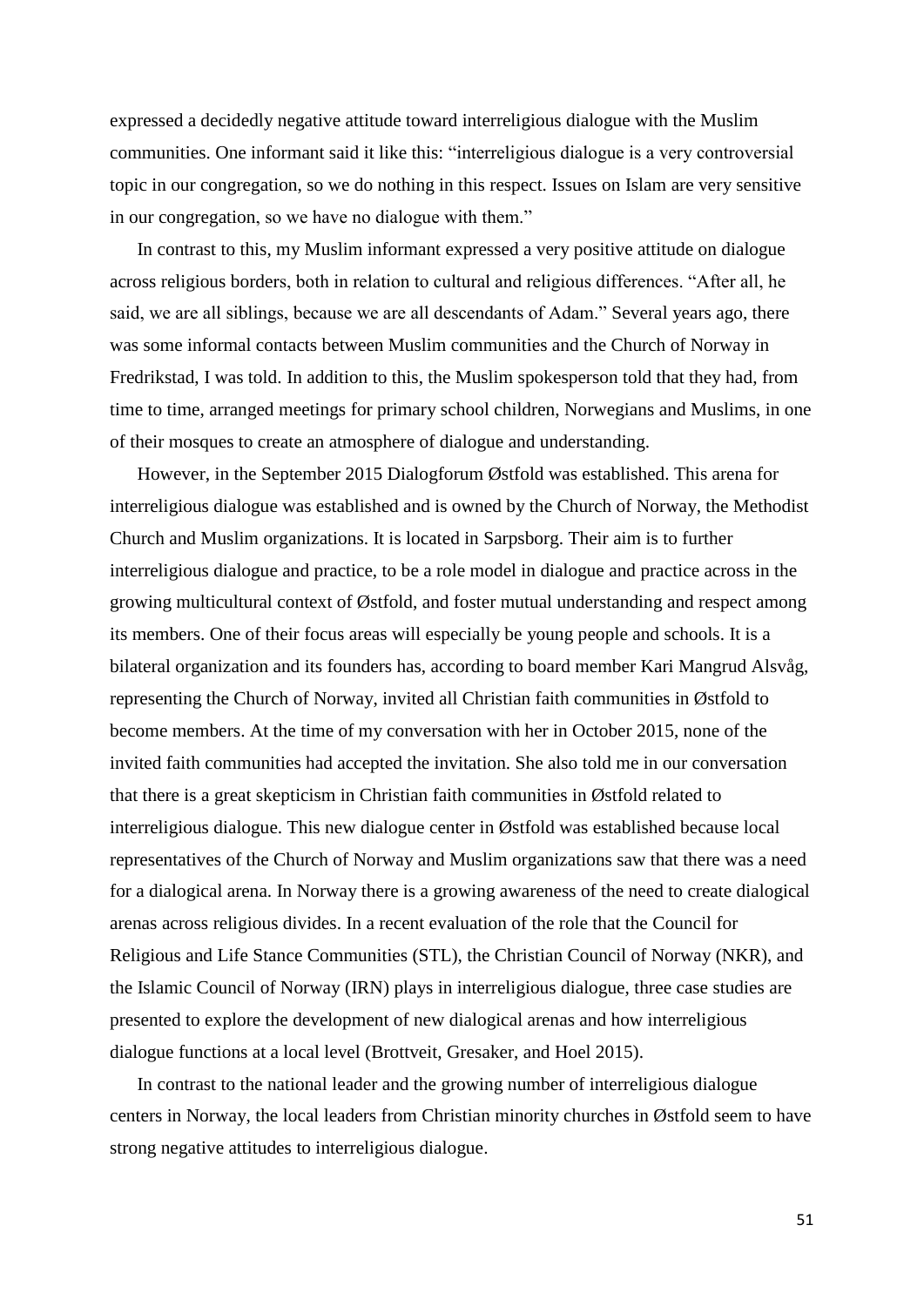expressed a decidedly negative attitude toward interreligious dialogue with the Muslim communities. One informant said it like this: "interreligious dialogue is a very controversial topic in our congregation, so we do nothing in this respect. Issues on Islam are very sensitive in our congregation, so we have no dialogue with them."

In contrast to this, my Muslim informant expressed a very positive attitude on dialogue across religious borders, both in relation to cultural and religious differences. "After all, he said, we are all siblings, because we are all descendants of Adam." Several years ago, there was some informal contacts between Muslim communities and the Church of Norway in Fredrikstad, I was told. In addition to this, the Muslim spokesperson told that they had, from time to time, arranged meetings for primary school children, Norwegians and Muslims, in one of their mosques to create an atmosphere of dialogue and understanding.

However, in the September 2015 Dialogforum Østfold was established. This arena for interreligious dialogue was established and is owned by the Church of Norway, the Methodist Church and Muslim organizations. It is located in Sarpsborg. Their aim is to further interreligious dialogue and practice, to be a role model in dialogue and practice across in the growing multicultural context of Østfold, and foster mutual understanding and respect among its members. One of their focus areas will especially be young people and schools. It is a bilateral organization and its founders has, according to board member Kari Mangrud Alsvåg, representing the Church of Norway, invited all Christian faith communities in Østfold to become members. At the time of my conversation with her in October 2015, none of the invited faith communities had accepted the invitation. She also told me in our conversation that there is a great skepticism in Christian faith communities in Østfold related to interreligious dialogue. This new dialogue center in Østfold was established because local representatives of the Church of Norway and Muslim organizations saw that there was a need for a dialogical arena. In Norway there is a growing awareness of the need to create dialogical arenas across religious divides. In a recent evaluation of the role that the Council for Religious and Life Stance Communities (STL), the Christian Council of Norway (NKR), and the Islamic Council of Norway (IRN) plays in interreligious dialogue, three case studies are presented to explore the development of new dialogical arenas and how interreligious dialogue functions at a local level (Brottveit, Gresaker, and Hoel 2015).

In contrast to the national leader and the growing number of interreligious dialogue centers in Norway, the local leaders from Christian minority churches in Østfold seem to have strong negative attitudes to interreligious dialogue.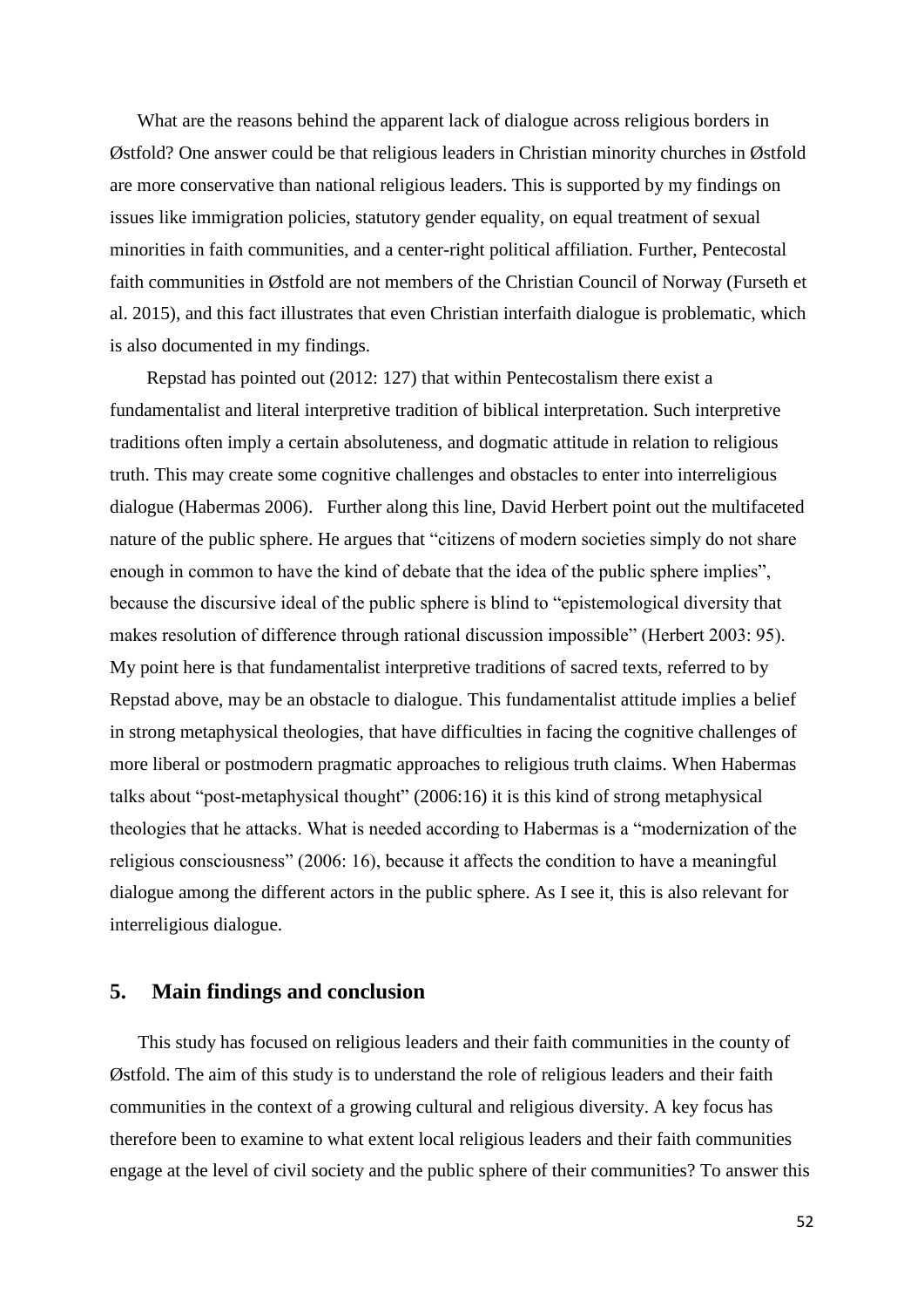What are the reasons behind the apparent lack of dialogue across religious borders in Østfold? One answer could be that religious leaders in Christian minority churches in Østfold are more conservative than national religious leaders. This is supported by my findings on issues like immigration policies, statutory gender equality, on equal treatment of sexual minorities in faith communities, and a center-right political affiliation. Further, Pentecostal faith communities in Østfold are not members of the Christian Council of Norway (Furseth et al. 2015), and this fact illustrates that even Christian interfaith dialogue is problematic, which is also documented in my findings.

Repstad has pointed out (2012: 127) that within Pentecostalism there exist a fundamentalist and literal interpretive tradition of biblical interpretation. Such interpretive traditions often imply a certain absoluteness, and dogmatic attitude in relation to religious truth. This may create some cognitive challenges and obstacles to enter into interreligious dialogue (Habermas 2006). Further along this line, David Herbert point out the multifaceted nature of the public sphere. He argues that "citizens of modern societies simply do not share enough in common to have the kind of debate that the idea of the public sphere implies", because the discursive ideal of the public sphere is blind to "epistemological diversity that makes resolution of difference through rational discussion impossible" (Herbert 2003: 95). My point here is that fundamentalist interpretive traditions of sacred texts, referred to by Repstad above, may be an obstacle to dialogue. This fundamentalist attitude implies a belief in strong metaphysical theologies, that have difficulties in facing the cognitive challenges of more liberal or postmodern pragmatic approaches to religious truth claims. When Habermas talks about "post-metaphysical thought" (2006:16) it is this kind of strong metaphysical theologies that he attacks. What is needed according to Habermas is a "modernization of the religious consciousness" (2006: 16), because it affects the condition to have a meaningful dialogue among the different actors in the public sphere. As I see it, this is also relevant for interreligious dialogue.

## 5. Main findings and conclusion

This study has focused on religious leaders and their faith communities in the county of Østfold. The aim of this study is to understand the role of religious leaders and their faith communities in the context of a growing cultural and religious diversity. A key focus has therefore been to examine to what extent local religious leaders and their faith communities engage at the level of civil society and the public sphere of their communities? To answer this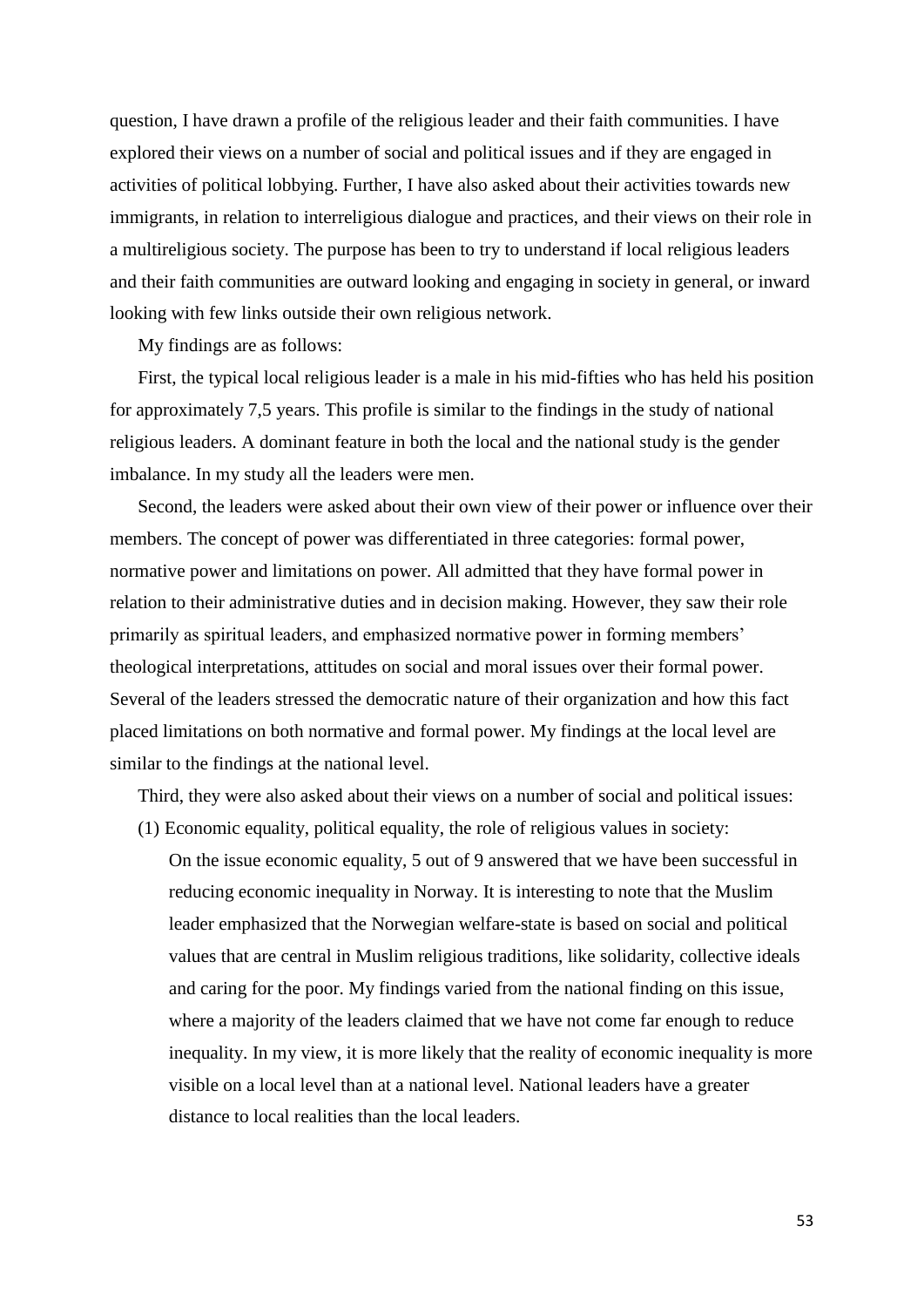question, I have drawn a profile of the religious leader and their faith communities. I have explored their views on a number of social and political issues and if they are engaged in activities of political lobbying. Further, I have also asked about their activities towards new immigrants, in relation to interreligious dialogue and practices, and their views on their role in a multireligious society. The purpose has been to try to understand if local religious leaders and their faith communities are outward looking and engaging in society in general, or inward looking with few links outside their own religious network.

My findings are as follows:

First, the typical local religious leader is a male in his mid-fifties who has held his position for approximately 7,5 years. This profile is similar to the findings in the study of national religious leaders. A dominant feature in both the local and the national study is the gender imbalance. In my study all the leaders were men.

Second, the leaders were asked about their own view of their power or influence over their members. The concept of power was differentiated in three categories: formal power, normative power and limitations on power. All admitted that they have formal power in relation to their administrative duties and in decision making. However, they saw their role primarily as spiritual leaders, and emphasized normative power in forming members' theological interpretations, attitudes on social and moral issues over their formal power. Several of the leaders stressed the democratic nature of their organization and how this fact placed limitations on both normative and formal power. My findings at the local level are similar to the findings at the national level.

Third, they were also asked about their views on a number of social and political issues:

(1) Economic equality, political equality, the role of religious values in society:

> On the issue economic equality, 5 out of 9 answered that we have been successful in reducing economic inequality in Norway. It is interesting to note that the Muslim leader emphasized that the Norwegian welfare-state is based on social and political values that are central in Muslim religious traditions, like solidarity, collective ideals and caring for the poor. My findings varied from the national finding on this issue, where a majority of the leaders claimed that we have not come far enough to reduce inequality. In my view, it is more likely that the reality of economic inequality is more visible on a local level than at a national level. National leaders have a greater distance to local realities than the local leaders.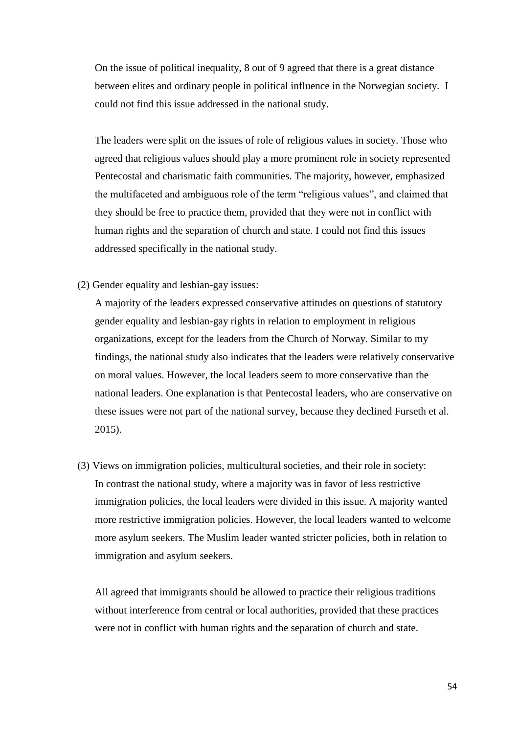On the issue of political inequality, 8 out of 9 agreed that there is a great distance between elites and ordinary people in political influence in the Norwegian society. I could not find this issue addressed in the national study.

The leaders were split on the issues of role of religious values in society. Those who agreed that religious values should play a more prominent role in society represented Pentecostal and charismatic faith communities. The majority, however, emphasized the multifaceted and ambiguous role of the term "religious values", and claimed that they should be free to practice them, provided that they were not in conflict with human rights and the separation of church and state. I could not find this issues addressed specifically in the national study.

(2) Gender equality and lesbian-gay issues:

A majority of the leaders expressed conservative attitudes on questions of statutory gender equality and lesbian-gay rights in relation to employment in religious organizations, except for the leaders from the Church of Norway. Similar to my findings, the national study also indicates that the leaders were relatively conservative on moral values. However, the local leaders seem to more conservative than the national leaders. One explanation is that Pentecostal leaders, who are conservative on these issues were not part of the national survey, because they declined Furseth et al. 2015).

(3) Views on immigration policies, multicultural societies, and their role in society:

In contrast the national study, where a majority was in favor of less restrictive immigration policies, the local leaders were divided in this issue. A majority wanted more restrictive immigration policies. However, the local leaders wanted to welcome more asylum seekers. The Muslim leader wanted stricter policies, both in relation to immigration and asylum seekers.

All agreed that immigrants should be allowed to practice their religious traditions without interference from central or local authorities, provided that these practices were not in conflict with human rights and the separation of church and state.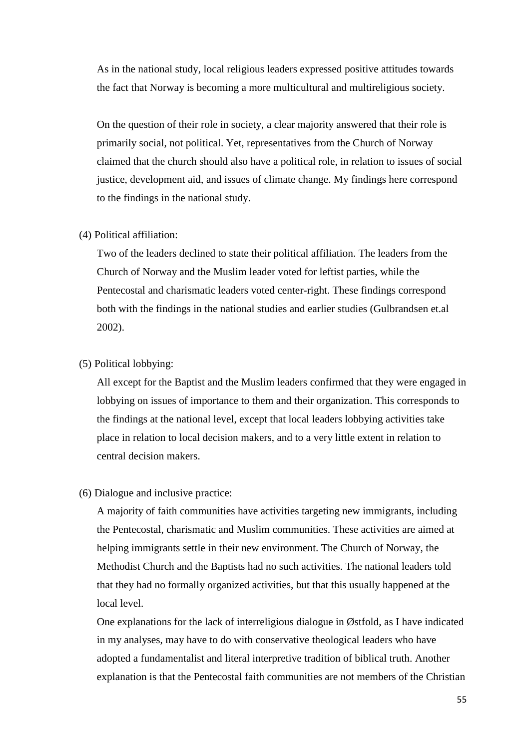As in the national study, local religious leaders expressed positive attitudes towards the fact that Norway is becoming a more multicultural and multireligious society.

On the question of their role in society, a clear majority answered that their role is primarily social, not political. Yet, representatives from the Church of Norway claimed that the church should also have a political role, in relation to issues of social justice, development aid, and issues of climate change. My findings here correspond to the findings in the national study.

(4) Political affiliation:

Two of the leaders declined to state their political affiliation. The leaders from the Church of Norway and the Muslim leader voted for leftist parties, while the Pentecostal and charismatic leaders voted center-right. These findings correspond both with the findings in the national studies and earlier studies (Gulbrandsen et.al 2002).

(5) Political lobbying:

All except for the Baptist and the Muslim leaders confirmed that they were engaged in lobbying on issues of importance to them and their organization. This corresponds to the findings at the national level, except that local leaders lobbying activities take place in relation to local decision makers, and to a very little extent in relation to central decision makers.

(6) Dialogue and inclusive practice:

A majority of faith communities have activities targeting new immigrants, including the Pentecostal, charismatic and Muslim communities. These activities are aimed at helping immigrants settle in their new environment. The Church of Norway, the Methodist Church and the Baptists had no such activities. The national leaders told that they had no formally organized activities, but that this usually happened at the local level.

One explanations for the lack of interreligious dialogue in Østfold, as I have indicated in my analyses, may have to do with conservative theological leaders who have adopted a fundamentalist and literal interpretive tradition of biblical truth. Another explanation is that the Pentecostal faith communities are not members of the Christian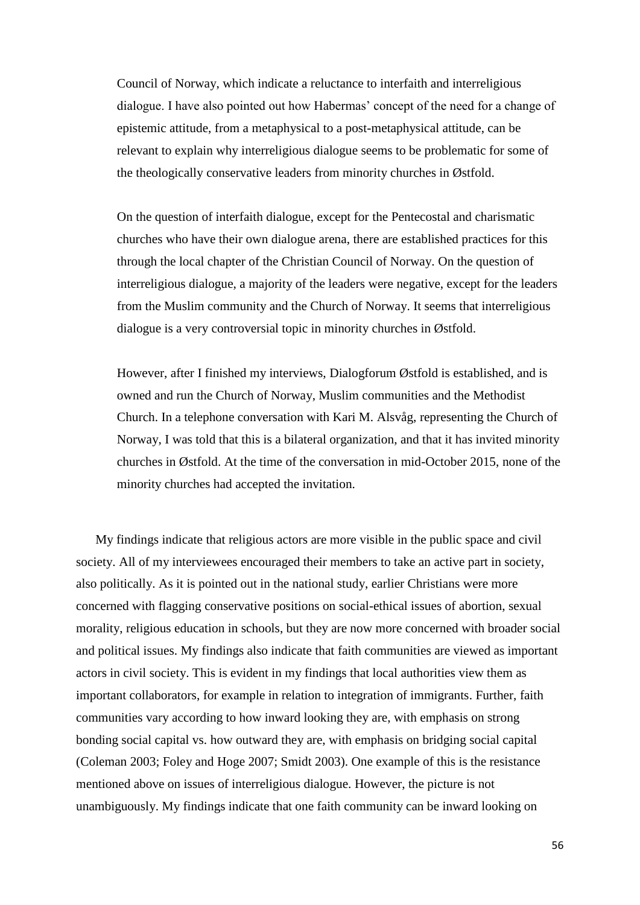Council of Norway, which indicate a reluctance to interfaith and interreligious dialogue. I have also pointed out how Habermas' concept of the need for a change of epistemic attitude, from a metaphysical to a post-metaphysical attitude, can be relevant to explain why interreligious dialogue seems to be problematic for some of the theologically conservative leaders from minority churches in Østfold.

> On the question of interfaith dialogue, except for the Pentecostal and charismatic churches who have their own dialogue arena, there are established practices for this through the local chapter of the Christian Council of Norway. On the question of interreligious dialogue, a majority of the leaders were negative, except for the leaders from the Muslim community and the Church of Norway. It seems that interreligious dialogue is a very controversial topic in minority churches in Østfold.
>
> However, after I finished my interviews, Dialogforum Østfold is established, and is owned and run the Church of Norway, Muslim communities and the Methodist Church. In a telephone conversation with Kari M. Alsvåg, representing the Church of Norway, I was told that this is a bilateral organization, and that it has invited minority churches in Østfold. At the time of the conversation in mid-October 2015, none of the minority churches had accepted the invitation.

My findings indicate that religious actors are more visible in the public space and civil society. All of my interviewees encouraged their members to take an active part in society, also politically. As it is pointed out in the national study, earlier Christians were more concerned with flagging conservative positions on social-ethical issues of abortion, sexual morality, religious education in schools, but they are now more concerned with broader social and political issues. My findings also indicate that faith communities are viewed as important actors in civil society. This is evident in my findings that local authorities view them as important collaborators, for example in relation to integration of immigrants. Further, faith communities vary according to how inward looking they are, with emphasis on strong bonding social capital vs. how outward they are, with emphasis on bridging social capital (Coleman 2003; Foley and Hoge 2007; Smidt 2003). One example of this is the resistance mentioned above on issues of interreligious dialogue. However, the picture is not unambiguously. My findings indicate that one faith community can be inward looking on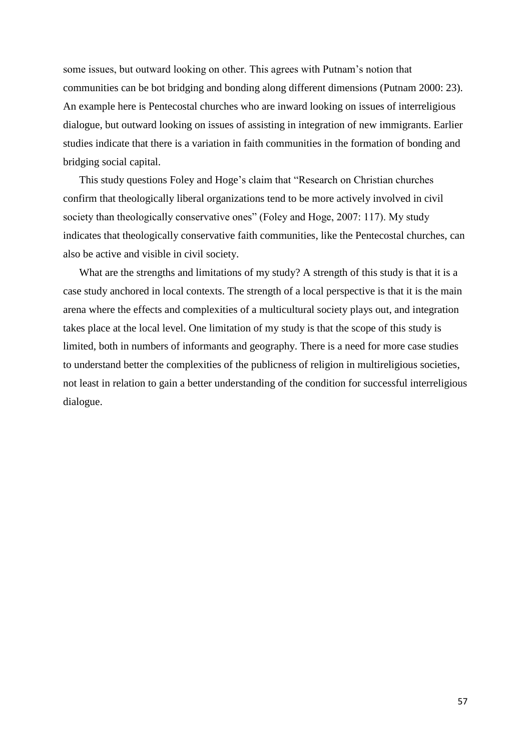some issues, but outward looking on other. This agrees with Putnam's notion that communities can be bot bridging and bonding along different dimensions (Putnam 2000: 23). An example here is Pentecostal churches who are inward looking on issues of interreligious dialogue, but outward looking on issues of assisting in integration of new immigrants. Earlier studies indicate that there is a variation in faith communities in the formation of bonding and bridging social capital.

This study questions Foley and Hoge's claim that "Research on Christian churches confirm that theologically liberal organizations tend to be more actively involved in civil society than theologically conservative ones" (Foley and Hoge, 2007: 117). My study indicates that theologically conservative faith communities, like the Pentecostal churches, can also be active and visible in civil society.

What are the strengths and limitations of my study? A strength of this study is that it is a case study anchored in local contexts. The strength of a local perspective is that it is the main arena where the effects and complexities of a multicultural society plays out, and integration takes place at the local level. One limitation of my study is that the scope of this study is limited, both in numbers of informants and geography. There is a need for more case studies to understand better the complexities of the publicness of religion in multireligious societies, not least in relation to gain a better understanding of the condition for successful interreligious dialogue.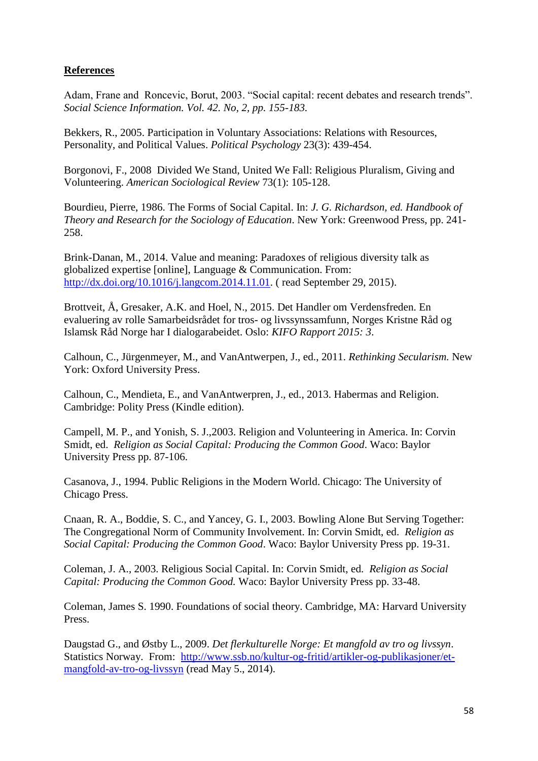**References**

Adam, Frane and  Roncevic, Borut, 2003. "Social capital: recent debates and research trends". *Social Science Information. Vol. 42. No, 2, pp. 155-183.*

Bekkers, R., 2005. Participation in Voluntary Associations: Relations with Resources, Personality, and Political Values. *Political Psychology* 23(3): 439-454.

Borgonovi, F., 2008  Divided We Stand, United We Fall: Religious Pluralism, Giving and Volunteering. *American Sociological Review* 73(1): 105-128.

Bourdieu, Pierre, 1986. The Forms of Social Capital. In: *J. G. Richardson, ed. Handbook of Theory and Research for the Sociology of Education*. New York: Greenwood Press, pp. 241-258.

Brink-Danan, M., 2014. Value and meaning: Paradoxes of religious diversity talk as globalized expertise [online], Language & Communication. From: http://dx.doi.org/10.1016/j.langcom.2014.11.01. ( read September 29, 2015).

Brottveit, Å, Gresaker, A.K. and Hoel, N., 2015. Det Handler om Verdensfreden. En evaluering av rolle Samarbeidsrådet for tros- og livssynssamfunn, Norges Kristne Råd og Islamsk Råd Norge har I dialogarabeidet. Oslo: *KIFO Rapport 2015: 3*.

Calhoun, C., Jürgenmeyer, M., and VanAntwerpen, J., ed., 2011. *Rethinking Secularism.* New York: Oxford University Press.

Calhoun, C., Mendieta, E., and VanAntwerpren, J., ed., 2013. Habermas and Religion. Cambridge: Polity Press (Kindle edition).

Campell, M. P., and Yonish, S. J.,2003. Religion and Volunteering in America. In: Corvin Smidt, ed.  *Religion as Social Capital: Producing the Common Good*. Waco: Baylor University Press pp. 87-106.

Casanova, J., 1994. Public Religions in the Modern World. Chicago: The University of Chicago Press.

Cnaan, R. A., Boddie, S. C., and Yancey, G. I., 2003. Bowling Alone But Serving Together: The Congregational Norm of Community Involvement. In: Corvin Smidt, ed.  *Religion as Social Capital: Producing the Common Good*. Waco: Baylor University Press pp. 19-31.

Coleman, J. A., 2003. Religious Social Capital. In: Corvin Smidt, ed.  *Religion as Social Capital: Producing the Common Good.* Waco: Baylor University Press pp. 33-48.

Coleman, James S. 1990. Foundations of social theory. Cambridge, MA: Harvard University Press.

Daugstad G., and Østby L., 2009. *Det flerkulturelle Norge: Et mangfold av tro og livssyn*. Statistics Norway.  From:  http://www.ssb.no/kultur-og-fritid/artikler-og-publikasjoner/et-mangfold-av-tro-og-livssyn (read May 5., 2014).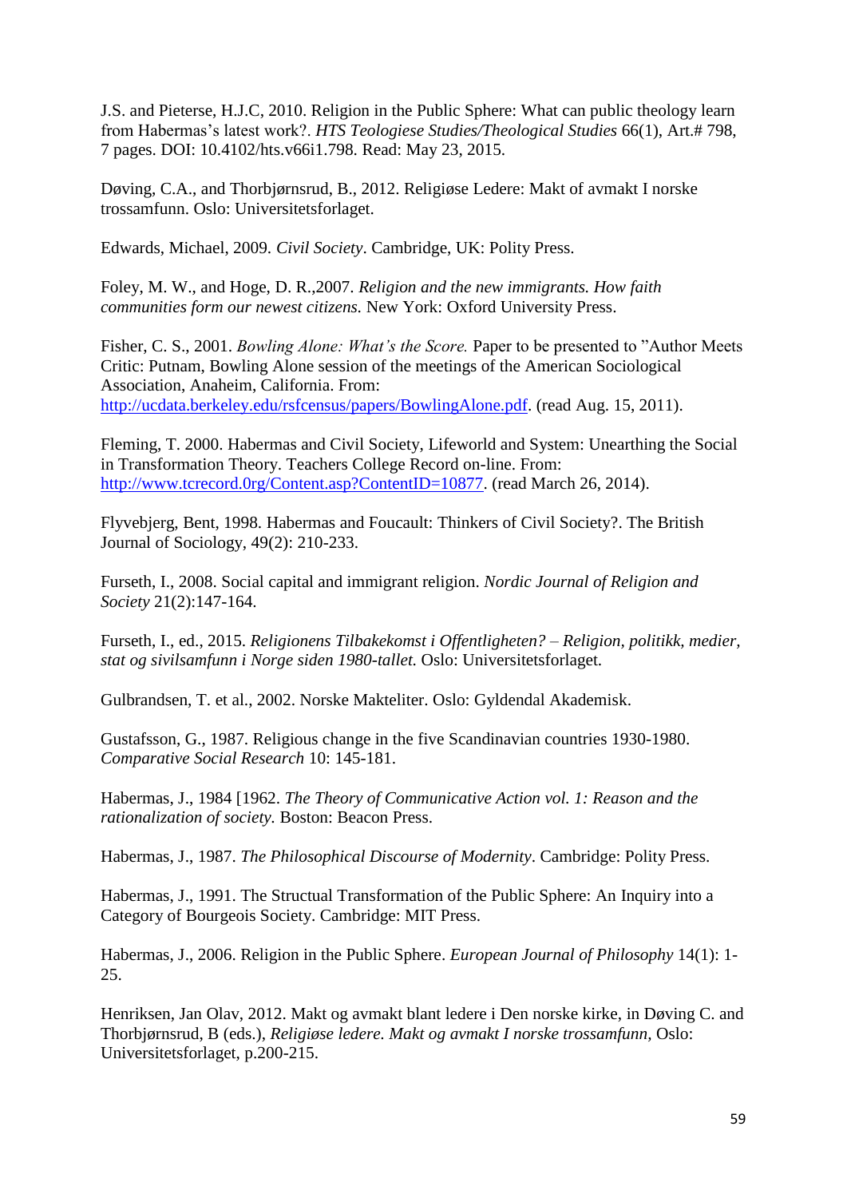J.S. and Pieterse, H.J.C, 2010. Religion in the Public Sphere: What can public theology learn from Habermas's latest work?. *HTS Teologiese Studies/Theological Studies* 66(1), Art.# 798, 7 pages. DOI: 10.4102/hts.v66i1.798. Read: May 23, 2015.

Døving, C.A., and Thorbjørnsrud, B., 2012. Religiøse Ledere: Makt of avmakt I norske trossamfunn. Oslo: Universitetsforlaget.

Edwards, Michael, 2009. *Civil Society*. Cambridge, UK: Polity Press.

Foley, M. W., and Hoge, D. R.,2007. *Religion and the new immigrants. How faith communities form our newest citizens.* New York: Oxford University Press.

Fisher, C. S., 2001. *Bowling Alone: What's the Score.* Paper to be presented to "Author Meets Critic: Putnam, Bowling Alone session of the meetings of the American Sociological Association, Anaheim, California. From: http://ucdata.berkeley.edu/rsfcensus/papers/BowlingAlone.pdf. (read Aug. 15, 2011).

Fleming, T. 2000. Habermas and Civil Society, Lifeworld and System: Unearthing the Social in Transformation Theory. Teachers College Record on-line. From: http://www.tcrecord.0rg/Content.asp?ContentID=10877. (read March 26, 2014).

Flyvebjerg, Bent, 1998. Habermas and Foucault: Thinkers of Civil Society?. The British Journal of Sociology, 49(2): 210-233.

Furseth, I., 2008. Social capital and immigrant religion. *Nordic Journal of Religion and Society* 21(2):147-164.

Furseth, I., ed., 2015. *Religionens Tilbakekomst i Offentligheten? – Religion, politikk, medier, stat og sivilsamfunn i Norge siden 1980-tallet.* Oslo: Universitetsforlaget.

Gulbrandsen, T. et al., 2002. Norske Makteliter. Oslo: Gyldendal Akademisk.

Gustafsson, G., 1987. Religious change in the five Scandinavian countries 1930-1980. *Comparative Social Research* 10: 145-181.

Habermas, J., 1984 [1962. *The Theory of Communicative Action vol. 1: Reason and the rationalization of society.* Boston: Beacon Press.

Habermas, J., 1987. *The Philosophical Discourse of Modernity*. Cambridge: Polity Press.

Habermas, J., 1991. The Structual Transformation of the Public Sphere: An Inquiry into a Category of Bourgeois Society. Cambridge: MIT Press.

Habermas, J., 2006. Religion in the Public Sphere. *European Journal of Philosophy* 14(1): 1-25.

Henriksen, Jan Olav, 2012. Makt og avmakt blant ledere i Den norske kirke, in Døving C. and Thorbjørnsrud, B (eds.), *Religiøse ledere. Makt og avmakt I norske trossamfunn*, Oslo: Universitetsforlaget, p.200-215.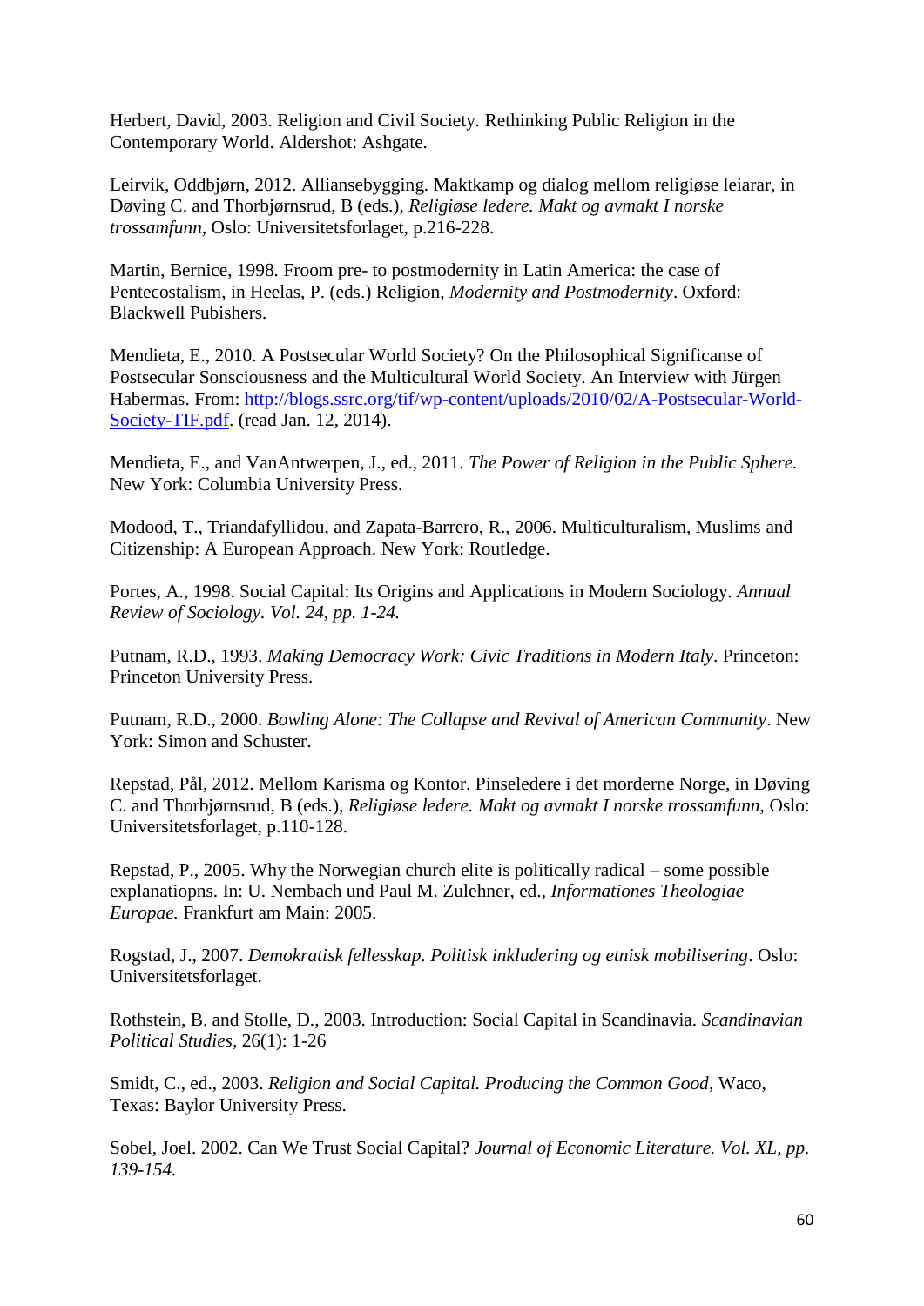Herbert, David, 2003. Religion and Civil Society. Rethinking Public Religion in the Contemporary World. Aldershot: Ashgate.

Leirvik, Oddbjørn, 2012. Alliansebygging. Maktkamp og dialog mellom religiøse leiarar, in Døving C. and Thorbjørnsrud, B (eds.), *Religiøse ledere. Makt og avmakt I norske trossamfunn*, Oslo: Universitetsforlaget, p.216-228.

Martin, Bernice, 1998. Froom pre- to postmodernity in Latin America: the case of Pentecostalism, in Heelas, P. (eds.) Religion, *Modernity and Postmodernity*. Oxford: Blackwell Pubishers.

Mendieta, E., 2010. A Postsecular World Society? On the Philosophical Significanse of Postsecular Sonsciousness and the Multicultural World Society. An Interview with Jürgen Habermas. From: [http://blogs.ssrc.org/tif/wp-content/uploads/2010/02/A-Postsecular-World-Society-TIF.pdf](http://blogs.ssrc.org/tif/wp-content/uploads/2010/02/A-Postsecular-World-Society-TIF.pdf). (read Jan. 12, 2014).

Mendieta, E., and VanAntwerpen, J., ed., 2011. *The Power of Religion in the Public Sphere.* New York: Columbia University Press.

Modood, T., Triandafyllidou, and Zapata-Barrero, R., 2006. Multiculturalism, Muslims and Citizenship: A European Approach. New York: Routledge.

Portes, A., 1998. Social Capital: Its Origins and Applications in Modern Sociology. *Annual Review of Sociology. Vol. 24, pp. 1-24.*

Putnam, R.D., 1993. *Making Democracy Work: Civic Traditions in Modern Italy*. Princeton: Princeton University Press.

Putnam, R.D., 2000. *Bowling Alone: The Collapse and Revival of American Community*. New York: Simon and Schuster.

Repstad, Pål, 2012. Mellom Karisma og Kontor. Pinseledere i det morderne Norge, in Døving C. and Thorbjørnsrud, B (eds.), *Religiøse ledere. Makt og avmakt I norske trossamfunn*, Oslo: Universitetsforlaget, p.110-128.

Repstad, P., 2005. Why the Norwegian church elite is politically radical – some possible explanatiopns. In: U. Nembach und Paul M. Zulehner, ed., *Informationes Theologiae Europae.* Frankfurt am Main: 2005.

Rogstad, J., 2007. *Demokratisk fellesskap. Politisk inkludering og etnisk mobilisering*. Oslo: Universitetsforlaget.

Rothstein, B. and Stolle, D., 2003. Introduction: Social Capital in Scandinavia. *Scandinavian Political Studies*, 26(1): 1-26

Smidt, C., ed., 2003. *Religion and Social Capital. Producing the Common Good*, Waco, Texas: Baylor University Press.

Sobel, Joel. 2002. Can We Trust Social Capital? *Journal of Economic Literature. Vol. XL, pp. 139-154.*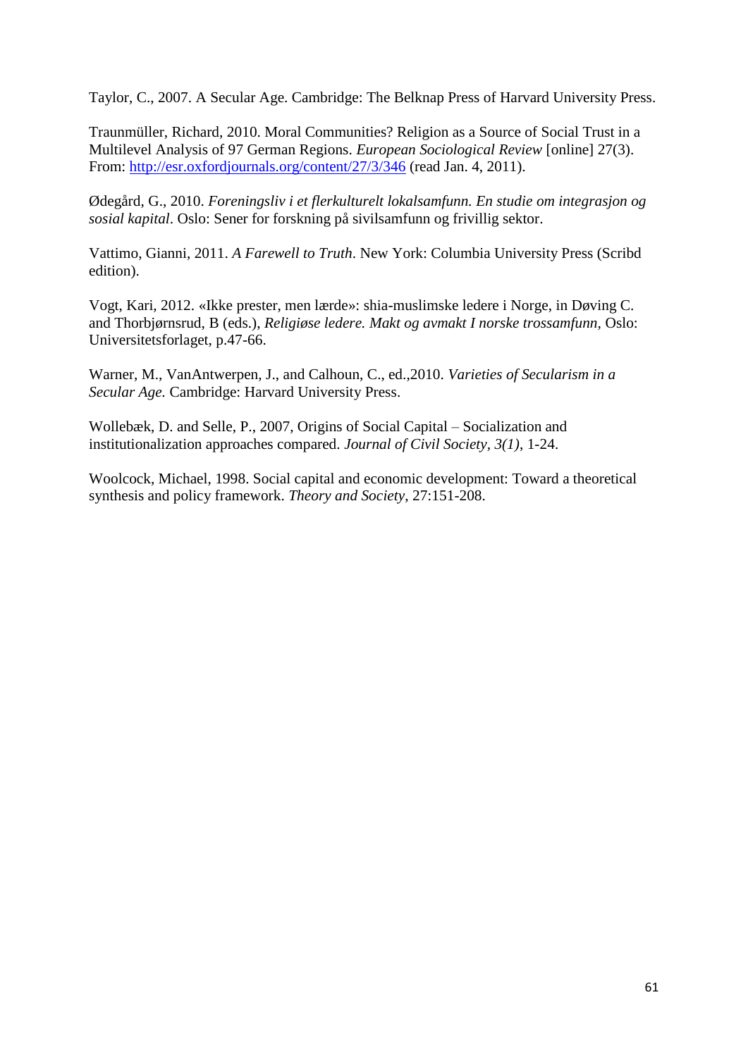Taylor, C., 2007. A Secular Age. Cambridge: The Belknap Press of Harvard University Press.

Traunmüller, Richard, 2010. Moral Communities? Religion as a Source of Social Trust in a Multilevel Analysis of 97 German Regions. *European Sociological Review* [online] 27(3). From: http://esr.oxfordjournals.org/content/27/3/346 (read Jan. 4, 2011).

Ødegård, G., 2010. *Foreningsliv i et flerkulturelt lokalsamfunn. En studie om integrasjon og sosial kapital*. Oslo: Sener for forskning på sivilsamfunn og frivillig sektor.

Vattimo, Gianni, 2011. *A Farewell to Truth*. New York: Columbia University Press (Scribd edition).

Vogt, Kari, 2012. «Ikke prester, men lærde»: shia-muslimske ledere i Norge, in Døving C. and Thorbjørnsrud, B (eds.), *Religiøse ledere. Makt og avmakt I norske trossamfunn*, Oslo: Universitetsforlaget, p.47-66.

Warner, M., VanAntwerpen, J., and Calhoun, C., ed.,2010. *Varieties of Secularism in a Secular Age.* Cambridge: Harvard University Press.

Wollebæk, D. and Selle, P., 2007, Origins of Social Capital – Socialization and institutionalization approaches compared. *Journal of Civil Society*, *3(1)*, 1-24.

Woolcock, Michael, 1998. Social capital and economic development: Toward a theoretical synthesis and policy framework. *Theory and Society*, 27:151-208.